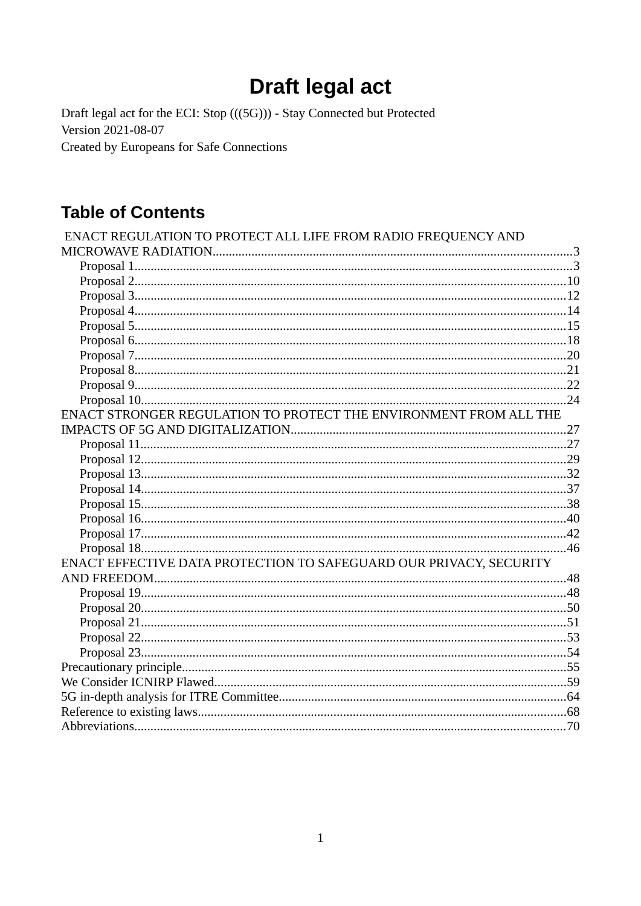# Draft legal act

Draft legal act for the ECI: Stop (((5G))) - Stay Connected but Protected
Version 2021-08-07
Created by Europeans for Safe Connections

## Table of Contents

ENACT REGULATION TO PROTECT ALL LIFE FROM RADIO FREQUENCY AND MICROWAVE RADIATION....3
- Proposal 1....3
- Proposal 2....10
- Proposal 3....12
- Proposal 4....14
- Proposal 5....15
- Proposal 6....18
- Proposal 7....20
- Proposal 8....21
- Proposal 9....22
- Proposal 10....24

ENACT STRONGER REGULATION TO PROTECT THE ENVIRONMENT FROM ALL THE IMPACTS OF 5G AND DIGITALIZATION....27
- Proposal 11....27
- Proposal 12....29
- Proposal 13....32
- Proposal 14....37
- Proposal 15....38
- Proposal 16....40
- Proposal 17....42
- Proposal 18....46

ENACT EFFECTIVE DATA PROTECTION TO SAFEGUARD OUR PRIVACY, SECURITY AND FREEDOM....48
- Proposal 19....48
- Proposal 20....50
- Proposal 21....51
- Proposal 22....53
- Proposal 23....54

Precautionary principle....55
We Consider ICNIRP Flawed....59
5G in-depth analysis for ITRE Committee....64
Reference to existing laws....68
Abbreviations....70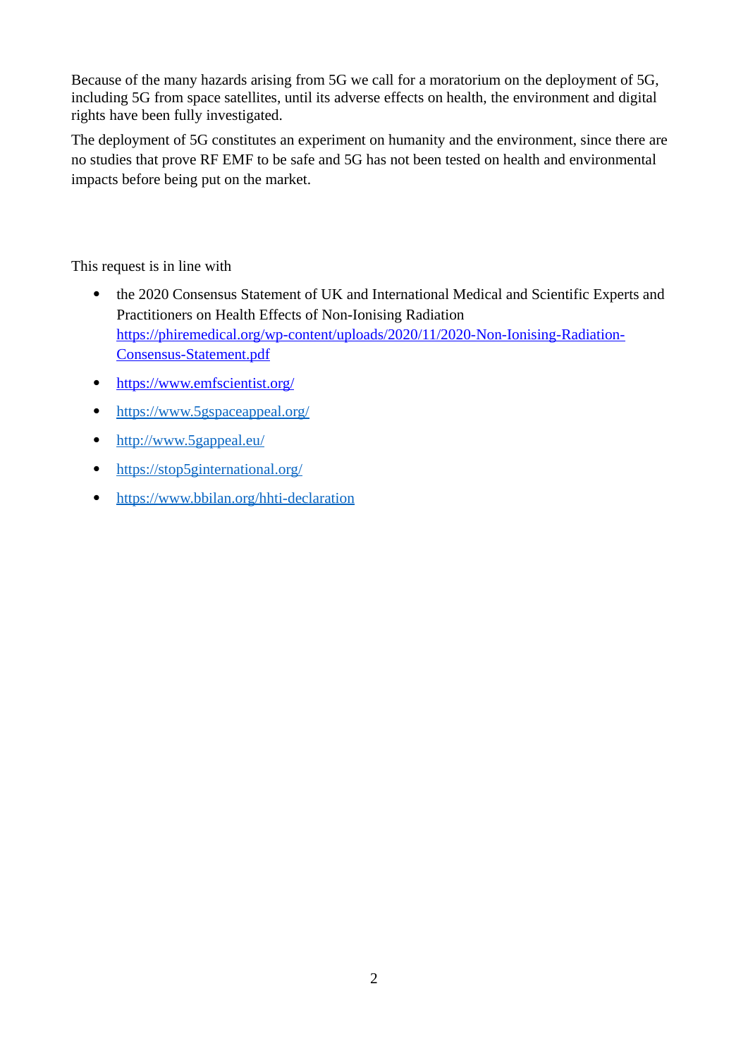Because of the many hazards arising from 5G we call for a moratorium on the deployment of 5G, including 5G from space satellites, until its adverse effects on health, the environment and digital rights have been fully investigated.

The deployment of 5G constitutes an experiment on humanity and the environment, since there are no studies that prove RF EMF to be safe and 5G has not been tested on health and environmental impacts before being put on the market.

This request is in line with

- the 2020 Consensus Statement of UK and International Medical and Scientific Experts and Practitioners on Health Effects of Non-Ionising Radiation https://phiremedical.org/wp-content/uploads/2020/11/2020-Non-Ionising-Radiation-Consensus-Statement.pdf
- https://www.emfscientist.org/
- https://www.5gspaceappeal.org/
- http://www.5gappeal.eu/
- https://stop5ginternational.org/
- https://www.bbilan.org/hhti-declaration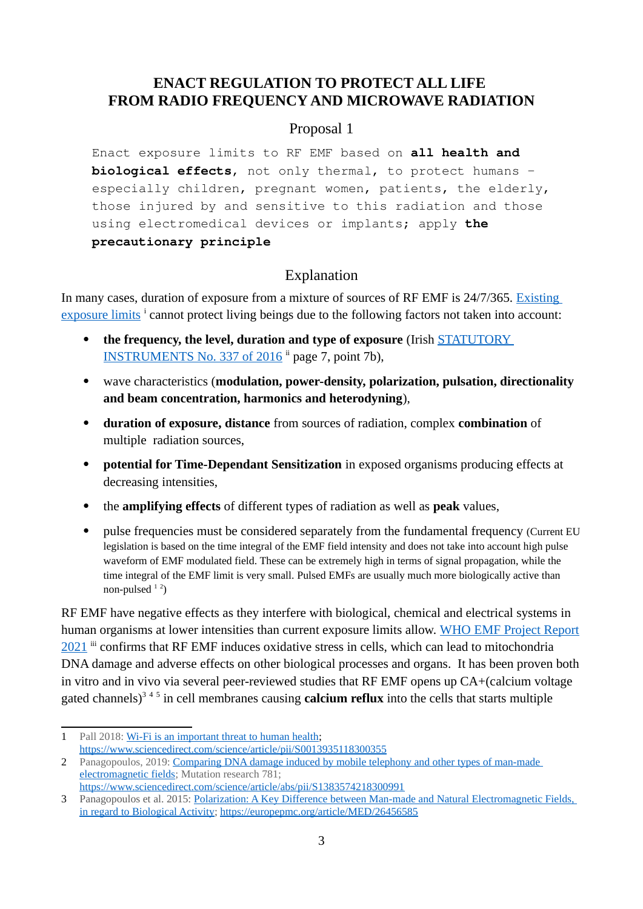## ENACT REGULATION TO PROTECT ALL LIFE FROM RADIO FREQUENCY AND MICROWAVE RADIATION

### Proposal 1

```
Enact exposure limits to RF EMF based on all health and
biological effects, not only thermal, to protect humans -
especially children, pregnant women, patients, the elderly,
those injured by and sensitive to this radiation and those
using electromedical devices or implants; apply the
precautionary principle
```

### Explanation

In many cases, duration of exposure from a mixture of sources of RF EMF is 24/7/365. Existing exposure limits [i] cannot protect living beings due to the following factors not taken into account:

- **the frequency, the level, duration and type of exposure** (Irish STATUTORY INSTRUMENTS No. 337 of 2016 [ii] page 7, point 7b),
- wave characteristics (**modulation, power-density, polarization, pulsation, directionality and beam concentration, harmonics and heterodyning**),
- **duration of exposure, distance** from sources of radiation, complex **combination** of multiple radiation sources,
- **potential for Time-Dependant Sensitization** in exposed organisms producing effects at decreasing intensities,
- the **amplifying effects** of different types of radiation as well as **peak** values,
- pulse frequencies must be considered separately from the fundamental frequency (Current EU legislation is based on the time integral of the EMF field intensity and does not take into account high pulse waveform of EMF modulated field. These can be extremely high in terms of signal propagation, while the time integral of the EMF limit is very small. Pulsed EMFs are usually much more biologically active than non-pulsed [1 2])

RF EMF have negative effects as they interfere with biological, chemical and electrical systems in human organisms at lower intensities than current exposure limits allow. WHO EMF Project Report 2021 [iii] confirms that RF EMF induces oxidative stress in cells, which can lead to mitochondria DNA damage and adverse effects on other biological processes and organs. It has been proven both in vitro and in vivo via several peer-reviewed studies that RF EMF opens up CA+(calcium voltage gated channels)[3 4 5] in cell membranes causing **calcium reflux** into the cells that starts multiple

---

1 Pall 2018: Wi-Fi is an important threat to human health; https://www.sciencedirect.com/science/article/pii/S0013935118300355

2 Panagopoulos, 2019: Comparing DNA damage induced by mobile telephony and other types of man-made electromagnetic fields; Mutation research 781; https://www.sciencedirect.com/science/article/abs/pii/S1383574218300991

3 Panagopoulos et al. 2015: Polarization: A Key Difference between Man-made and Natural Electromagnetic Fields, in regard to Biological Activity; https://europepmc.org/article/MED/26456585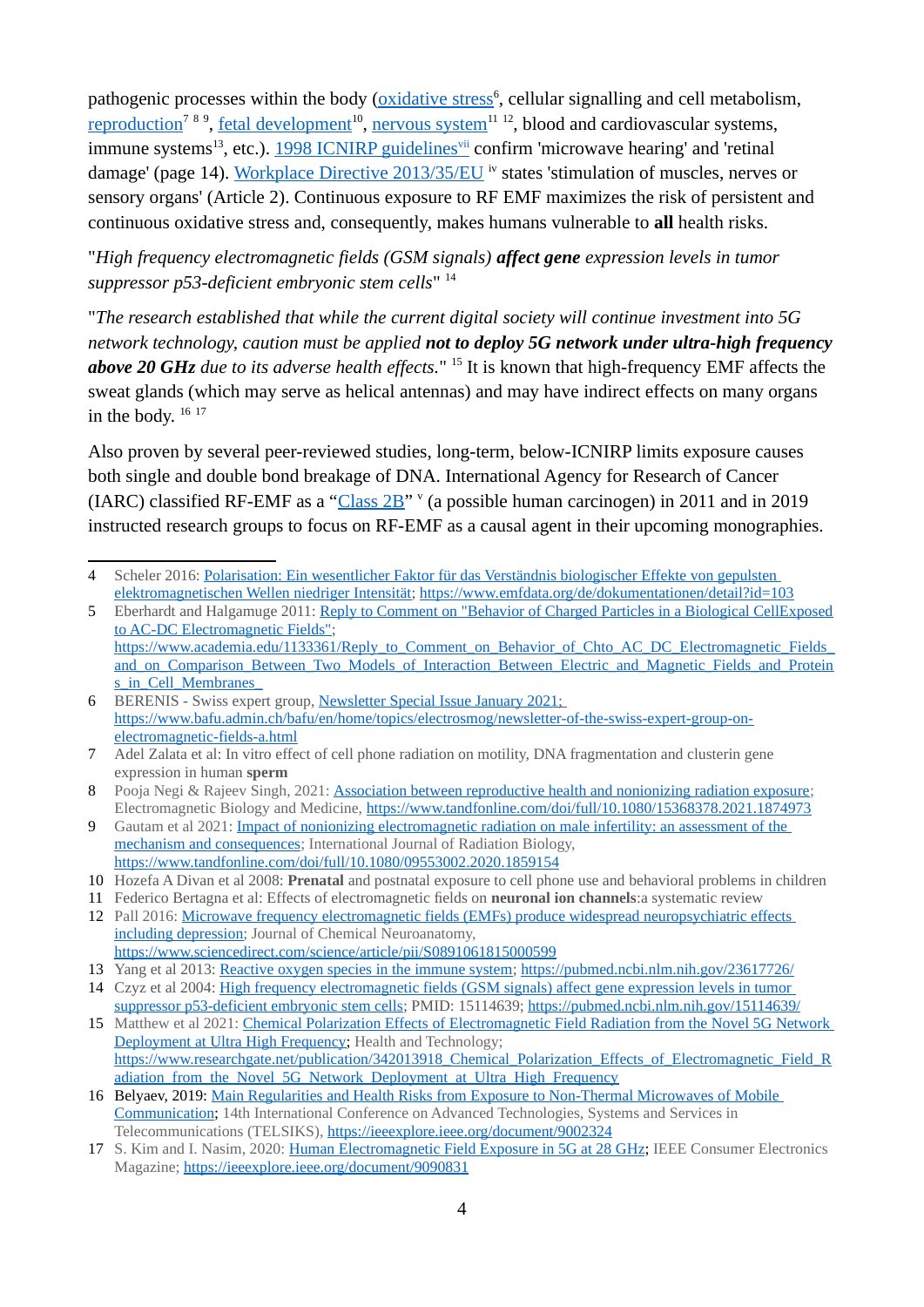pathogenic processes within the body ([oxidative stress](https://www.bafu.admin.ch/bafu/en/home/topics/electrosmog/newsletter-of-the-swiss-expert-group-on-electromagnetic-fields-a.html)[6], cellular signalling and cell metabolism, reproduction[7 8 9], fetal development[10], nervous system[11 12], blood and cardiovascular systems, immune systems[13], etc.). 1998 ICNIRP guidelines[vii] confirm 'microwave hearing' and 'retinal damage' (page 14). Workplace Directive 2013/35/EU [iv] states 'stimulation of muscles, nerves or sensory organs' (Article 2). Continuous exposure to RF EMF maximizes the risk of persistent and continuous oxidative stress and, consequently, makes humans vulnerable to **all** health risks.

"*High frequency electromagnetic fields (GSM signals)* ***affect gene*** *expression levels in tumor suppressor p53-deficient embryonic stem cells*" [14]

"*The research established that while the current digital society will continue investment into 5G network technology, caution must be applied* ***not to deploy 5G network under ultra-high frequency above 20 GHz*** *due to its adverse health effects.*" [15] It is known that high-frequency EMF affects the sweat glands (which may serve as helical antennas) and may have indirect effects on many organs in the body. [16 17]

Also proven by several peer-reviewed studies, long-term, below-ICNIRP limits exposure causes both single and double bond breakage of DNA. International Agency for Research of Cancer (IARC) classified RF-EMF as a "Class 2B" [v] (a possible human carcinogen) in 2011 and in 2019 instructed research groups to focus on RF-EMF as a causal agent in their upcoming monographies.

---

4 Scheler 2016: Polarisation: Ein wesentlicher Faktor für das Verständnis biologischer Effekte von gepulsten elektromagnetischen Wellen niedriger Intensität; https://www.emfdata.org/de/dokumentationen/detail?id=103

5 Eberhardt and Halgamuge 2011: Reply to Comment on "Behavior of Charged Particles in a Biological CellExposed to AC-DC Electromagnetic Fields"; https://www.academia.edu/1133361/Reply_to_Comment_on_Behavior_of_Chto_AC_DC_Electromagnetic_Fields_and_on_Comparison_Between_Two_Models_of_Interaction_Between_Electric_and_Magnetic_Fields_and_Proteins_in_Cell_Membranes_

6 BERENIS - Swiss expert group, Newsletter Special Issue January 2021; https://www.bafu.admin.ch/bafu/en/home/topics/electrosmog/newsletter-of-the-swiss-expert-group-on-electromagnetic-fields-a.html

7 Adel Zalata et al: In vitro effect of cell phone radiation on motility, DNA fragmentation and clusterin gene expression in human **sperm**

8 Pooja Negi & Rajeev Singh, 2021: Association between reproductive health and nonionizing radiation exposure; Electromagnetic Biology and Medicine, https://www.tandfonline.com/doi/full/10.1080/15368378.2021.1874973

9 Gautam et al 2021: Impact of nonionizing electromagnetic radiation on male infertility: an assessment of the mechanism and consequences; International Journal of Radiation Biology, https://www.tandfonline.com/doi/full/10.1080/09553002.2020.1859154

10 Hozefa A Divan et al 2008: **Prenatal** and postnatal exposure to cell phone use and behavioral problems in children

11 Federico Bertagna et al: Effects of electromagnetic fields on **neuronal ion channels**:a systematic review

12 Pall 2016: Microwave frequency electromagnetic fields (EMFs) produce widespread neuropsychiatric effects including depression; Journal of Chemical Neuroanatomy, https://www.sciencedirect.com/science/article/pii/S0891061815000599

13 Yang et al 2013: Reactive oxygen species in the immune system; https://pubmed.ncbi.nlm.nih.gov/23617726/

14 Czyz et al 2004: High frequency electromagnetic fields (GSM signals) affect gene expression levels in tumor suppressor p53-deficient embryonic stem cells; PMID: 15114639; https://pubmed.ncbi.nlm.nih.gov/15114639/

15 Matthew et al 2021: Chemical Polarization Effects of Electromagnetic Field Radiation from the Novel 5G Network Deployment at Ultra High Frequency; Health and Technology; https://www.researchgate.net/publication/342013918_Chemical_Polarization_Effects_of_Electromagnetic_Field_Radiation_from_the_Novel_5G_Network_Deployment_at_Ultra_High_Frequency

16 Belyaev, 2019: Main Regularities and Health Risks from Exposure to Non-Thermal Microwaves of Mobile Communication; 14th International Conference on Advanced Technologies, Systems and Services in Telecommunications (TELSIKS), https://ieeexplore.ieee.org/document/9002324

17 S. Kim and I. Nasim, 2020: Human Electromagnetic Field Exposure in 5G at 28 GHz; IEEE Consumer Electronics Magazine; https://ieeexplore.ieee.org/document/9090831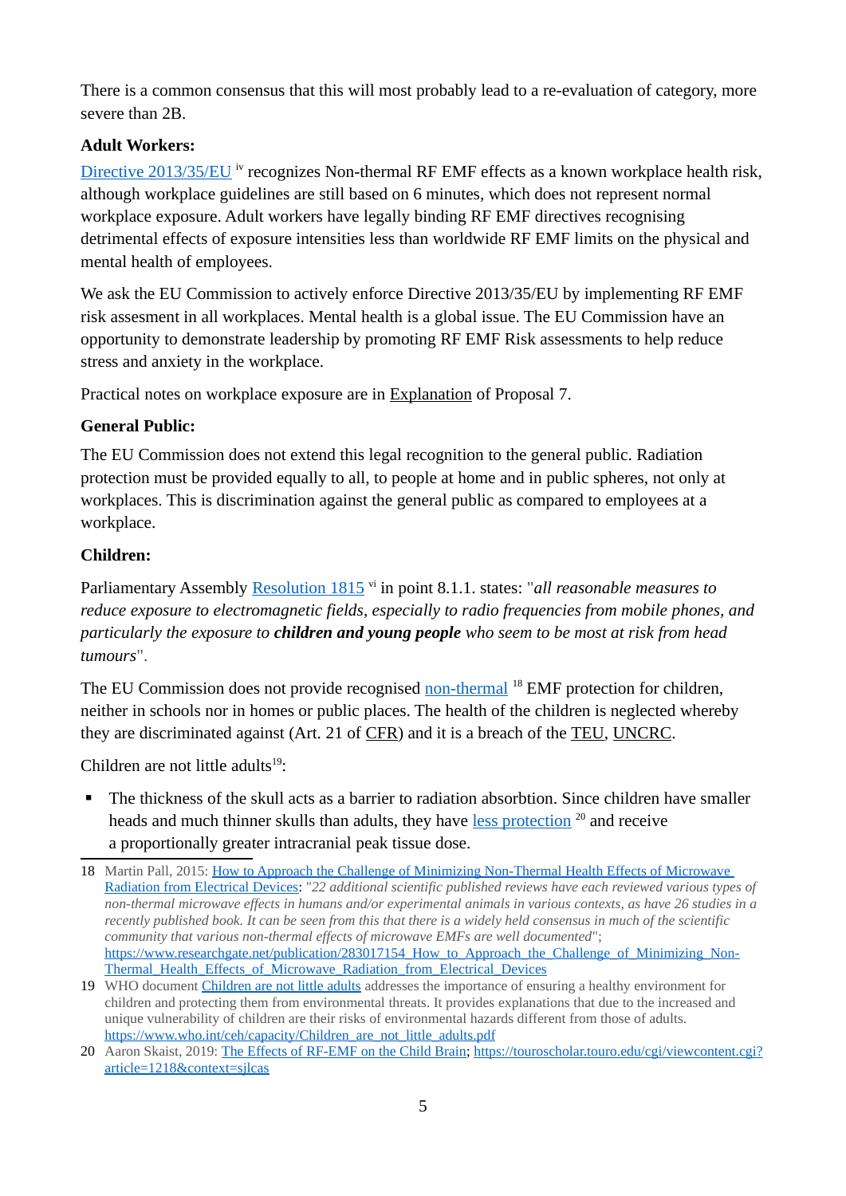There is a common consensus that this will most probably lead to a re-evaluation of category, more severe than 2B.

**Adult Workers:**

Directive 2013/35/EU [iv] recognizes Non-thermal RF EMF effects as a known workplace health risk, although workplace guidelines are still based on 6 minutes, which does not represent normal workplace exposure. Adult workers have legally binding RF EMF directives recognising detrimental effects of exposure intensities less than worldwide RF EMF limits on the physical and mental health of employees.

We ask the EU Commission to actively enforce Directive 2013/35/EU by implementing RF EMF risk assesment in all workplaces. Mental health is a global issue. The EU Commission have an opportunity to demonstrate leadership by promoting RF EMF Risk assessments to help reduce stress and anxiety in the workplace.

Practical notes on workplace exposure are in Explanation of Proposal 7.

**General Public:**

The EU Commission does not extend this legal recognition to the general public. Radiation protection must be provided equally to all, to people at home and in public spheres, not only at workplaces. This is discrimination against the general public as compared to employees at a workplace.

**Children:**

Parliamentary Assembly Resolution 1815 [vi] in point 8.1.1. states: "*all reasonable measures to reduce exposure to electromagnetic fields, especially to radio frequencies from mobile phones, and particularly the exposure to* ***children and young people*** *who seem to be most at risk from head tumours*".

The EU Commission does not provide recognised non-thermal [18] EMF protection for children, neither in schools nor in homes or public places. The health of the children is neglected whereby they are discriminated against (Art. 21 of CFR) and it is a breach of the TEU, UNCRC.

Children are not little adults[19]:

- The thickness of the skull acts as a barrier to radiation absorbtion. Since children have smaller heads and much thinner skulls than adults, they have less protection [20] and receive a proportionally greater intracranial peak tissue dose.

---

18 Martin Pall, 2015: How to Approach the Challenge of Minimizing Non-Thermal Health Effects of Microwave Radiation from Electrical Devices: "*22 additional scientific published reviews have each reviewed various types of non-thermal microwave effects in humans and/or experimental animals in various contexts, as have 26 studies in a recently published book. It can be seen from this that there is a widely held consensus in much of the scientific community that various non-thermal effects of microwave EMFs are well documented*"; https://www.researchgate.net/publication/283017154_How_to_Approach_the_Challenge_of_Minimizing_Non-Thermal_Health_Effects_of_Microwave_Radiation_from_Electrical_Devices

19 WHO document Children are not little adults addresses the importance of ensuring a healthy environment for children and protecting them from environmental threats. It provides explanations that due to the increased and unique vulnerability of children are their risks of environmental hazards different from those of adults. https://www.who.int/ceh/capacity/Children_are_not_little_adults.pdf

20 Aaron Skaist, 2019: The Effects of RF-EMF on the Child Brain; https://touroscholar.touro.edu/cgi/viewcontent.cgi?article=1218&context=sjlcas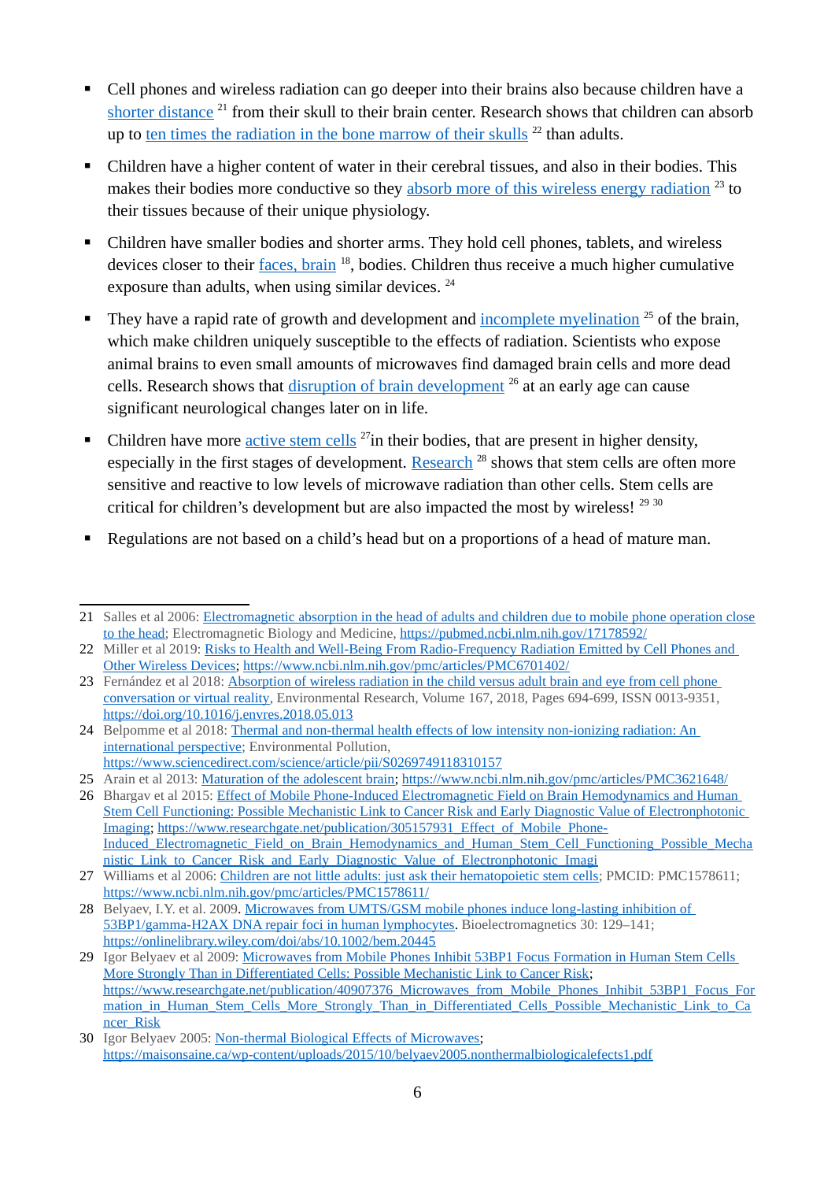- Cell phones and wireless radiation can go deeper into their brains also because children have a shorter distance [21] from their skull to their brain center. Research shows that children can absorb up to ten times the radiation in the bone marrow of their skulls [22] than adults.

- Children have a higher content of water in their cerebral tissues, and also in their bodies. This makes their bodies more conductive so they absorb more of this wireless energy radiation [23] to their tissues because of their unique physiology.

- Children have smaller bodies and shorter arms. They hold cell phones, tablets, and wireless devices closer to their faces, brain [18], bodies. Children thus receive a much higher cumulative exposure than adults, when using similar devices. [24]

- They have a rapid rate of growth and development and incomplete myelination [25] of the brain, which make children uniquely susceptible to the effects of radiation. Scientists who expose animal brains to even small amounts of microwaves find damaged brain cells and more dead cells. Research shows that disruption of brain development [26] at an early age can cause significant neurological changes later on in life.

- Children have more active stem cells [27]in their bodies, that are present in higher density, especially in the first stages of development. Research [28] shows that stem cells are often more sensitive and reactive to low levels of microwave radiation than other cells. Stem cells are critical for children's development but are also impacted the most by wireless! [29] [30]

- Regulations are not based on a child's head but on a proportions of a head of mature man.

---

21 Salles et al 2006: Electromagnetic absorption in the head of adults and children due to mobile phone operation close to the head; Electromagnetic Biology and Medicine, https://pubmed.ncbi.nlm.nih.gov/17178592/

22 Miller et al 2019: Risks to Health and Well-Being From Radio-Frequency Radiation Emitted by Cell Phones and Other Wireless Devices; https://www.ncbi.nlm.nih.gov/pmc/articles/PMC6701402/

23 Fernández et al 2018: Absorption of wireless radiation in the child versus adult brain and eye from cell phone conversation or virtual reality, Environmental Research, Volume 167, 2018, Pages 694-699, ISSN 0013-9351, https://doi.org/10.1016/j.envres.2018.05.013

24 Belpomme et al 2018: Thermal and non-thermal health effects of low intensity non-ionizing radiation: An international perspective; Environmental Pollution, https://www.sciencedirect.com/science/article/pii/S0269749118310157

25 Arain et al 2013: Maturation of the adolescent brain; https://www.ncbi.nlm.nih.gov/pmc/articles/PMC3621648/

26 Bhargav et al 2015: Effect of Mobile Phone-Induced Electromagnetic Field on Brain Hemodynamics and Human Stem Cell Functioning: Possible Mechanistic Link to Cancer Risk and Early Diagnostic Value of Electronphotonic Imaging; https://www.researchgate.net/publication/305157931_Effect_of_Mobile_Phone-Induced_Electromagnetic_Field_on_Brain_Hemodynamics_and_Human_Stem_Cell_Functioning_Possible_Mechanistic_Link_to_Cancer_Risk_and_Early_Diagnostic_Value_of_Electronphotonic_Imagi

27 Williams et al 2006: Children are not little adults: just ask their hematopoietic stem cells; PMCID: PMC1578611; https://www.ncbi.nlm.nih.gov/pmc/articles/PMC1578611/

28 Belyaev, I.Y. et al. 2009. Microwaves from UMTS/GSM mobile phones induce long-lasting inhibition of 53BP1/gamma-H2AX DNA repair foci in human lymphocytes. Bioelectromagnetics 30: 129–141; https://onlinelibrary.wiley.com/doi/abs/10.1002/bem.20445

29 Igor Belyaev et al 2009: Microwaves from Mobile Phones Inhibit 53BP1 Focus Formation in Human Stem Cells More Strongly Than in Differentiated Cells: Possible Mechanistic Link to Cancer Risk; https://www.researchgate.net/publication/40907376_Microwaves_from_Mobile_Phones_Inhibit_53BP1_Focus_Formation_in_Human_Stem_Cells_More_Strongly_Than_in_Differentiated_Cells_Possible_Mechanistic_Link_to_Cancer_Risk

30 Igor Belyaev 2005: Non-thermal Biological Effects of Microwaves; https://maisonsaine.ca/wp-content/uploads/2015/10/belyaev2005.nonthermalbiologicalefects1.pdf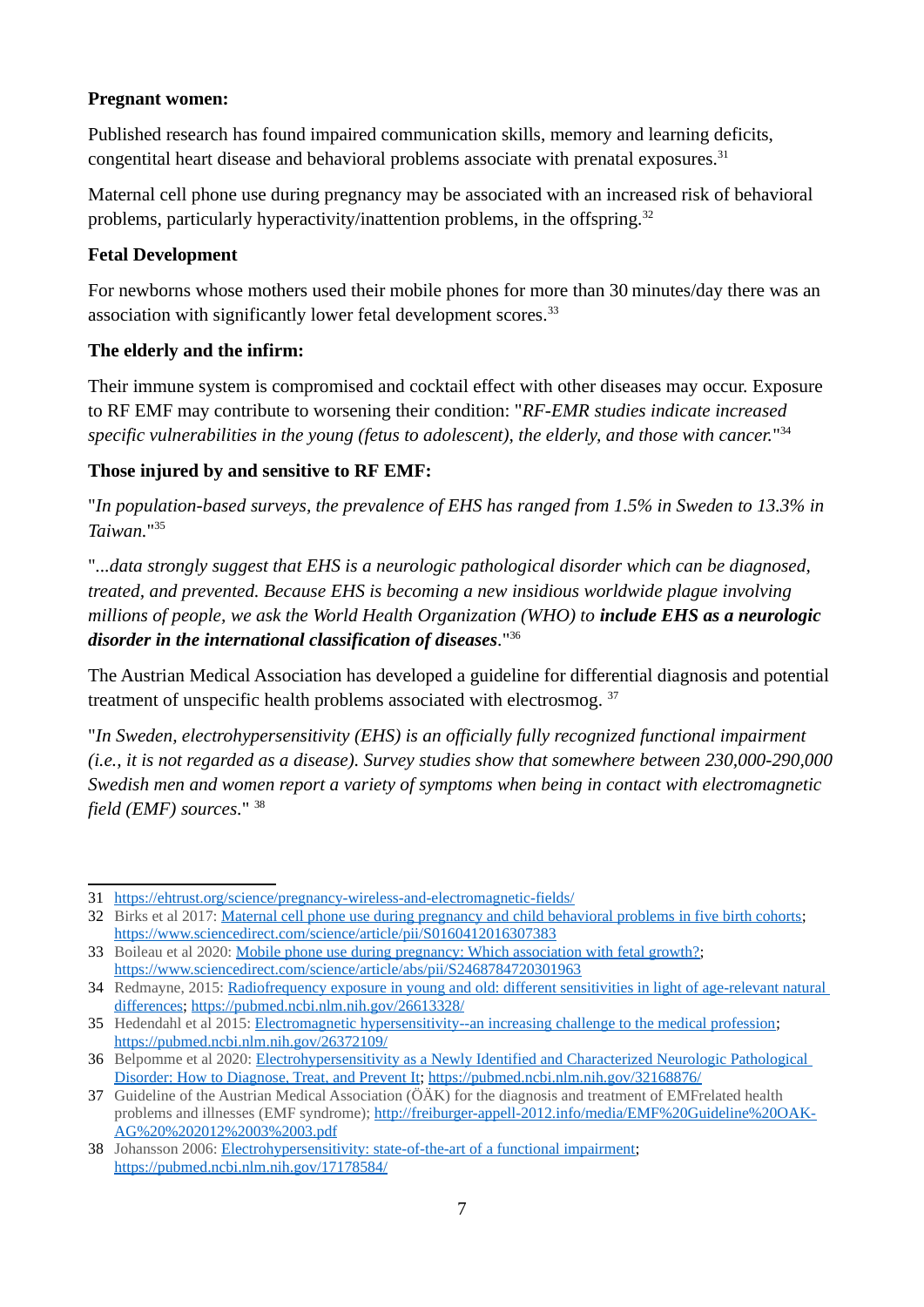**Pregnant women:**

Published research has found impaired communication skills, memory and learning deficits, congentital heart disease and behavioral problems associate with prenatal exposures.[31]

Maternal cell phone use during pregnancy may be associated with an increased risk of behavioral problems, particularly hyperactivity/inattention problems, in the offspring.[32]

**Fetal Development**

For newborns whose mothers used their mobile phones for more than 30 minutes/day there was an association with significantly lower fetal development scores.[33]

**The elderly and the infirm:**

Their immune system is compromised and cocktail effect with other diseases may occur. Exposure to RF EMF may contribute to worsening their condition: "*RF-EMR studies indicate increased specific vulnerabilities in the young (fetus to adolescent), the elderly, and those with cancer.*"[34]

**Those injured by and sensitive to RF EMF:**

"*In population-based surveys, the prevalence of EHS has ranged from 1.5% in Sweden to 13.3% in Taiwan.*"[35]

"*...data strongly suggest that EHS is a neurologic pathological disorder which can be diagnosed, treated, and prevented. Because EHS is becoming a new insidious worldwide plague involving millions of people, we ask the World Health Organization (WHO) to* ***include EHS as a neurologic disorder in the international classification of diseases***."[36]

The Austrian Medical Association has developed a guideline for differential diagnosis and potential treatment of unspecific health problems associated with electrosmog. [37]

"*In Sweden, electrohypersensitivity (EHS) is an officially fully recognized functional impairment (i.e., it is not regarded as a disease). Survey studies show that somewhere between 230,000-290,000 Swedish men and women report a variety of symptoms when being in contact with electromagnetic field (EMF) sources.*" [38]

---

31 https://ehtrust.org/science/pregnancy-wireless-and-electromagnetic-fields/

32 Birks et al 2017: Maternal cell phone use during pregnancy and child behavioral problems in five birth cohorts; https://www.sciencedirect.com/science/article/pii/S0160412016307383

33 Boileau et al 2020: Mobile phone use during pregnancy: Which association with fetal growth?; https://www.sciencedirect.com/science/article/abs/pii/S2468784720301963

34 Redmayne, 2015: Radiofrequency exposure in young and old: different sensitivities in light of age-relevant natural differences; https://pubmed.ncbi.nlm.nih.gov/26613328/

35 Hedendahl et al 2015: Electromagnetic hypersensitivity--an increasing challenge to the medical profession; https://pubmed.ncbi.nlm.nih.gov/26372109/

36 Belpomme et al 2020: Electrohypersensitivity as a Newly Identified and Characterized Neurologic Pathological Disorder: How to Diagnose, Treat, and Prevent It; https://pubmed.ncbi.nlm.nih.gov/32168876/

37 Guideline of the Austrian Medical Association (ÖÄK) for the diagnosis and treatment of EMFrelated health problems and illnesses (EMF syndrome); http://freiburger-appell-2012.info/media/EMF%20Guideline%20OAK-AG%20%202012%2003%2003.pdf

38 Johansson 2006: Electrohypersensitivity: state-of-the-art of a functional impairment; https://pubmed.ncbi.nlm.nih.gov/17178584/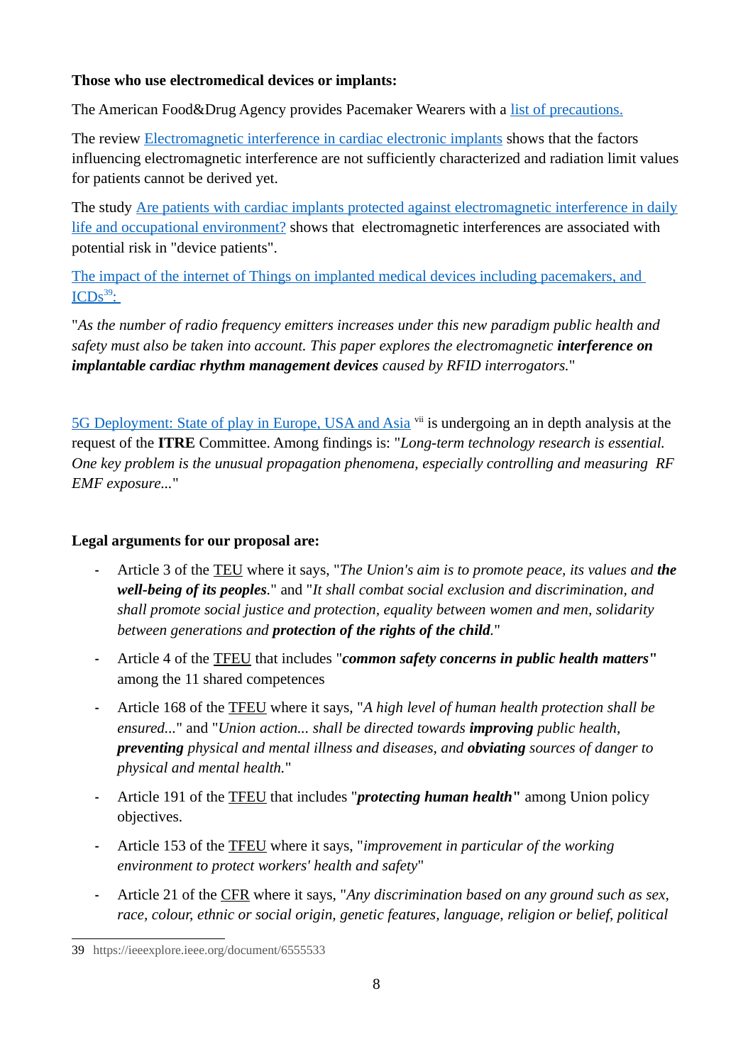**Those who use electromedical devices or implants:**

The American Food&Drug Agency provides Pacemaker Wearers with a list of precautions.

The review Electromagnetic interference in cardiac electronic implants shows that the factors influencing electromagnetic interference are not sufficiently characterized and radiation limit values for patients cannot be derived yet.

The study Are patients with cardiac implants protected against electromagnetic interference in daily life and occupational environment? shows that electromagnetic interferences are associated with potential risk in "device patients".

The impact of the internet of Things on implanted medical devices including pacemakers, and ICDs[39]:

"*As the number of radio frequency emitters increases under this new paradigm public health and safety must also be taken into account. This paper explores the electromagnetic **interference on implantable cardiac rhythm management devices** caused by RFID interrogators.*"

5G Deployment: State of play in Europe, USA and Asia [vii] is undergoing an in depth analysis at the request of the **ITRE** Committee. Among findings is: "*Long-term technology research is essential. One key problem is the unusual propagation phenomena, especially controlling and measuring RF EMF exposure...*"

**Legal arguments for our proposal are:**

- Article 3 of the TEU where it says, "*The Union's aim is to promote peace, its values and **the well-being of its peoples***." and "*It shall combat social exclusion and discrimination, and shall promote social justice and protection, equality between women and men, solidarity between generations and **protection of the rights of the child**.*"
- Article 4 of the TFEU that includes "***common safety concerns in public health matters***" among the 11 shared competences
- Article 168 of the TFEU where it says, "*A high level of human health protection shall be ensured...*" and "*Union action... shall be directed towards **improving** public health, **preventing** physical and mental illness and diseases, and **obviating** sources of danger to physical and mental health.*"
- Article 191 of the TFEU that includes "***protecting human health***" among Union policy objectives.
- Article 153 of the TFEU where it says, "*improvement in particular of the working environment to protect workers' health and safety*"
- Article 21 of the CFR where it says, "*Any discrimination based on any ground such as sex, race, colour, ethnic or social origin, genetic features, language, religion or belief, political*

39 https://ieeexplore.ieee.org/document/6555533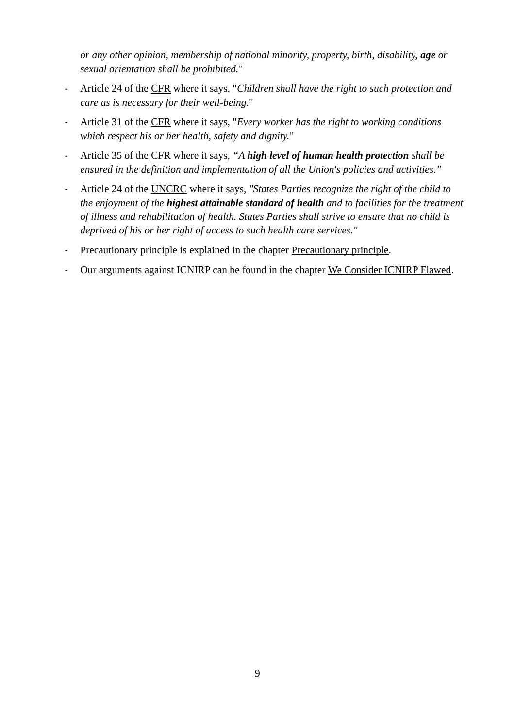*or any other opinion, membership of national minority, property, birth, disability, **age** or sexual orientation shall be prohibited.*"

- Article 24 of the CFR where it says, "*Children shall have the right to such protection and care as is necessary for their well-being.*"
- Article 31 of the CFR where it says, "*Every worker has the right to working conditions which respect his or her health, safety and dignity.*"
- Article 35 of the CFR where it says, *"A **high level of human health protection** shall be ensured in the definition and implementation of all the Union's policies and activities."*
- Article 24 of the UNCRC where it says, *"States Parties recognize the right of the child to the enjoyment of the **highest attainable standard of health** and to facilities for the treatment of illness and rehabilitation of health. States Parties shall strive to ensure that no child is deprived of his or her right of access to such health care services."*
- Precautionary principle is explained in the chapter Precautionary principle.
- Our arguments against ICNIRP can be found in the chapter We Consider ICNIRP Flawed.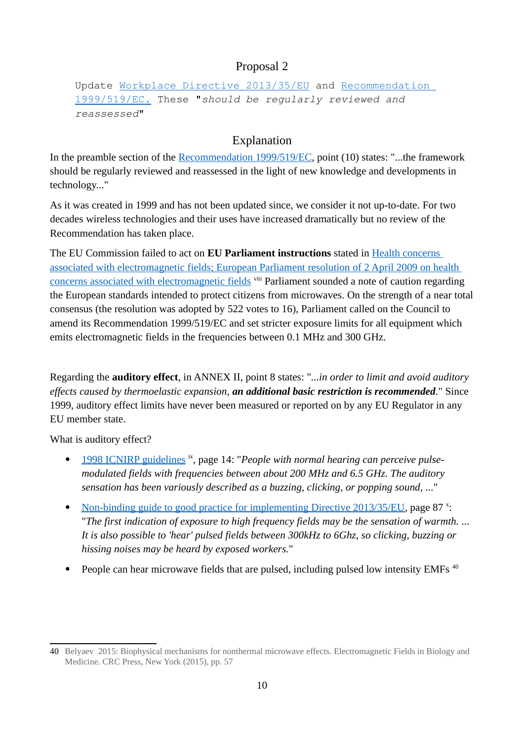## Proposal 2

```
Update Workplace Directive 2013/35/EU and Recommendation 1999/519/EC. These "should be regularly reviewed and reassessed"
```

## Explanation

In the preamble section of the Recommendation 1999/519/EC, point (10) states: "...the framework should be regularly reviewed and reassessed in the light of new knowledge and developments in technology..."

As it was created in 1999 and has not been updated since, we consider it not up-to-date. For two decades wireless technologies and their uses have increased dramatically but no review of the Recommendation has taken place.

The EU Commission failed to act on **EU Parliament instructions** stated in Health concerns associated with electromagnetic fields; European Parliament resolution of 2 April 2009 on health concerns associated with electromagnetic fields [viii] Parliament sounded a note of caution regarding the European standards intended to protect citizens from microwaves. On the strength of a near total consensus (the resolution was adopted by 522 votes to 16), Parliament called on the Council to amend its Recommendation 1999/519/EC and set stricter exposure limits for all equipment which emits electromagnetic fields in the frequencies between 0.1 MHz and 300 GHz.

Regarding the **auditory effect**, in ANNEX II, point 8 states: "*...in order to limit and avoid auditory effects caused by thermoelastic expansion, **an additional basic restriction is recommended***." Since 1999, auditory effect limits have never been measured or reported on by any EU Regulator in any EU member state.

What is auditory effect?

- 1998 ICNIRP guidelines [ix], page 14: "*People with normal hearing can perceive pulse-modulated fields with frequencies between about 200 MHz and 6.5 GHz. The auditory sensation has been variously described as a buzzing, clicking, or popping sound, ...*"
- Non-binding guide to good practice for implementing Directive 2013/35/EU, page 87 [x]: "*The first indication of exposure to high frequency fields may be the sensation of warmth. ... It is also possible to 'hear' pulsed fields between 300kHz to 6Ghz, so clicking, buzzing or hissing noises may be heard by exposed workers.*"
- People can hear microwave fields that are pulsed, including pulsed low intensity EMFs [40]

---

40 Belyaev 2015: Biophysical mechanisms for nonthermal microwave effects. Electromagnetic Fields in Biology and Medicine. CRC Press, New York (2015), pp. 57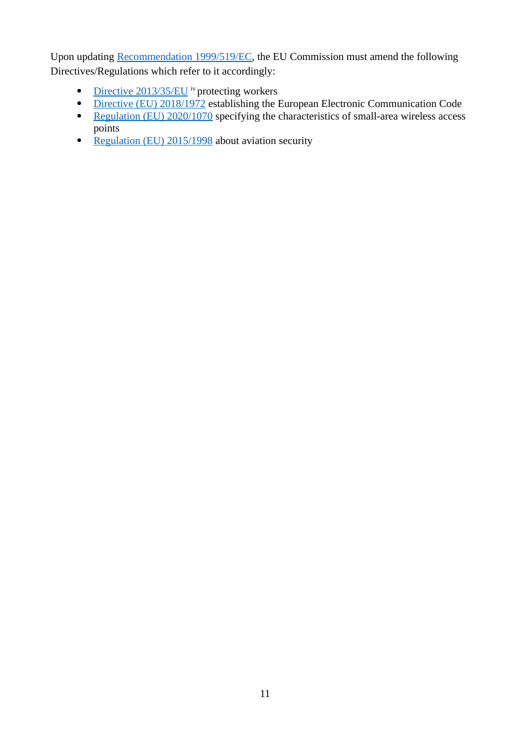Upon updating Recommendation 1999/519/EC, the EU Commission must amend the following Directives/Regulations which refer to it accordingly:

- Directive 2013/35/EU [iv] protecting workers
- Directive (EU) 2018/1972 establishing the European Electronic Communication Code
- Regulation (EU) 2020/1070 specifying the characteristics of small-area wireless access points
- Regulation (EU) 2015/1998 about aviation security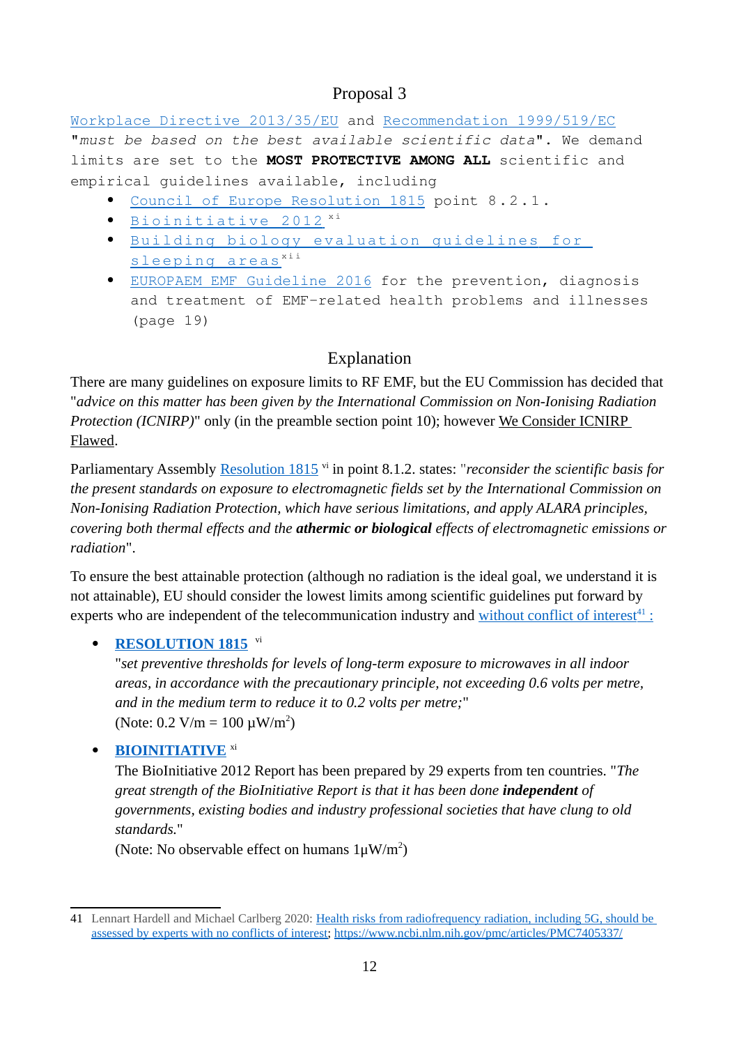## Proposal 3

Workplace Directive 2013/35/EU and Recommendation 1999/519/EC "*must be based on the best available scientific data*". We demand limits are set to the **MOST PROTECTIVE AMONG ALL** scientific and empirical guidelines available, including

- Council of Europe Resolution 1815 point 8.2.1.
- Bioinitiative 2012 [xi]
- Building biology evaluation guidelines for sleeping areas [xii]
- EUROPAEM EMF Guideline 2016 for the prevention, diagnosis and treatment of EMF-related health problems and illnesses (page 19)

## Explanation

There are many guidelines on exposure limits to RF EMF, but the EU Commission has decided that "*advice on this matter has been given by the International Commission on Non-Ionising Radiation Protection (ICNIRP)*" only (in the preamble section point 10); however We Consider ICNIRP Flawed.

Parliamentary Assembly Resolution 1815 [vi] in point 8.1.2. states: "*reconsider the scientific basis for the present standards on exposure to electromagnetic fields set by the International Commission on Non-Ionising Radiation Protection, which have serious limitations, and apply ALARA principles, covering both thermal effects and the* ***athermic or biological*** *effects of electromagnetic emissions or radiation*".

To ensure the best attainable protection (although no radiation is the ideal goal, we understand it is not attainable), EU should consider the lowest limits among scientific guidelines put forward by experts who are independent of the telecommunication industry and without conflict of interest[41] :

- **RESOLUTION 1815** [vi]
  "*set preventive thresholds for levels of long-term exposure to microwaves in all indoor areas, in accordance with the precautionary principle, not exceeding 0.6 volts per metre, and in the medium term to reduce it to 0.2 volts per metre;*"
  (Note: 0.2 V/m = 100 µW/m$^2$)

- **BIOINITIATIVE** [xi]
  The BioInitiative 2012 Report has been prepared by 29 experts from ten countries. "*The great strength of the BioInitiative Report is that it has been done* ***independent*** *of governments, existing bodies and industry professional societies that have clung to old standards.*"
  (Note: No observable effect on humans 1µW/m$^2$)

---

41 Lennart Hardell and Michael Carlberg 2020: Health risks from radiofrequency radiation, including 5G, should be assessed by experts with no conflicts of interest; https://www.ncbi.nlm.nih.gov/pmc/articles/PMC7405337/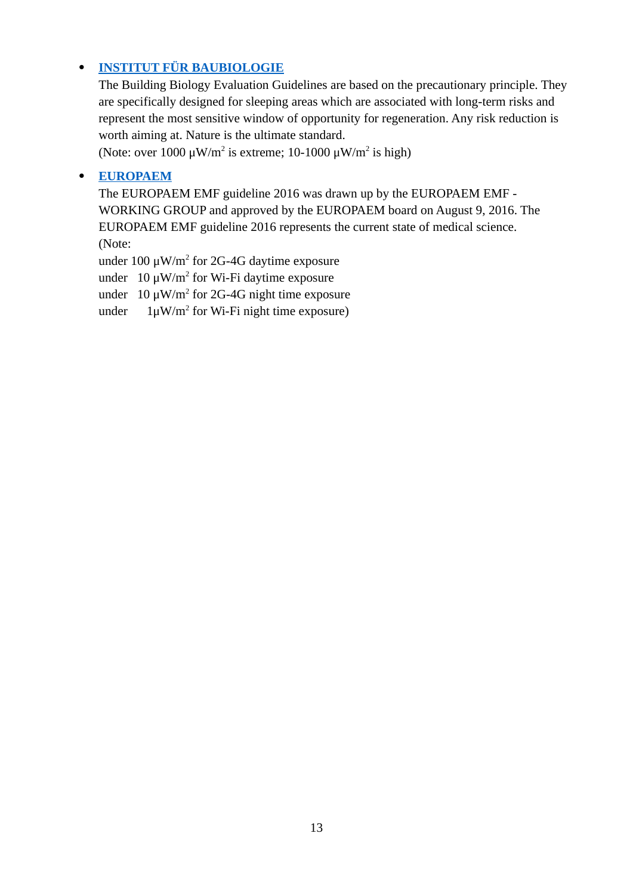- **INSTITUT FÜR BAUBIOLOGIE**
  The Building Biology Evaluation Guidelines are based on the precautionary principle. They are specifically designed for sleeping areas which are associated with long-term risks and represent the most sensitive window of opportunity for regeneration. Any risk reduction is worth aiming at. Nature is the ultimate standard.
  (Note: over 1000 μW/$m^2$ is extreme; 10-1000 μW/$m^2$ is high)

- **EUROPAEM**
  The EUROPAEM EMF guideline 2016 was drawn up by the EUROPAEM EMF - WORKING GROUP and approved by the EUROPAEM board on August 9, 2016. The EUROPAEM EMF guideline 2016 represents the current state of medical science.
  (Note:
  under 100 μW/$m^2$ for 2G-4G daytime exposure
  under 10 μW/$m^2$ for Wi-Fi daytime exposure
  under 10 μW/$m^2$ for 2G-4G night time exposure
  under 1μW/$m^2$ for Wi-Fi night time exposure)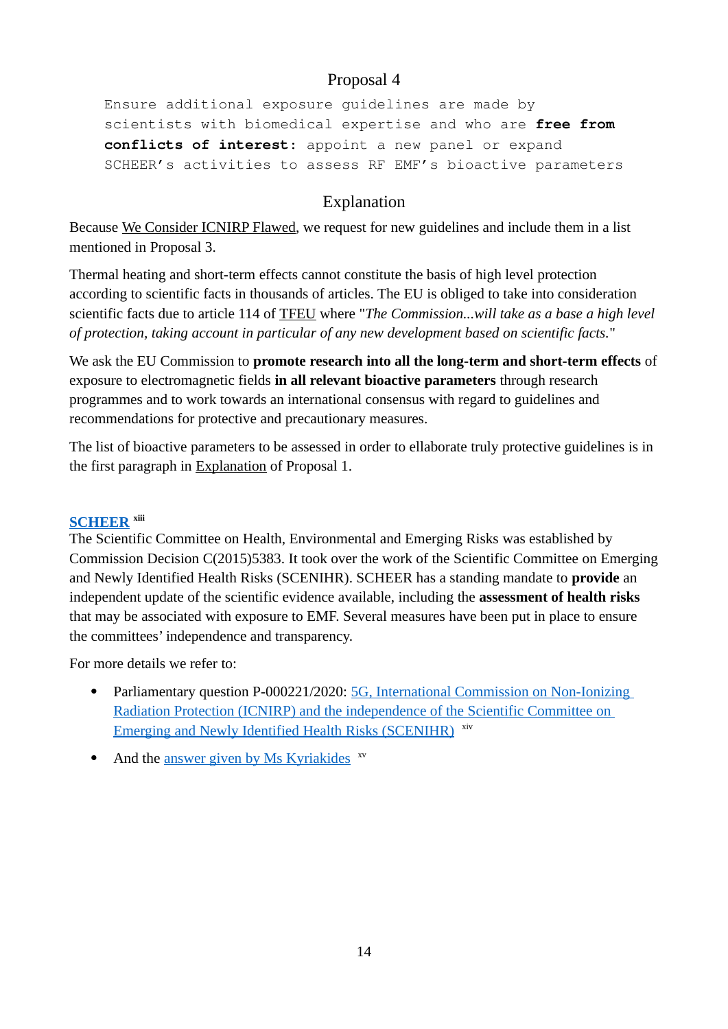## Proposal 4

```
Ensure additional exposure guidelines are made by
scientists with biomedical expertise and who are free from
conflicts of interest: appoint a new panel or expand
SCHEER's activities to assess RF EMF's bioactive parameters
```

## Explanation

Because We Consider ICNIRP Flawed, we request for new guidelines and include them in a list mentioned in Proposal 3.

Thermal heating and short-term effects cannot constitute the basis of high level protection according to scientific facts in thousands of articles. The EU is obliged to take into consideration scientific facts due to article 114 of TFEU where "*The Commission...will take as a base a high level of protection, taking account in particular of any new development based on scientific facts.*"

We ask the EU Commission to **promote research into all the long-term and short-term effects** of exposure to electromagnetic fields **in all relevant bioactive parameters** through research programmes and to work towards an international consensus with regard to guidelines and recommendations for protective and precautionary measures.

The list of bioactive parameters to be assessed in order to ellaborate truly protective guidelines is in the first paragraph in Explanation of Proposal 1.

**SCHEER** [xiii]

The Scientific Committee on Health, Environmental and Emerging Risks was established by Commission Decision C(2015)5383. It took over the work of the Scientific Committee on Emerging and Newly Identified Health Risks (SCENIHR). SCHEER has a standing mandate to **provide** an independent update of the scientific evidence available, including the **assessment of health risks** that may be associated with exposure to EMF. Several measures have been put in place to ensure the committees' independence and transparency.

For more details we refer to:

- Parliamentary question P-000221/2020: 5G, International Commission on Non-Ionizing Radiation Protection (ICNIRP) and the independence of the Scientific Committee on Emerging and Newly Identified Health Risks (SCENIHR) [xiv]
- And the answer given by Ms Kyriakides [xv]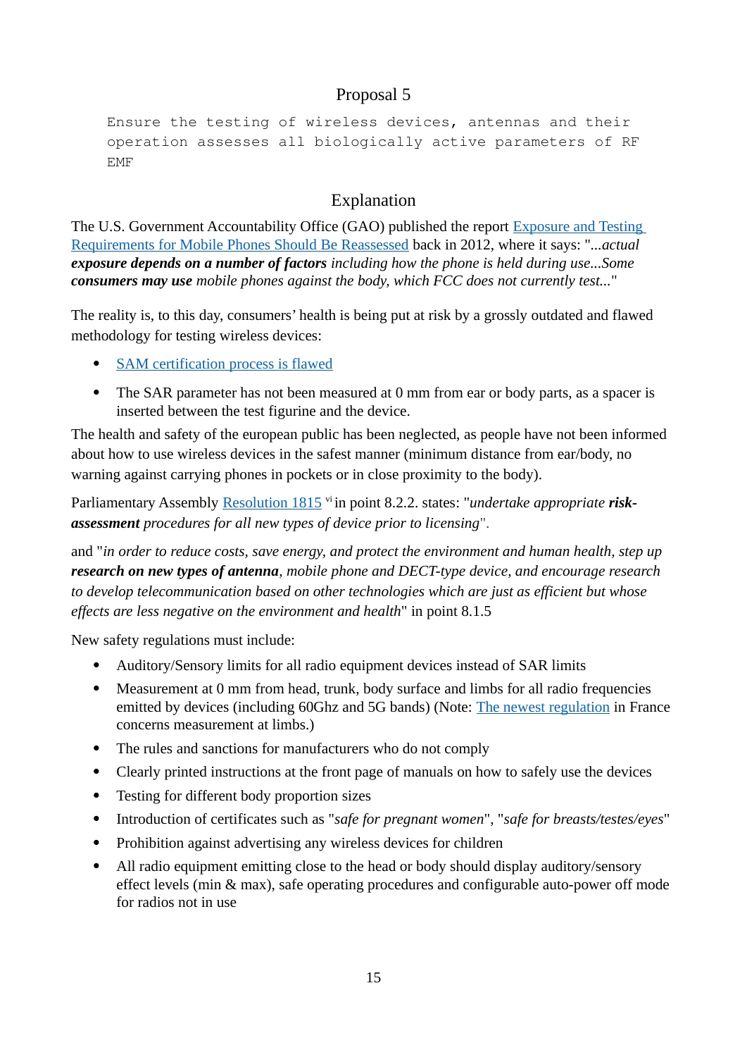## Proposal 5

```
Ensure the testing of wireless devices, antennas and their
operation assesses all biologically active parameters of RF
EMF
```

## Explanation

The U.S. Government Accountability Office (GAO) published the report [Exposure and Testing Requirements for Mobile Phones Should Be Reassessed]() back in 2012, where it says: "*...actual **exposure depends on a number of factors** including how the phone is held during use...Some **consumers may use** mobile phones against the body, which FCC does not currently test...*"

The reality is, to this day, consumers' health is being put at risk by a grossly outdated and flawed methodology for testing wireless devices:

- [SAM certification process is flawed]()
- The SAR parameter has not been measured at 0 mm from ear or body parts, as a spacer is inserted between the test figurine and the device.

The health and safety of the european public has been neglected, as people have not been informed about how to use wireless devices in the safest manner (minimum distance from ear/body, no warning against carrying phones in pockets or in close proximity to the body).

Parliamentary Assembly [Resolution 1815]() [vi] in point 8.2.2. states: "*undertake appropriate **risk-assessment** procedures for all new types of device prior to licensing*".

and "*in order to reduce costs, save energy, and protect the environment and human health, step up **research on new types of antenna**, mobile phone and DECT-type device, and encourage research to develop telecommunication based on other technologies which are just as efficient but whose effects are less negative on the environment and health*" in point 8.1.5

New safety regulations must include:

- Auditory/Sensory limits for all radio equipment devices instead of SAR limits
- Measurement at 0 mm from head, trunk, body surface and limbs for all radio frequencies emitted by devices (including 60Ghz and 5G bands) (Note: [The newest regulation]() in France concerns measurement at limbs.)
- The rules and sanctions for manufacturers who do not comply
- Clearly printed instructions at the front page of manuals on how to safely use the devices
- Testing for different body proportion sizes
- Introduction of certificates such as "*safe for pregnant women*", "*safe for breasts/testes/eyes*"
- Prohibition against advertising any wireless devices for children
- All radio equipment emitting close to the head or body should display auditory/sensory effect levels (min & max), safe operating procedures and configurable auto-power off mode for radios not in use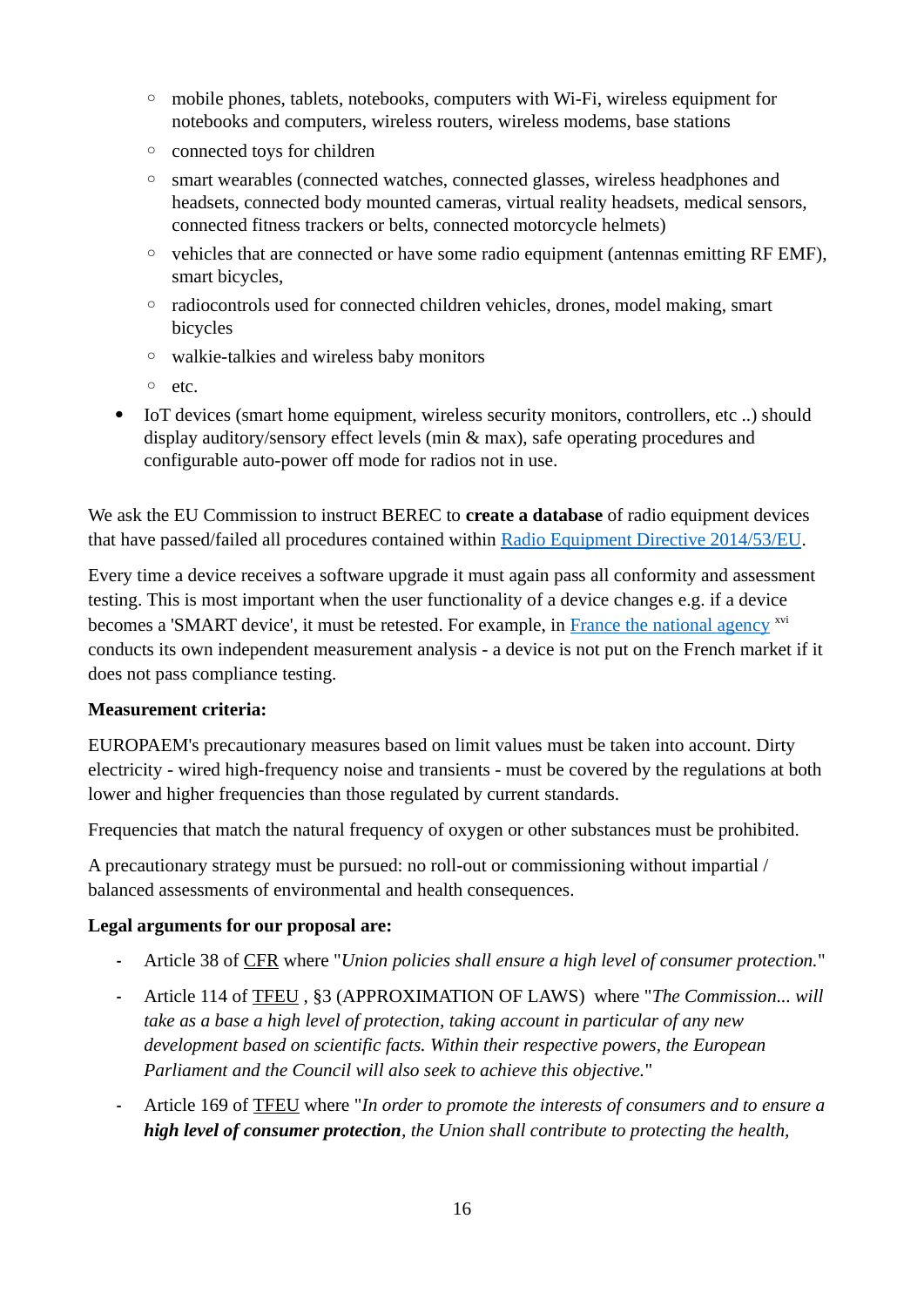- mobile phones, tablets, notebooks, computers with Wi-Fi, wireless equipment for notebooks and computers, wireless routers, wireless modems, base stations
  - connected toys for children
  - smart wearables (connected watches, connected glasses, wireless headphones and headsets, connected body mounted cameras, virtual reality headsets, medical sensors, connected fitness trackers or belts, connected motorcycle helmets)
  - vehicles that are connected or have some radio equipment (antennas emitting RF EMF), smart bicycles,
  - radiocontrols used for connected children vehicles, drones, model making, smart bicycles
  - walkie-talkies and wireless baby monitors
  - etc.
- IoT devices (smart home equipment, wireless security monitors, controllers, etc ..) should display auditory/sensory effect levels (min & max), safe operating procedures and configurable auto-power off mode for radios not in use.

We ask the EU Commission to instruct BEREC to **create a database** of radio equipment devices that have passed/failed all procedures contained within Radio Equipment Directive 2014/53/EU.

Every time a device receives a software upgrade it must again pass all conformity and assessment testing. This is most important when the user functionality of a device changes e.g. if a device becomes a 'SMART device', it must be retested. For example, in France the national agency [xvi] conducts its own independent measurement analysis - a device is not put on the French market if it does not pass compliance testing.

**Measurement criteria:**

EUROPAEM's precautionary measures based on limit values must be taken into account. Dirty electricity - wired high-frequency noise and transients - must be covered by the regulations at both lower and higher frequencies than those regulated by current standards.

Frequencies that match the natural frequency of oxygen or other substances must be prohibited.

A precautionary strategy must be pursued: no roll-out or commissioning without impartial / balanced assessments of environmental and health consequences.

**Legal arguments for our proposal are:**

- Article 38 of CFR where "*Union policies shall ensure a high level of consumer protection.*"
- Article 114 of TFEU , §3 (APPROXIMATION OF LAWS) where "*The Commission... will take as a base a high level of protection, taking account in particular of any new development based on scientific facts. Within their respective powers, the European Parliament and the Council will also seek to achieve this objective.*"
- Article 169 of TFEU where "*In order to promote the interests of consumers and to ensure a **high level of consumer protection**, the Union shall contribute to protecting the health,*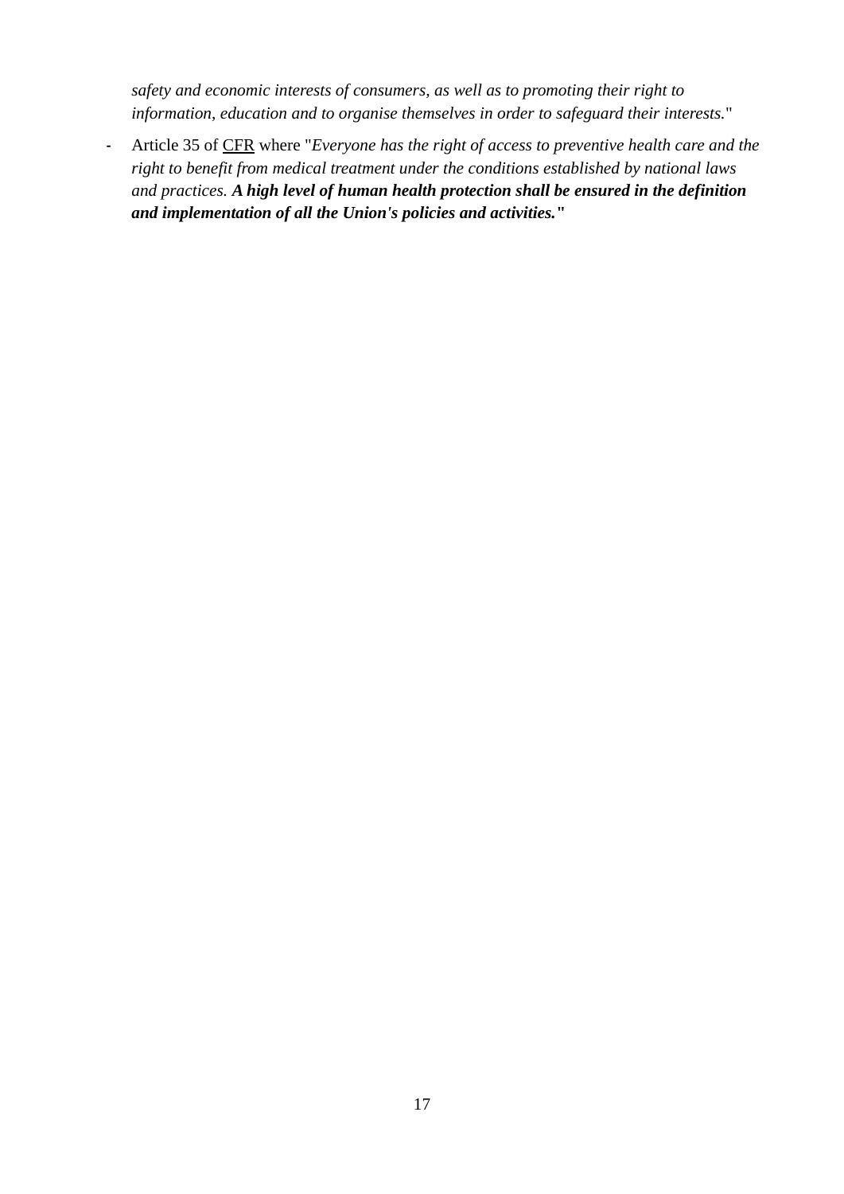*safety and economic interests of consumers, as well as to promoting their right to information, education and to organise themselves in order to safeguard their interests.*"

- Article 35 of CFR where "*Everyone has the right of access to preventive health care and the right to benefit from medical treatment under the conditions established by national laws and practices.* ***A high level of human health protection shall be ensured in the definition and implementation of all the Union's policies and activities.***"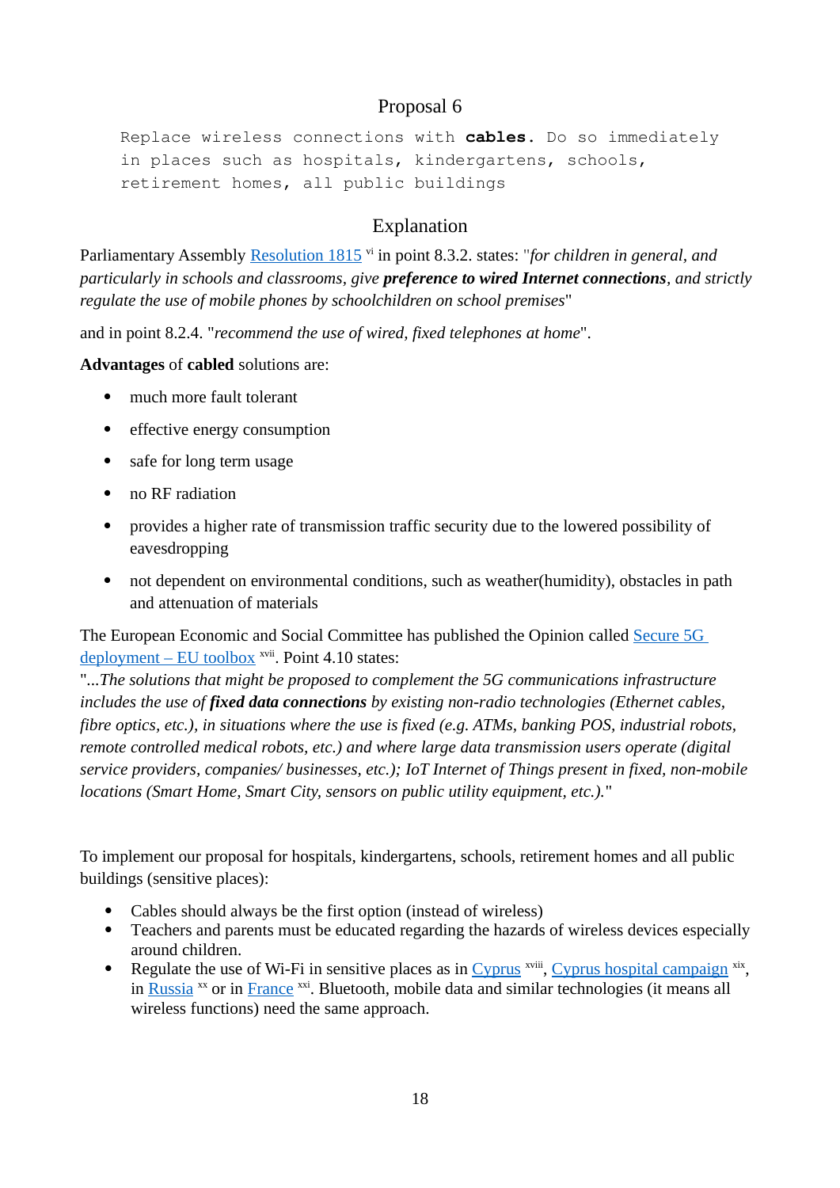## Proposal 6

```
Replace wireless connections with **cables**. Do so immediately
in places such as hospitals, kindergartens, schools,
retirement homes, all public buildings
```

## Explanation

Parliamentary Assembly [Resolution 1815][vi] in point 8.3.2. states: "*for children in general, and particularly in schools and classrooms, give **preference to wired Internet connections**, and strictly regulate the use of mobile phones by schoolchildren on school premises*"

and in point 8.2.4. "*recommend the use of wired, fixed telephones at home*".

**Advantages** of **cabled** solutions are:

- much more fault tolerant
- effective energy consumption
- safe for long term usage
- no RF radiation
- provides a higher rate of transmission traffic security due to the lowered possibility of eavesdropping
- not dependent on environmental conditions, such as weather(humidity), obstacles in path and attenuation of materials

The European Economic and Social Committee has published the Opinion called Secure 5G deployment – EU toolbox [xvii]. Point 4.10 states:
"*...The solutions that might be proposed to complement the 5G communications infrastructure includes the use of **fixed data connections** by existing non-radio technologies (Ethernet cables, fibre optics, etc.), in situations where the use is fixed (e.g. ATMs, banking POS, industrial robots, remote controlled medical robots, etc.) and where large data transmission users operate (digital service providers, companies/ businesses, etc.); IoT Internet of Things present in fixed, non-mobile locations (Smart Home, Smart City, sensors on public utility equipment, etc.).*"

To implement our proposal for hospitals, kindergartens, schools, retirement homes and all public buildings (sensitive places):

- Cables should always be the first option (instead of wireless)
- Teachers and parents must be educated regarding the hazards of wireless devices especially around children.
- Regulate the use of Wi-Fi in sensitive places as in Cyprus [xviii], Cyprus hospital campaign [xix], in Russia [xx] or in France [xxi]. Bluetooth, mobile data and similar technologies (it means all wireless functions) need the same approach.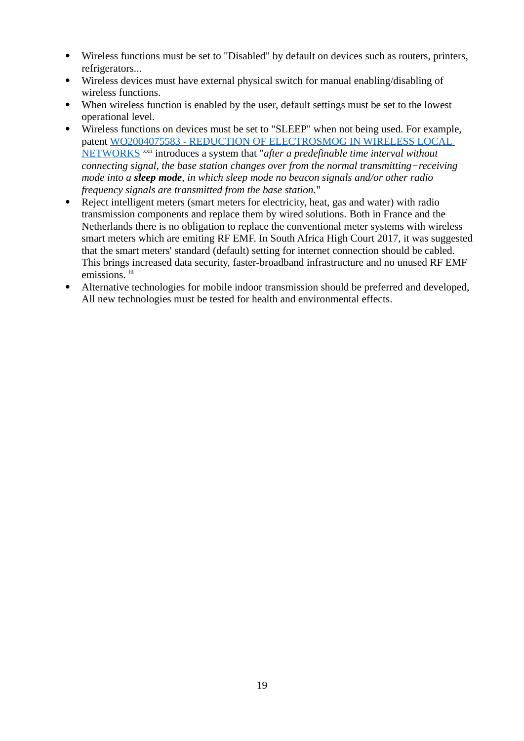- Wireless functions must be set to "Disabled" by default on devices such as routers, printers, refrigerators...
- Wireless devices must have external physical switch for manual enabling/disabling of wireless functions.
- When wireless function is enabled by the user, default settings must be set to the lowest operational level.
- Wireless functions on devices must be set to "SLEEP" when not being used. For example, patent [WO2004075583 - REDUCTION OF ELECTROSMOG IN WIRELESS LOCAL NETWORKS] [xxii] introduces a system that "*after a predefinable time interval without connecting signal, the base station changes over from the normal transmitting−receiving mode into a* ***sleep mode****, in which sleep mode no beacon signals and/or other radio frequency signals are transmitted from the base station.*"
- Reject intelligent meters (smart meters for electricity, heat, gas and water) with radio transmission components and replace them by wired solutions. Both in France and the Netherlands there is no obligation to replace the conventional meter systems with wireless smart meters which are emiting RF EMF. In South Africa High Court 2017, it was suggested that the smart meters' standard (default) setting for internet connection should be cabled. This brings increased data security, faster-broadband infrastructure and no unused RF EMF emissions. [iii]
- Alternative technologies for mobile indoor transmission should be preferred and developed, All new technologies must be tested for health and environmental effects.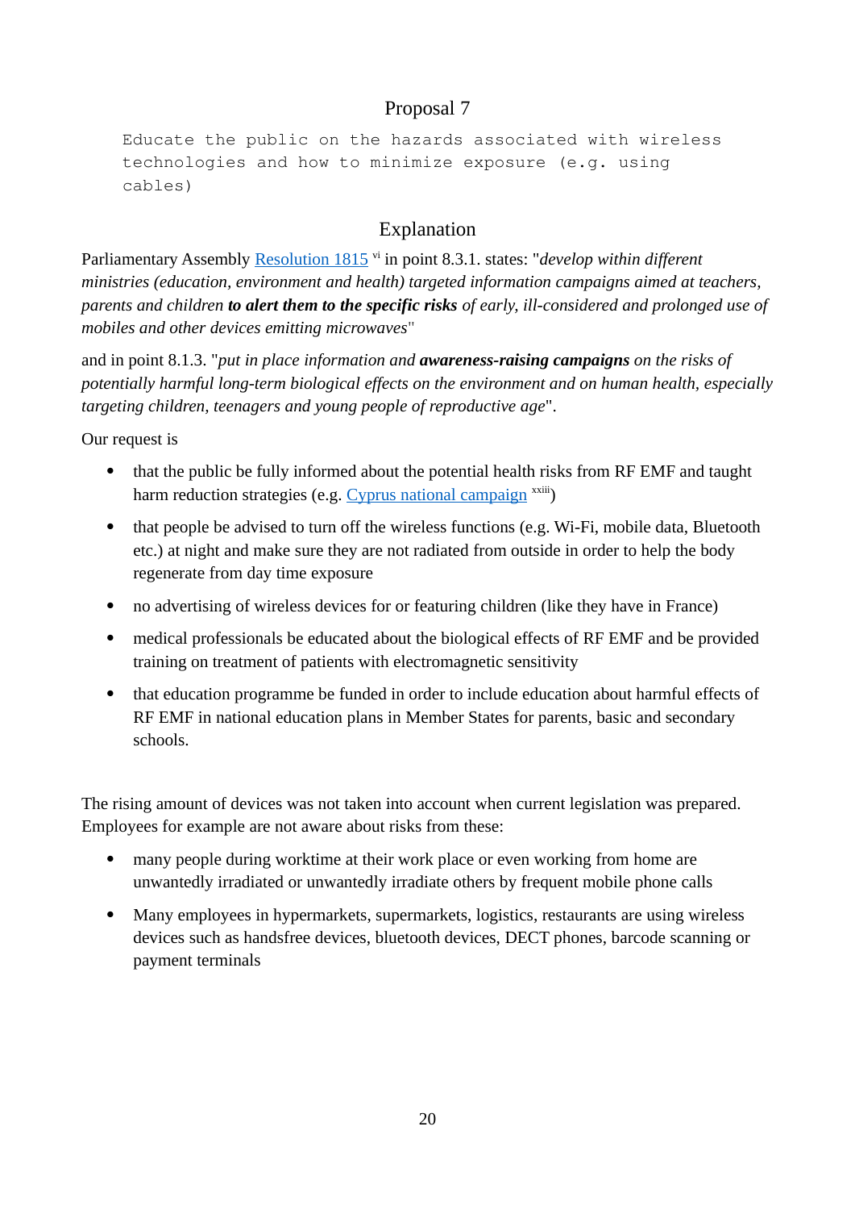## Proposal 7

```
Educate the public on the hazards associated with wireless
technologies and how to minimize exposure (e.g. using
cables)
```

## Explanation

Parliamentary Assembly Resolution 1815 [vi] in point 8.3.1. states: "*develop within different ministries (education, environment and health) targeted information campaigns aimed at teachers, parents and children* ***to alert them to the specific risks*** *of early, ill-considered and prolonged use of mobiles and other devices emitting microwaves*"

and in point 8.1.3. "*put in place information and* ***awareness-raising campaigns*** *on the risks of potentially harmful long-term biological effects on the environment and on human health, especially targeting children, teenagers and young people of reproductive age*".

Our request is

- that the public be fully informed about the potential health risks from RF EMF and taught harm reduction strategies (e.g. Cyprus national campaign [xxiii])
- that people be advised to turn off the wireless functions (e.g. Wi-Fi, mobile data, Bluetooth etc.) at night and make sure they are not radiated from outside in order to help the body regenerate from day time exposure
- no advertising of wireless devices for or featuring children (like they have in France)
- medical professionals be educated about the biological effects of RF EMF and be provided training on treatment of patients with electromagnetic sensitivity
- that education programme be funded in order to include education about harmful effects of RF EMF in national education plans in Member States for parents, basic and secondary schools.

The rising amount of devices was not taken into account when current legislation was prepared. Employees for example are not aware about risks from these:

- many people during worktime at their work place or even working from home are unwantedly irradiated or unwantedly irradiate others by frequent mobile phone calls
- Many employees in hypermarkets, supermarkets, logistics, restaurants are using wireless devices such as handsfree devices, bluetooth devices, DECT phones, barcode scanning or payment terminals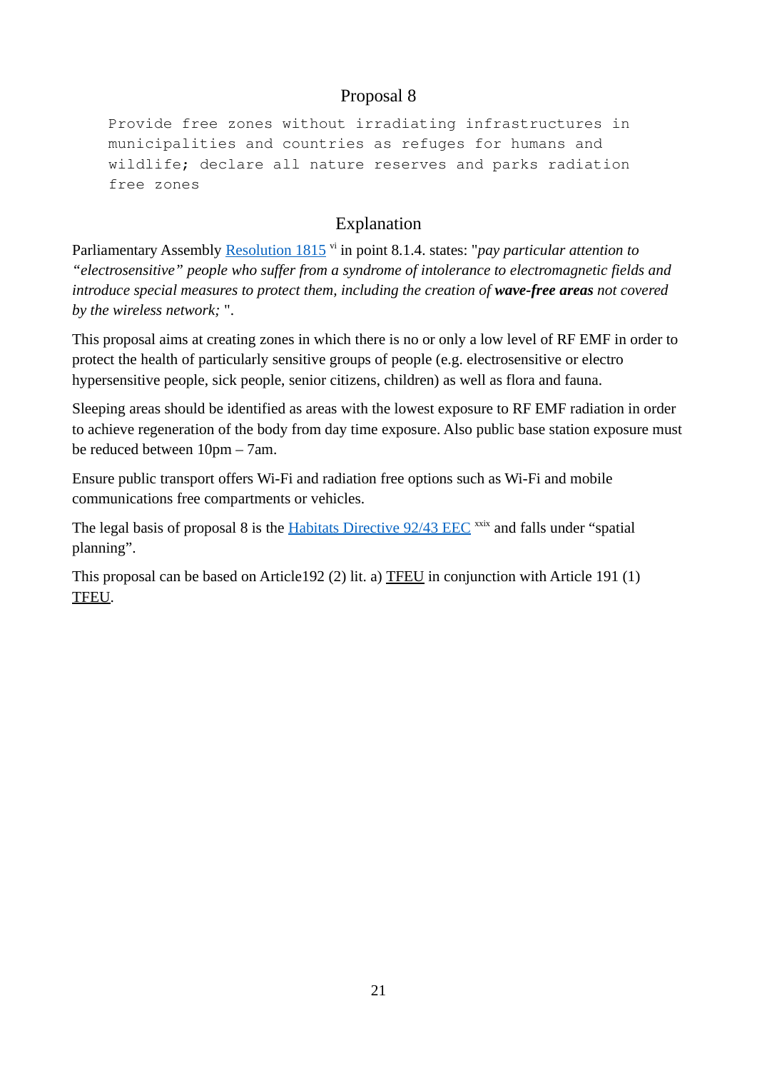## Proposal 8

```
Provide free zones without irradiating infrastructures in
municipalities and countries as refuges for humans and
wildlife; declare all nature reserves and parks radiation
free zones
```

## Explanation

Parliamentary Assembly Resolution 1815 [vi] in point 8.1.4. states: "*pay particular attention to "electrosensitive" people who suffer from a syndrome of intolerance to electromagnetic fields and introduce special measures to protect them, including the creation of* ***wave-free areas*** *not covered by the wireless network;* ".

This proposal aims at creating zones in which there is no or only a low level of RF EMF in order to protect the health of particularly sensitive groups of people (e.g. electrosensitive or electro hypersensitive people, sick people, senior citizens, children) as well as flora and fauna.

Sleeping areas should be identified as areas with the lowest exposure to RF EMF radiation in order to achieve regeneration of the body from day time exposure. Also public base station exposure must be reduced between 10pm – 7am.

Ensure public transport offers Wi-Fi and radiation free options such as Wi-Fi and mobile communications free compartments or vehicles.

The legal basis of proposal 8 is the Habitats Directive 92/43 EEC [xxix] and falls under "spatial planning".

This proposal can be based on Article192 (2) lit. a) TFEU in conjunction with Article 191 (1) TFEU.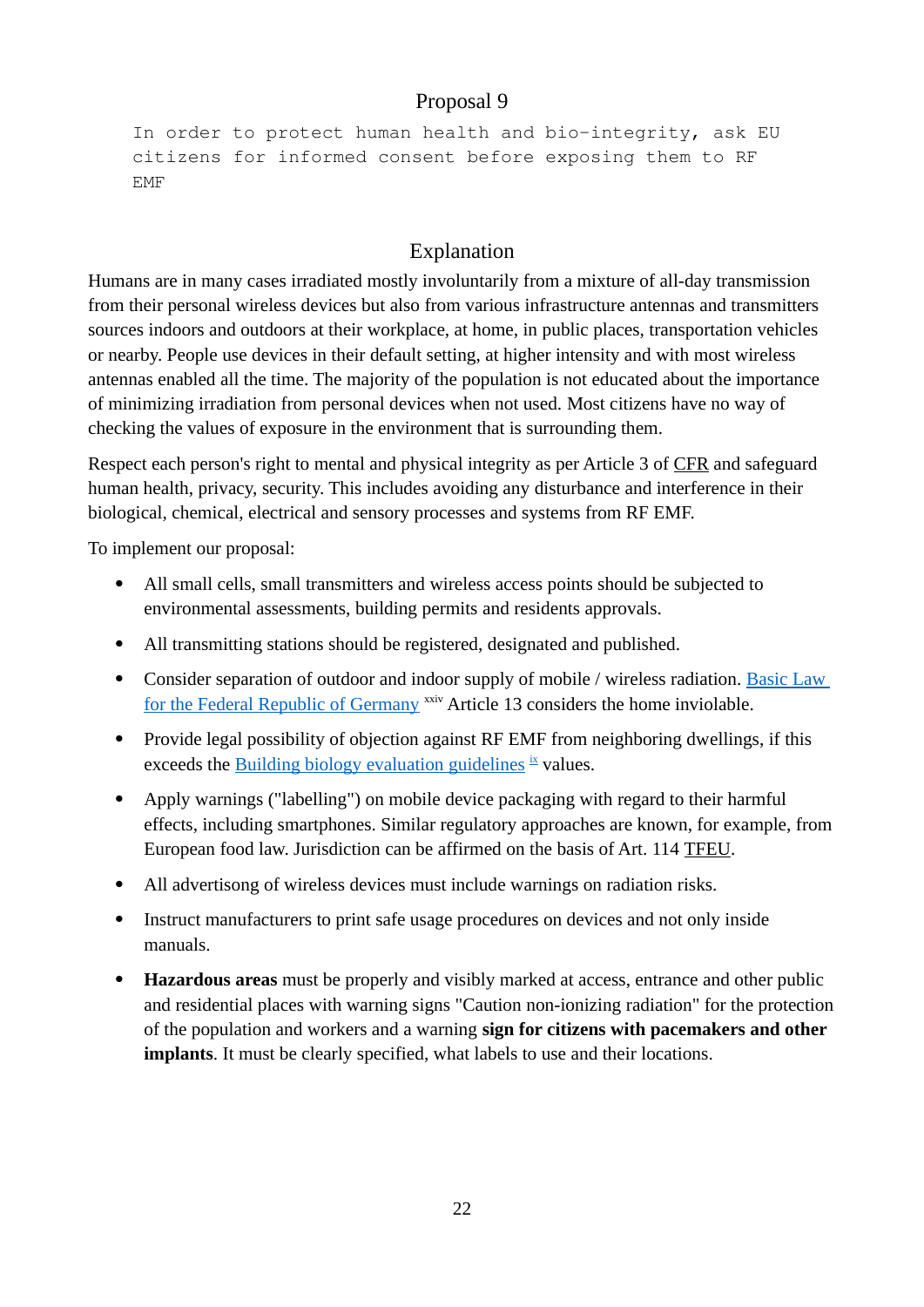## Proposal 9

```
In order to protect human health and bio-integrity, ask EU
citizens for informed consent before exposing them to RF
EMF
```

## Explanation

Humans are in many cases irradiated mostly involuntarily from a mixture of all-day transmission from their personal wireless devices but also from various infrastructure antennas and transmitters sources indoors and outdoors at their workplace, at home, in public places, transportation vehicles or nearby. People use devices in their default setting, at higher intensity and with most wireless antennas enabled all the time. The majority of the population is not educated about the importance of minimizing irradiation from personal devices when not used. Most citizens have no way of checking the values of exposure in the environment that is surrounding them.

Respect each person's right to mental and physical integrity as per Article 3 of CFR and safeguard human health, privacy, security. This includes avoiding any disturbance and interference in their biological, chemical, electrical and sensory processes and systems from RF EMF.

To implement our proposal:

- All small cells, small transmitters and wireless access points should be subjected to environmental assessments, building permits and residents approvals.
- All transmitting stations should be registered, designated and published.
- Consider separation of outdoor and indoor supply of mobile / wireless radiation. Basic Law for the Federal Republic of Germany [xxiv] Article 13 considers the home inviolable.
- Provide legal possibility of objection against RF EMF from neighboring dwellings, if this exceeds the Building biology evaluation guidelines [ix] values.
- Apply warnings ("labelling") on mobile device packaging with regard to their harmful effects, including smartphones. Similar regulatory approaches are known, for example, from European food law. Jurisdiction can be affirmed on the basis of Art. 114 TFEU.
- All advertisong of wireless devices must include warnings on radiation risks.
- Instruct manufacturers to print safe usage procedures on devices and not only inside manuals.
- **Hazardous areas** must be properly and visibly marked at access, entrance and other public and residential places with warning signs "Caution non-ionizing radiation" for the protection of the population and workers and a warning **sign for citizens with pacemakers and other implants**. It must be clearly specified, what labels to use and their locations.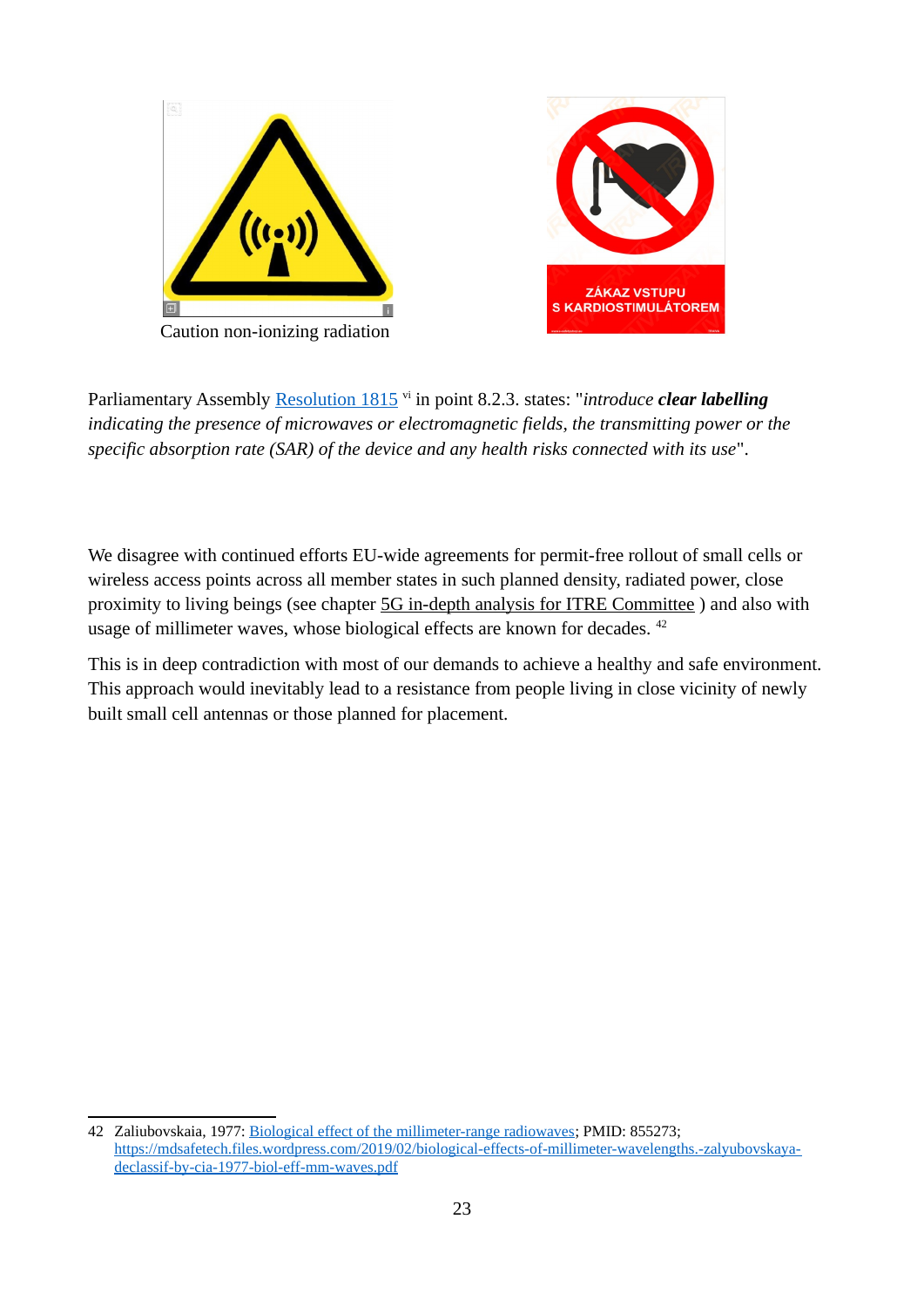Caution non-ionizing radiation

ZÁKAZ VSTUPU
S KARDIOSTIMULÁTOREM

Parliamentary Assembly Resolution 1815 [vi] in point 8.2.3. states: "*introduce **clear labelling** indicating the presence of microwaves or electromagnetic fields, the transmitting power or the specific absorption rate (SAR) of the device and any health risks connected with its use*".

We disagree with continued efforts EU-wide agreements for permit-free rollout of small cells or wireless access points across all member states in such planned density, radiated power, close proximity to living beings (see chapter 5G in-depth analysis for ITRE Committee ) and also with usage of millimeter waves, whose biological effects are known for decades. [42]

This is in deep contradiction with most of our demands to achieve a healthy and safe environment. This approach would inevitably lead to a resistance from people living in close vicinity of newly built small cell antennas or those planned for placement.

---

42 Zaliubovskaia, 1977: Biological effect of the millimeter-range radiowaves; PMID: 855273; https://mdsafetech.files.wordpress.com/2019/02/biological-effects-of-millimeter-wavelengths.-zalyubovskaya-declassif-by-cia-1977-biol-eff-mm-waves.pdf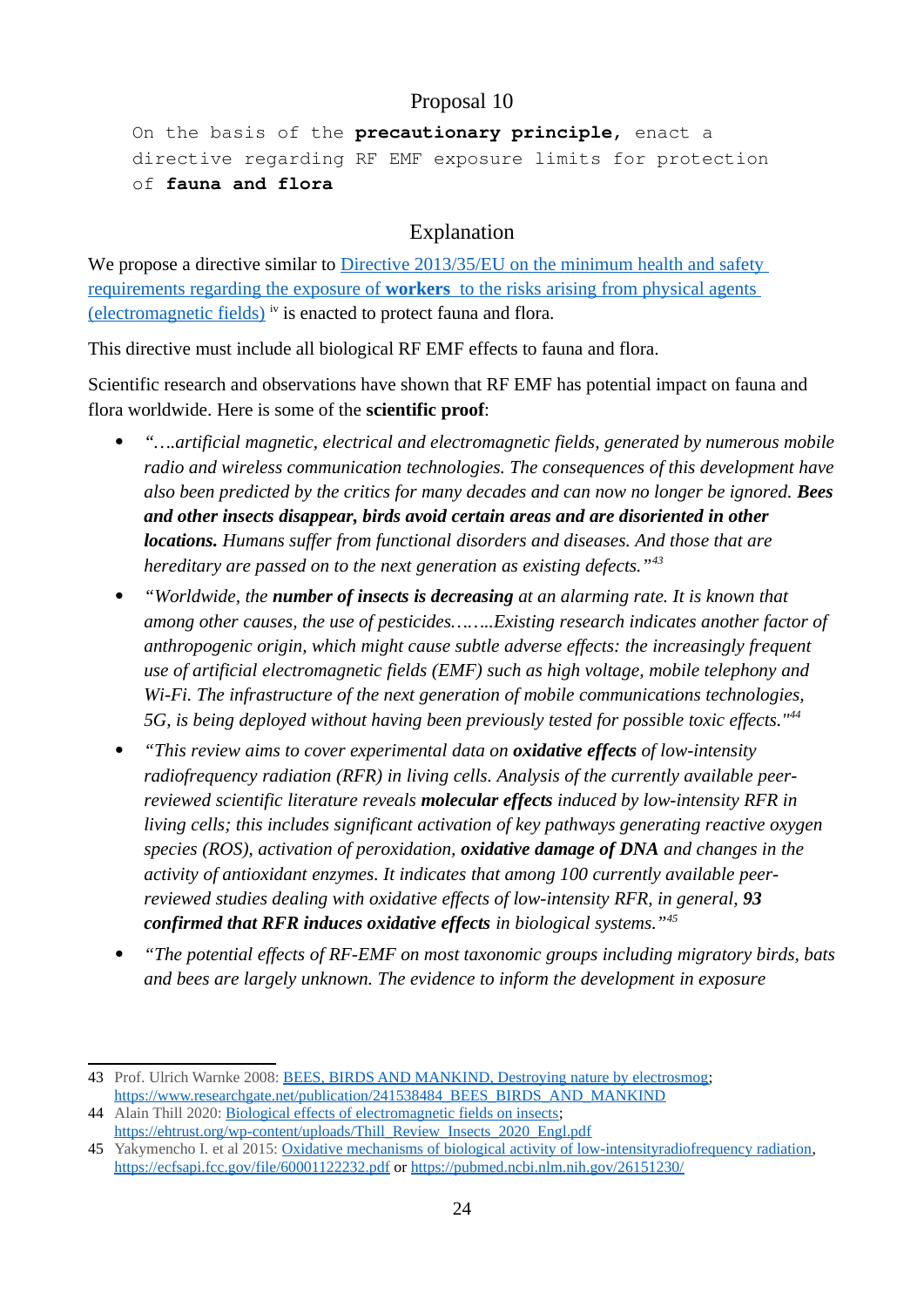## Proposal 10

```
On the basis of the precautionary principle, enact a
directive regarding RF EMF exposure limits for protection
of fauna and flora
```

## Explanation

We propose a directive similar to [Directive 2013/35/EU on the minimum health and safety requirements regarding the exposure of **workers** to the risks arising from physical agents (electromagnetic fields)] [iv] is enacted to protect fauna and flora.

This directive must include all biological RF EMF effects to fauna and flora.

Scientific research and observations have shown that RF EMF has potential impact on fauna and flora worldwide. Here is some of the **scientific proof**:

- *"….artificial magnetic, electrical and electromagnetic fields, generated by numerous mobile radio and wireless communication technologies. The consequences of this development have also been predicted by the critics for many decades and can now no longer be ignored.* ***Bees and other insects disappear, birds avoid certain areas and are disoriented in other locations.*** *Humans suffer from functional disorders and diseases. And those that are hereditary are passed on to the next generation as existing defects."*[43]
- *"Worldwide, the* ***number of insects is decreasing*** *at an alarming rate. It is known that among other causes, the use of pesticides……..Existing research indicates another factor of anthropogenic origin, which might cause subtle adverse effects: the increasingly frequent use of artificial electromagnetic fields (EMF) such as high voltage, mobile telephony and Wi-Fi. The infrastructure of the next generation of mobile communications technologies, 5G, is being deployed without having been previously tested for possible toxic effects."*[44]
- *"This review aims to cover experimental data on* ***oxidative effects*** *of low-intensity radiofrequency radiation (RFR) in living cells. Analysis of the currently available peer-reviewed scientific literature reveals* ***molecular effects*** *induced by low-intensity RFR in living cells; this includes significant activation of key pathways generating reactive oxygen species (ROS), activation of peroxidation,* ***oxidative damage of DNA*** *and changes in the activity of antioxidant enzymes. It indicates that among 100 currently available peer-reviewed studies dealing with oxidative effects of low-intensity RFR, in general,* ***93 confirmed that RFR induces oxidative effects*** *in biological systems."*[45]
- *"The potential effects of RF-EMF on most taxonomic groups including migratory birds, bats and bees are largely unknown. The evidence to inform the development in exposure*

---

43 Prof. Ulrich Warnke 2008: BEES, BIRDS AND MANKIND, Destroying nature by electrosmog; https://www.researchgate.net/publication/241538484_BEES_BIRDS_AND_MANKIND

44 Alain Thill 2020: Biological effects of electromagnetic fields on insects; https://ehtrust.org/wp-content/uploads/Thill_Review_Insects_2020_Engl.pdf

45 Yakymencho I. et al 2015: Oxidative mechanisms of biological activity of low-intensityradiofrequency radiation, https://ecfsapi.fcc.gov/file/60001122232.pdf or https://pubmed.ncbi.nlm.nih.gov/26151230/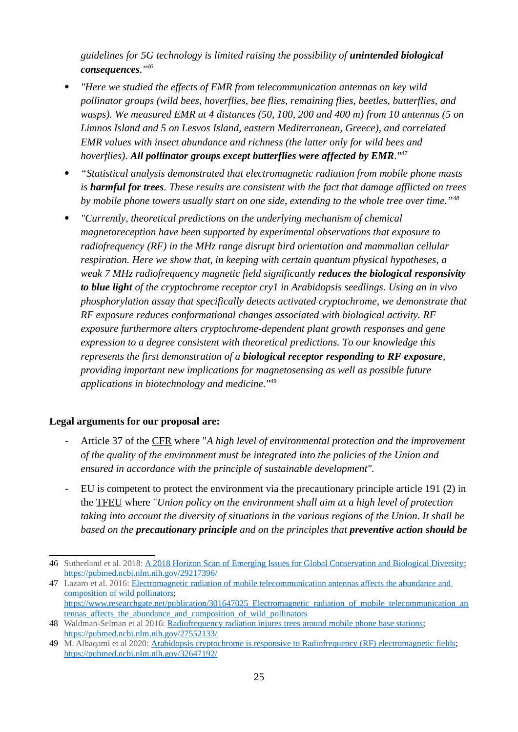*guidelines for 5G technology is limited raising the possibility of **unintended biological consequences**."*[46]

- *"Here we studied the effects of EMR from telecommunication antennas on key wild pollinator groups (wild bees, hoverflies, bee flies, remaining flies, beetles, butterflies, and wasps). We measured EMR at 4 distances (50, 100, 200 and 400 m) from 10 antennas (5 on Limnos Island and 5 on Lesvos Island, eastern Mediterranean, Greece), and correlated EMR values with insect abundance and richness (the latter only for wild bees and hoverflies). **All pollinator groups except butterflies were affected by EMR**."*[47]
- *"Statistical analysis demonstrated that electromagnetic radiation from mobile phone masts is **harmful for trees**. These results are consistent with the fact that damage afflicted on trees by mobile phone towers usually start on one side, extending to the whole tree over time."*[48]
- *"Currently, theoretical predictions on the underlying mechanism of chemical magnetoreception have been supported by experimental observations that exposure to radiofrequency (RF) in the MHz range disrupt bird orientation and mammalian cellular respiration. Here we show that, in keeping with certain quantum physical hypotheses, a weak 7 MHz radiofrequency magnetic field significantly **reduces the biological responsivity to blue light** of the cryptochrome receptor cry1 in Arabidopsis seedlings. Using an in vivo phosphorylation assay that specifically detects activated cryptochrome, we demonstrate that RF exposure reduces conformational changes associated with biological activity. RF exposure furthermore alters cryptochrome-dependent plant growth responses and gene expression to a degree consistent with theoretical predictions. To our knowledge this represents the first demonstration of a **biological receptor responding to RF exposure**, providing important new implications for magnetosensing as well as possible future applications in biotechnology and medicine."*[49]

**Legal arguments for our proposal are:**

- Article 37 of the CFR where "*A high level of environmental protection and the improvement of the quality of the environment must be integrated into the policies of the Union and ensured in accordance with the principle of sustainable development*".
- EU is competent to protect the environment via the precautionary principle article 191 (2) in the TFEU where "*Union policy on the environment shall aim at a high level of protection taking into account the diversity of situations in the various regions of the Union. It shall be based on the **precautionary principle** and on the principles that **preventive action should be***

---

46 Sutherland et al. 2018: A 2018 Horizon Scan of Emerging Issues for Global Conservation and Biological Diversity; https://pubmed.ncbi.nlm.nih.gov/29217396/

47 Lazaro et al. 2016: Electromagnetic radiation of mobile telecommunication antennas affects the abundance and composition of wild pollinators; https://www.researchgate.net/publication/301647025_Electromagnetic_radiation_of_mobile_telecommunication_antennas_affects_the_abundance_and_composition_of_wild_pollinators

48 Waldman-Selman et al 2016: Radiofrequency radiation injures trees around mobile phone base stations; https://pubmed.ncbi.nlm.nih.gov/27552133/

49 M. Albaqami et al 2020: Arabidopsis cryptochrome is responsive to Radiofrequency (RF) electromagnetic fields; https://pubmed.ncbi.nlm.nih.gov/32647192/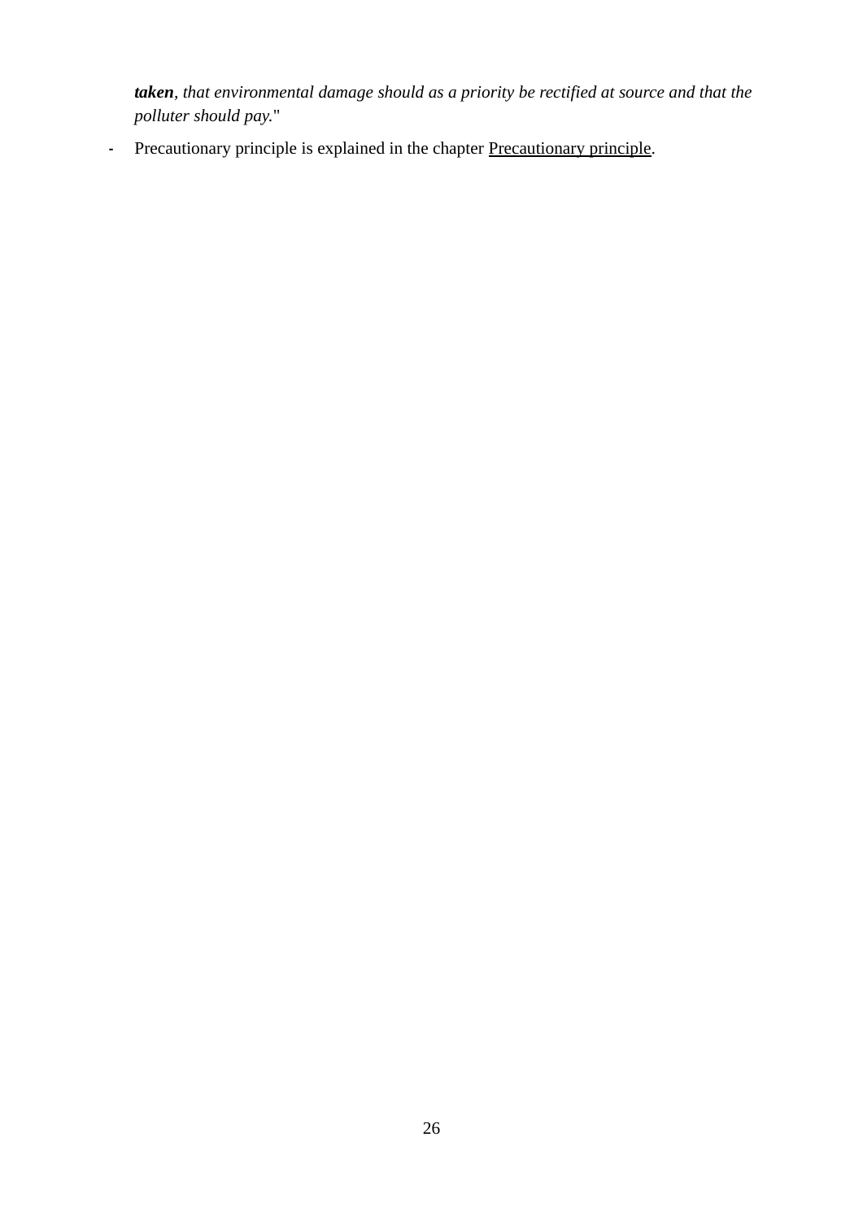***taken****, that environmental damage should as a priority be rectified at source and that the polluter should pay.*"

- Precautionary principle is explained in the chapter Precautionary principle.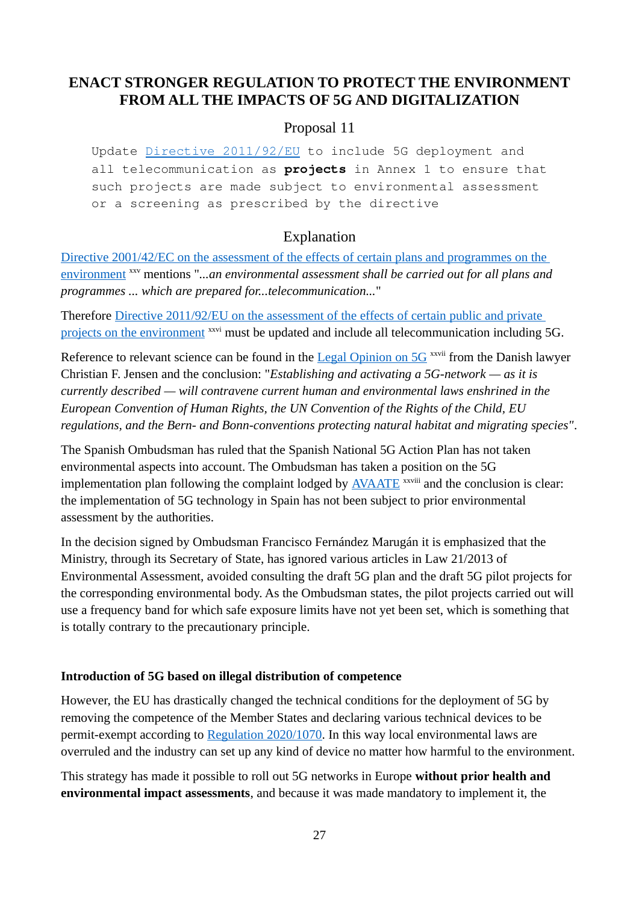## ENACT STRONGER REGULATION TO PROTECT THE ENVIRONMENT FROM ALL THE IMPACTS OF 5G AND DIGITALIZATION

### Proposal 11

```
Update Directive 2011/92/EU to include 5G deployment and
all telecommunication as projects in Annex 1 to ensure that
such projects are made subject to environmental assessment
or a screening as prescribed by the directive
```

### Explanation

Directive 2001/42/EC on the assessment of the effects of certain plans and programmes on the environment [xxv] mentions "...*an environmental assessment shall be carried out for all plans and programmes ... which are prepared for...telecommunication...*"

Therefore Directive 2011/92/EU on the assessment of the effects of certain public and private projects on the environment [xxvi] must be updated and include all telecommunication including 5G.

Reference to relevant science can be found in the Legal Opinion on 5G [xxvii] from the Danish lawyer Christian F. Jensen and the conclusion: "*Establishing and activating a 5G-network — as it is currently described — will contravene current human and environmental laws enshrined in the European Convention of Human Rights, the UN Convention of the Rights of the Child, EU regulations, and the Bern- and Bonn-conventions protecting natural habitat and migrating species*".

The Spanish Ombudsman has ruled that the Spanish National 5G Action Plan has not taken environmental aspects into account. The Ombudsman has taken a position on the 5G implementation plan following the complaint lodged by AVAATE [xxviii] and the conclusion is clear: the implementation of 5G technology in Spain has not been subject to prior environmental assessment by the authorities.

In the decision signed by Ombudsman Francisco Fernández Marugán it is emphasized that the Ministry, through its Secretary of State, has ignored various articles in Law 21/2013 of Environmental Assessment, avoided consulting the draft 5G plan and the draft 5G pilot projects for the corresponding environmental body. As the Ombudsman states, the pilot projects carried out will use a frequency band for which safe exposure limits have not yet been set, which is something that is totally contrary to the precautionary principle.

**Introduction of 5G based on illegal distribution of competence**

However, the EU has drastically changed the technical conditions for the deployment of 5G by removing the competence of the Member States and declaring various technical devices to be permit-exempt according to Regulation 2020/1070. In this way local environmental laws are overruled and the industry can set up any kind of device no matter how harmful to the environment.

This strategy has made it possible to roll out 5G networks in Europe **without prior health and environmental impact assessments**, and because it was made mandatory to implement it, the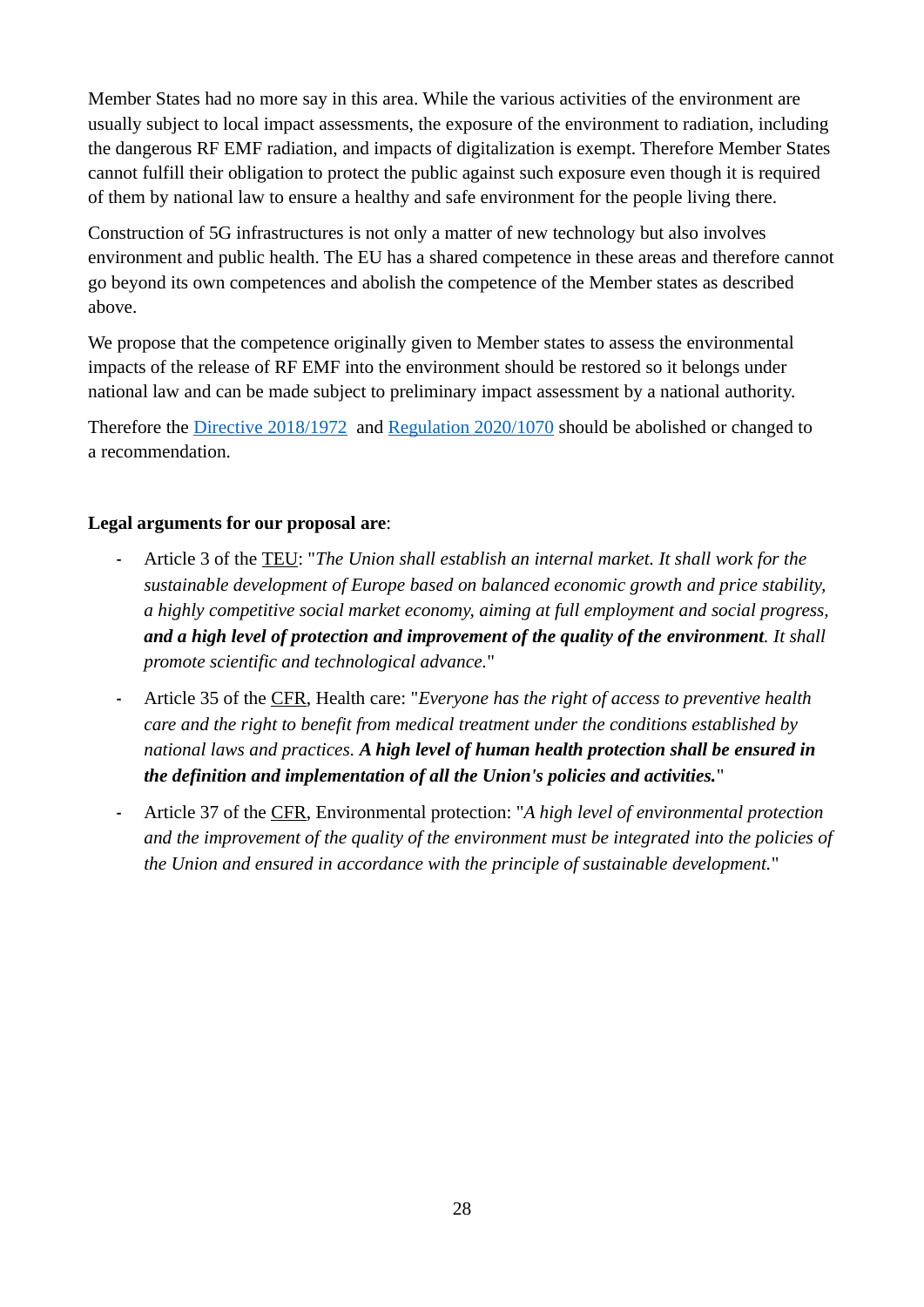Member States had no more say in this area. While the various activities of the environment are usually subject to local impact assessments, the exposure of the environment to radiation, including the dangerous RF EMF radiation, and impacts of digitalization is exempt. Therefore Member States cannot fulfill their obligation to protect the public against such exposure even though it is required of them by national law to ensure a healthy and safe environment for the people living there.

Construction of 5G infrastructures is not only a matter of new technology but also involves environment and public health. The EU has a shared competence in these areas and therefore cannot go beyond its own competences and abolish the competence of the Member states as described above.

We propose that the competence originally given to Member states to assess the environmental impacts of the release of RF EMF into the environment should be restored so it belongs under national law and can be made subject to preliminary impact assessment by a national authority.

Therefore the Directive 2018/1972 and Regulation 2020/1070 should be abolished or changed to a recommendation.

**Legal arguments for our proposal are**:

- Article 3 of the TEU: "*The Union shall establish an internal market. It shall work for the sustainable development of Europe based on balanced economic growth and price stability, a highly competitive social market economy, aiming at full employment and social progress,* ***and a high level of protection and improvement of the quality of the environment****. It shall promote scientific and technological advance.*"
- Article 35 of the CFR, Health care: "*Everyone has the right of access to preventive health care and the right to benefit from medical treatment under the conditions established by national laws and practices.* ***A high level of human health protection shall be ensured in the definition and implementation of all the Union's policies and activities.***"
- Article 37 of the CFR, Environmental protection: "*A high level of environmental protection and the improvement of the quality of the environment must be integrated into the policies of the Union and ensured in accordance with the principle of sustainable development.*"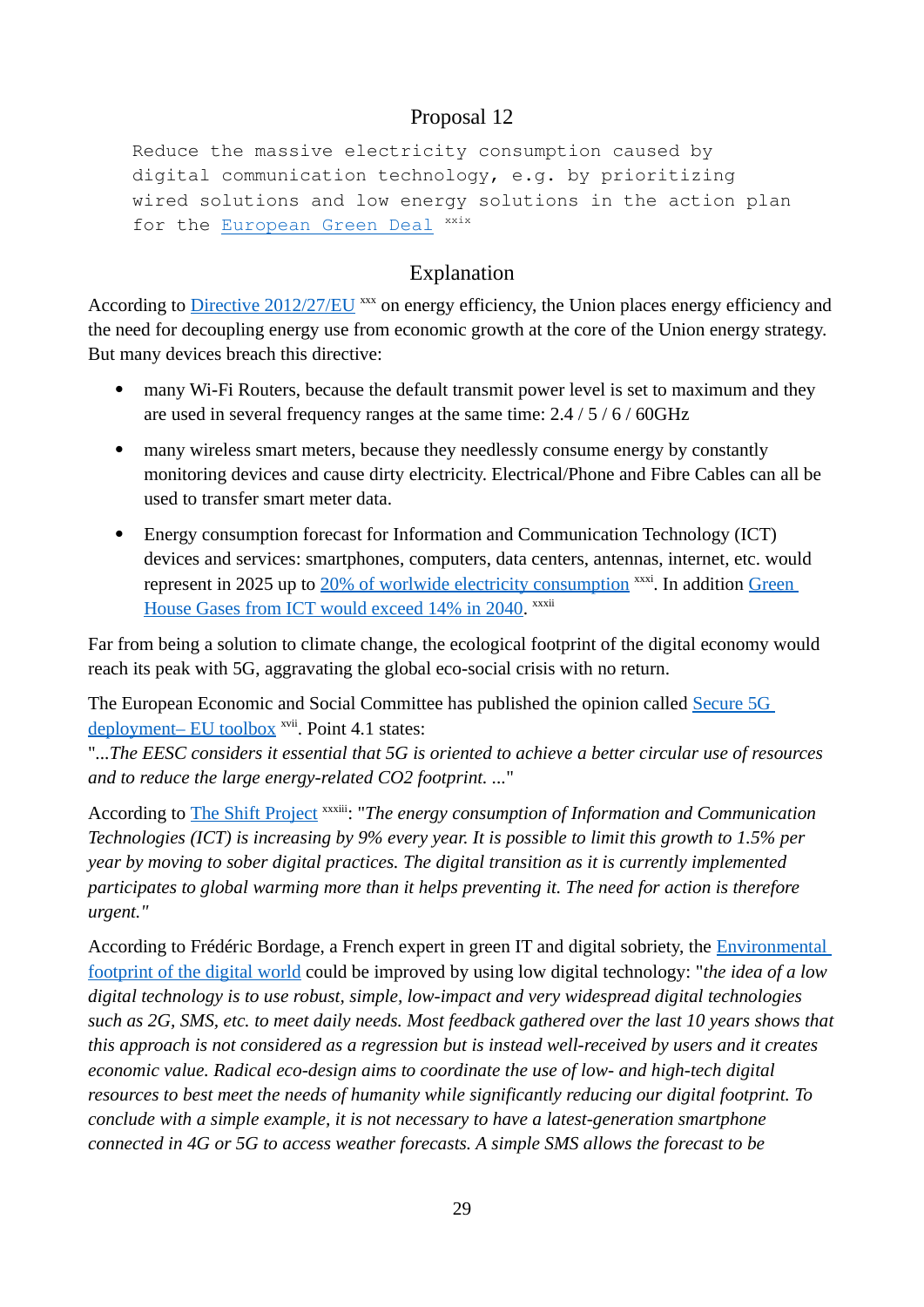## Proposal 12

```
Reduce the massive electricity consumption caused by
digital communication technology, e.g. by prioritizing
wired solutions and low energy solutions in the action plan
for the European Green Deal [xxix]
```

## Explanation

According to Directive 2012/27/EU [xxx] on energy efficiency, the Union places energy efficiency and the need for decoupling energy use from economic growth at the core of the Union energy strategy. But many devices breach this directive:

- many Wi-Fi Routers, because the default transmit power level is set to maximum and they are used in several frequency ranges at the same time: 2.4 / 5 / 6 / 60GHz
- many wireless smart meters, because they needlessly consume energy by constantly monitoring devices and cause dirty electricity. Electrical/Phone and Fibre Cables can all be used to transfer smart meter data.
- Energy consumption forecast for Information and Communication Technology (ICT) devices and services: smartphones, computers, data centers, antennas, internet, etc. would represent in 2025 up to 20% of worlwide electricity consumption [xxxi]. In addition Green House Gases from ICT would exceed 14% in 2040. [xxxii]

Far from being a solution to climate change, the ecological footprint of the digital economy would reach its peak with 5G, aggravating the global eco-social crisis with no return.

The European Economic and Social Committee has published the opinion called Secure 5G deployment– EU toolbox [xvii]. Point 4.1 states:
"*...The EESC considers it essential that 5G is oriented to achieve a better circular use of resources and to reduce the large energy-related CO2 footprint. ...*"

According to The Shift Project [xxxiii]: "*The energy consumption of Information and Communication Technologies (ICT) is increasing by 9% every year. It is possible to limit this growth to 1.5% per year by moving to sober digital practices. The digital transition as it is currently implemented participates to global warming more than it helps preventing it. The need for action is therefore urgent."*

According to Frédéric Bordage, a French expert in green IT and digital sobriety, the Environmental footprint of the digital world could be improved by using low digital technology: "*the idea of a low digital technology is to use robust, simple, low-impact and very widespread digital technologies such as 2G, SMS, etc. to meet daily needs. Most feedback gathered over the last 10 years shows that this approach is not considered as a regression but is instead well-received by users and it creates economic value. Radical eco-design aims to coordinate the use of low- and high-tech digital resources to best meet the needs of humanity while significantly reducing our digital footprint. To conclude with a simple example, it is not necessary to have a latest-generation smartphone connected in 4G or 5G to access weather forecasts. A simple SMS allows the forecast to be*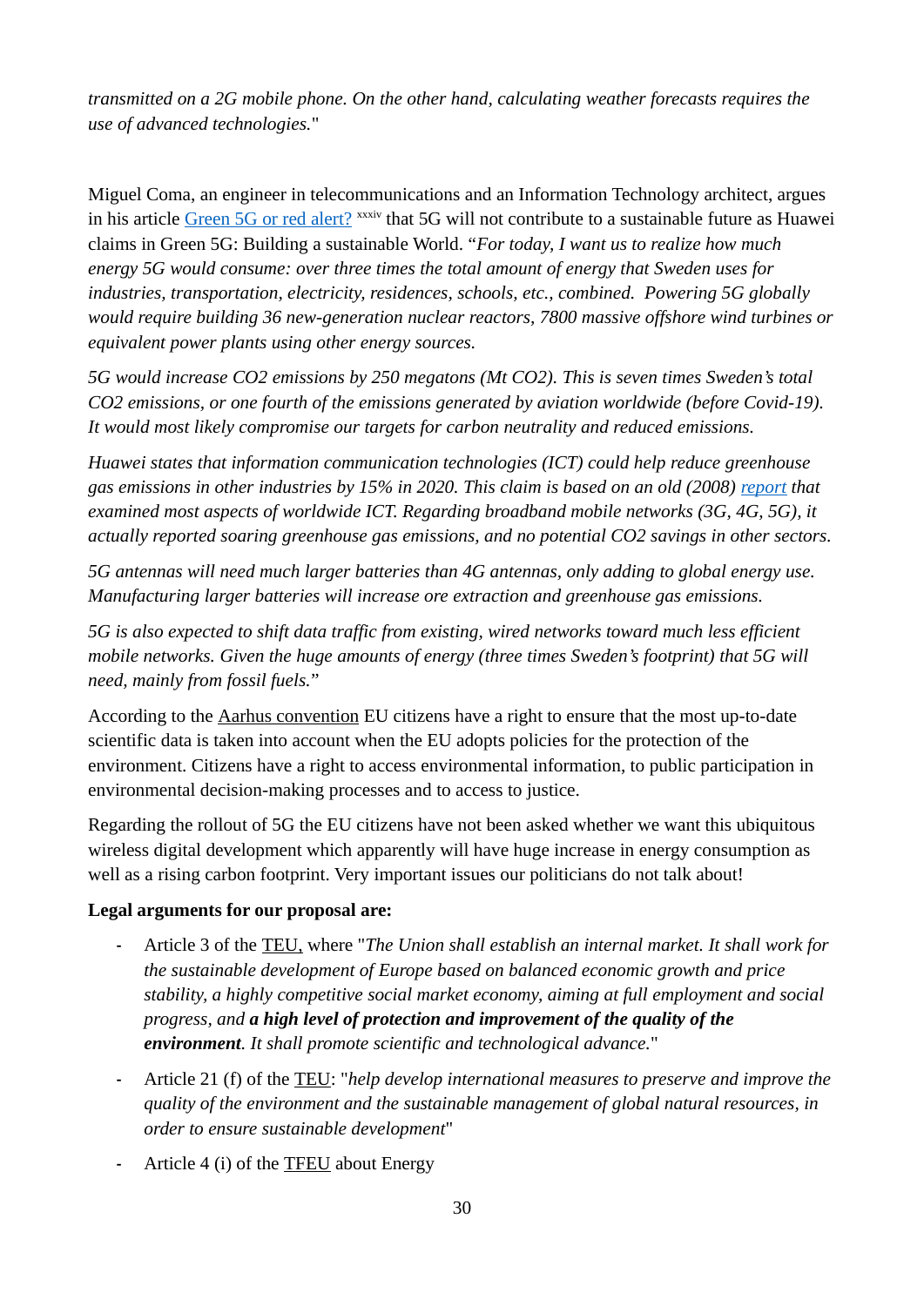*transmitted on a 2G mobile phone. On the other hand, calculating weather forecasts requires the use of advanced technologies.*"

Miguel Coma, an engineer in telecommunications and an Information Technology architect, argues in his article Green 5G or red alert? [xxxiv] that 5G will not contribute to a sustainable future as Huawei claims in Green 5G: Building a sustainable World. "*For today, I want us to realize how much energy 5G would consume: over three times the total amount of energy that Sweden uses for industries, transportation, electricity, residences, schools, etc., combined. Powering 5G globally would require building 36 new-generation nuclear reactors, 7800 massive offshore wind turbines or equivalent power plants using other energy sources.*

*5G would increase CO2 emissions by 250 megatons (Mt CO2). This is seven times Sweden's total CO2 emissions, or one fourth of the emissions generated by aviation worldwide (before Covid-19). It would most likely compromise our targets for carbon neutrality and reduced emissions.*

*Huawei states that information communication technologies (ICT) could help reduce greenhouse gas emissions in other industries by 15% in 2020. This claim is based on an old (2008) report that examined most aspects of worldwide ICT. Regarding broadband mobile networks (3G, 4G, 5G), it actually reported soaring greenhouse gas emissions, and no potential CO2 savings in other sectors.*

*5G antennas will need much larger batteries than 4G antennas, only adding to global energy use. Manufacturing larger batteries will increase ore extraction and greenhouse gas emissions.*

*5G is also expected to shift data traffic from existing, wired networks toward much less efficient mobile networks. Given the huge amounts of energy (three times Sweden's footprint) that 5G will need, mainly from fossil fuels.*"

According to the Aarhus convention EU citizens have a right to ensure that the most up-to-date scientific data is taken into account when the EU adopts policies for the protection of the environment. Citizens have a right to access environmental information, to public participation in environmental decision-making processes and to access to justice.

Regarding the rollout of 5G the EU citizens have not been asked whether we want this ubiquitous wireless digital development which apparently will have huge increase in energy consumption as well as a rising carbon footprint. Very important issues our politicians do not talk about!

**Legal arguments for our proposal are:**

- Article 3 of the TEU, where "*The Union shall establish an internal market. It shall work for the sustainable development of Europe based on balanced economic growth and price stability, a highly competitive social market economy, aiming at full employment and social progress, and* ***a high level of protection and improvement of the quality of the environment****. It shall promote scientific and technological advance.*"
- Article 21 (f) of the TEU: "*help develop international measures to preserve and improve the quality of the environment and the sustainable management of global natural resources, in order to ensure sustainable development*"
- Article 4 (i) of the TFEU about Energy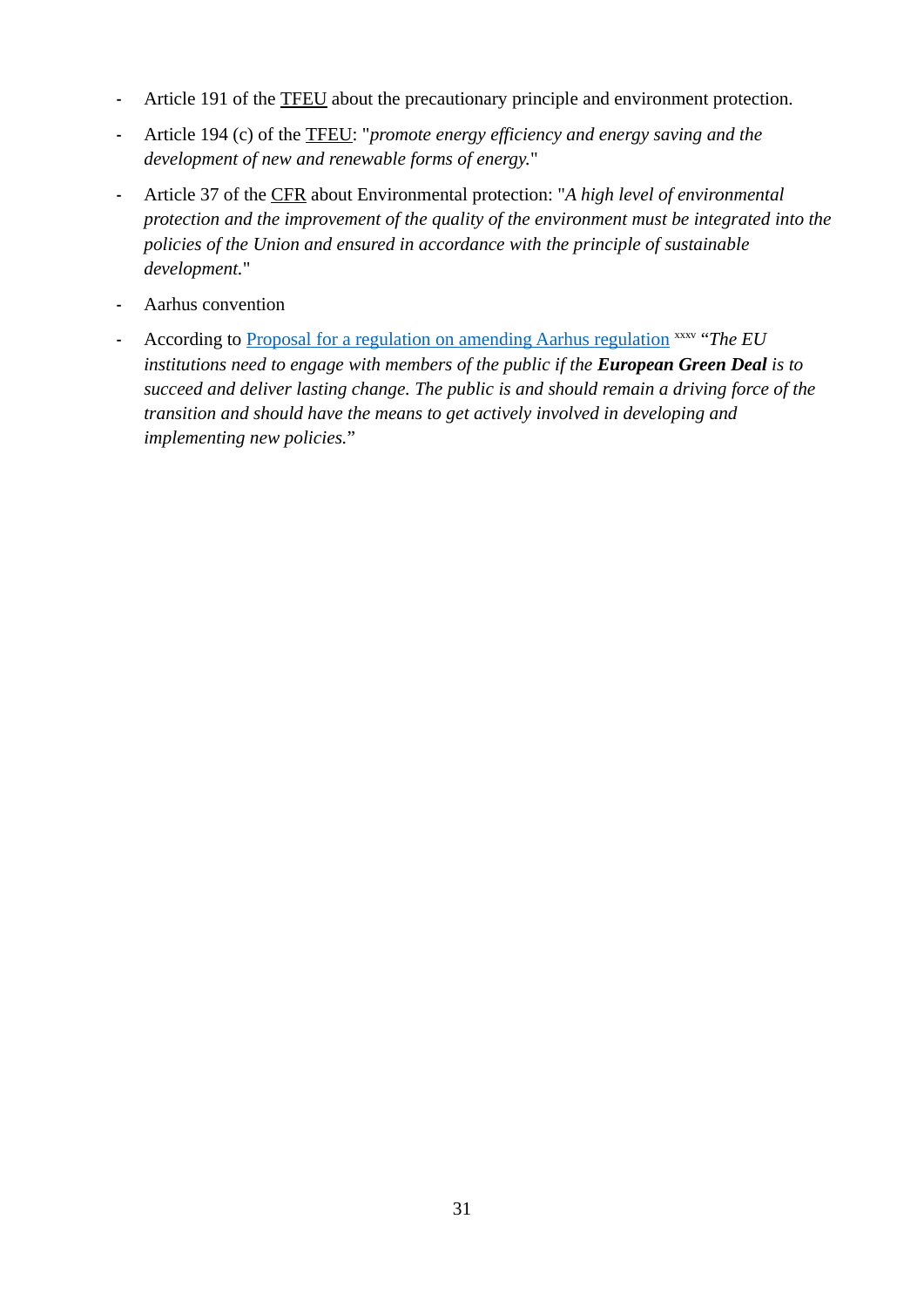- Article 191 of the TFEU about the precautionary principle and environment protection.
- Article 194 (c) of the TFEU: "*promote energy efficiency and energy saving and the development of new and renewable forms of energy.*"
- Article 37 of the CFR about Environmental protection: "*A high level of environmental protection and the improvement of the quality of the environment must be integrated into the policies of the Union and ensured in accordance with the principle of sustainable development.*"
- Aarhus convention
- According to [Proposal for a regulation on amending Aarhus regulation] [xxxv] "*The EU institutions need to engage with members of the public if the* ***European Green Deal*** *is to succeed and deliver lasting change. The public is and should remain a driving force of the transition and should have the means to get actively involved in developing and implementing new policies.*"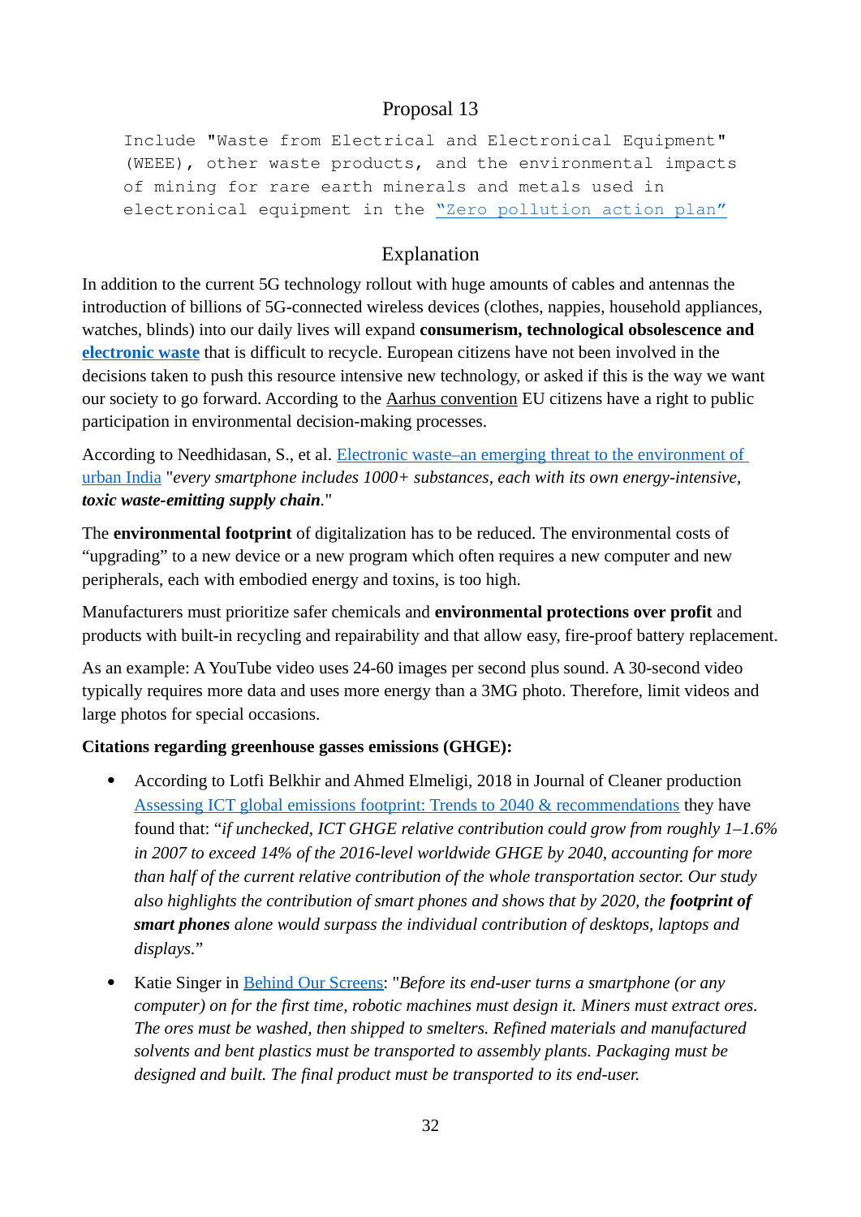## Proposal 13

```
Include "Waste from Electrical and Electronical Equipment"
(WEEE), other waste products, and the environmental impacts
of mining for rare earth minerals and metals used in
electronical equipment in the "Zero pollution action plan"
```

## Explanation

In addition to the current 5G technology rollout with huge amounts of cables and antennas the introduction of billions of 5G-connected wireless devices (clothes, nappies, household appliances, watches, blinds) into our daily lives will expand **consumerism, technological obsolescence and electronic waste** that is difficult to recycle. European citizens have not been involved in the decisions taken to push this resource intensive new technology, or asked if this is the way we want our society to go forward. According to the Aarhus convention EU citizens have a right to public participation in environmental decision-making processes.

According to Needhidasan, S., et al. Electronic waste–an emerging threat to the environment of urban India "*every smartphone includes 1000+ substances, each with its own energy-intensive, **toxic waste-emitting supply chain**.*"

The **environmental footprint** of digitalization has to be reduced. The environmental costs of "upgrading" to a new device or a new program which often requires a new computer and new peripherals, each with embodied energy and toxins, is too high.

Manufacturers must prioritize safer chemicals and **environmental protections over profit** and products with built-in recycling and repairability and that allow easy, fire-proof battery replacement.

As an example: A YouTube video uses 24-60 images per second plus sound. A 30-second video typically requires more data and uses more energy than a 3MG photo. Therefore, limit videos and large photos for special occasions.

**Citations regarding greenhouse gasses emissions (GHGE):**

- According to Lotfi Belkhir and Ahmed Elmeligi, 2018 in Journal of Cleaner production Assessing ICT global emissions footprint: Trends to 2040 & recommendations they have found that: "*if unchecked, ICT GHGE relative contribution could grow from roughly 1–1.6% in 2007 to exceed 14% of the 2016-level worldwide GHGE by 2040, accounting for more than half of the current relative contribution of the whole transportation sector. Our study also highlights the contribution of smart phones and shows that by 2020, the **footprint of smart phones** alone would surpass the individual contribution of desktops, laptops and displays.*"
- Katie Singer in Behind Our Screens: "*Before its end-user turns a smartphone (or any computer) on for the first time, robotic machines must design it. Miners must extract ores. The ores must be washed, then shipped to smelters. Refined materials and manufactured solvents and bent plastics must be transported to assembly plants. Packaging must be designed and built. The final product must be transported to its end-user.*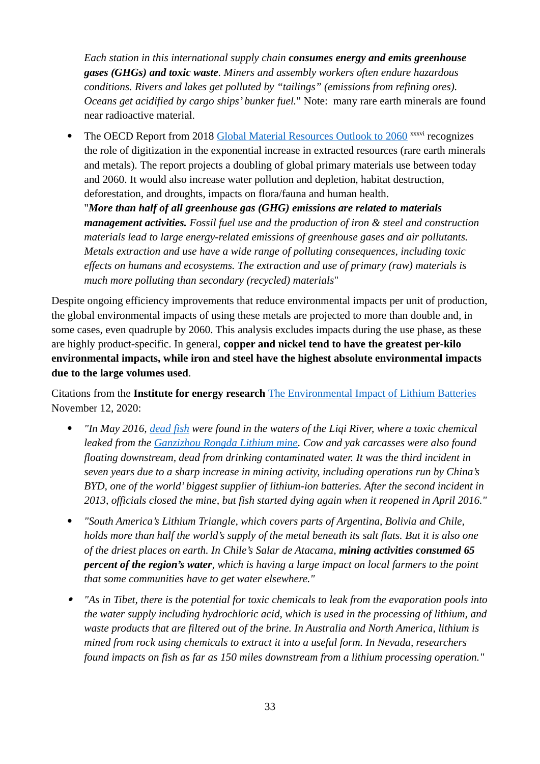*Each station in this international supply chain **consumes energy and emits greenhouse gases (GHGs) and toxic waste**. Miners and assembly workers often endure hazardous conditions. Rivers and lakes get polluted by "tailings" (emissions from refining ores). Oceans get acidified by cargo ships' bunker fuel.*" Note: many rare earth minerals are found near radioactive material.

- The OECD Report from 2018 [Global Material Resources Outlook to 2060](#) [xxxvi] recognizes the role of digitization in the exponential increase in extracted resources (rare earth minerals and metals). The report projects a doubling of global primary materials use between today and 2060. It would also increase water pollution and depletion, habitat destruction, deforestation, and droughts, impacts on flora/fauna and human health.
  "***More than half of all greenhouse gas (GHG) emissions are related to materials management activities.*** *Fossil fuel use and the production of iron & steel and construction materials lead to large energy-related emissions of greenhouse gases and air pollutants. Metals extraction and use have a wide range of polluting consequences, including toxic effects on humans and ecosystems. The extraction and use of primary (raw) materials is much more polluting than secondary (recycled) materials*"

Despite ongoing efficiency improvements that reduce environmental impacts per unit of production, the global environmental impacts of using these metals are projected to more than double and, in some cases, even quadruple by 2060. This analysis excludes impacts during the use phase, as these are highly product-specific. In general, **copper and nickel tend to have the greatest per-kilo environmental impacts, while iron and steel have the highest absolute environmental impacts due to the large volumes used**.

Citations from the **Institute for energy research** [The Environmental Impact of Lithium Batteries](#) November 12, 2020:

- *"In May 2016, [dead fish](#) were found in the waters of the Liqi River, where a toxic chemical leaked from the [Ganzizhou Rongda Lithium mine](#). Cow and yak carcasses were also found floating downstream, dead from drinking contaminated water. It was the third incident in seven years due to a sharp increase in mining activity, including operations run by China's BYD, one of the world' biggest supplier of lithium-ion batteries. After the second incident in 2013, officials closed the mine, but fish started dying again when it reopened in April 2016."*
- *"South America's Lithium Triangle, which covers parts of Argentina, Bolivia and Chile, holds more than half the world's supply of the metal beneath its salt flats. But it is also one of the driest places on earth. In Chile's Salar de Atacama, **mining activities consumed 65 percent of the region's water**, which is having a large impact on local farmers to the point that some communities have to get water elsewhere."*
- *"As in Tibet, there is the potential for toxic chemicals to leak from the evaporation pools into the water supply including hydrochloric acid, which is used in the processing of lithium, and waste products that are filtered out of the brine. In Australia and North America, lithium is mined from rock using chemicals to extract it into a useful form. In Nevada, researchers found impacts on fish as far as 150 miles downstream from a lithium processing operation."*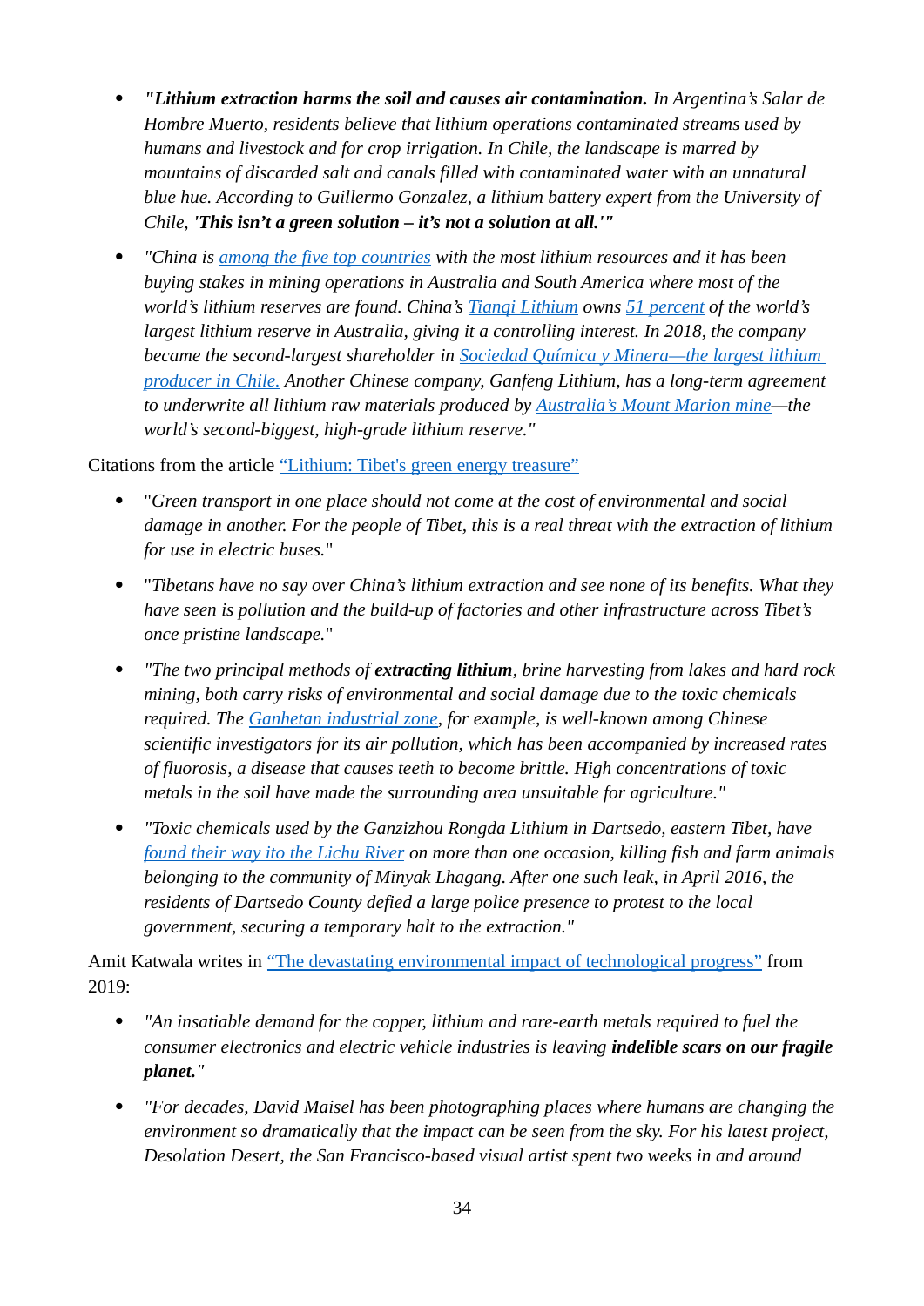- *"**Lithium extraction harms the soil and causes air contamination.** In Argentina's Salar de Hombre Muerto, residents believe that lithium operations contaminated streams used by humans and livestock and for crop irrigation. In Chile, the landscape is marred by mountains of discarded salt and canals filled with contaminated water with an unnatural blue hue. According to Guillermo Gonzalez, a lithium battery expert from the University of Chile, '**This isn't a green solution – it's not a solution at all.**'"*

- *"China is among the five top countries with the most lithium resources and it has been buying stakes in mining operations in Australia and South America where most of the world's lithium reserves are found. China's Tianqi Lithium owns 51 percent of the world's largest lithium reserve in Australia, giving it a controlling interest. In 2018, the company became the second-largest shareholder in Sociedad Química y Minera—the largest lithium producer in Chile. Another Chinese company, Ganfeng Lithium, has a long-term agreement to underwrite all lithium raw materials produced by Australia's Mount Marion mine—the world's second-biggest, high-grade lithium reserve."*

Citations from the article "Lithium: Tibet's green energy treasure"

- "*Green transport in one place should not come at the cost of environmental and social damage in another. For the people of Tibet, this is a real threat with the extraction of lithium for use in electric buses.*"

- "*Tibetans have no say over China's lithium extraction and see none of its benefits. What they have seen is pollution and the build-up of factories and other infrastructure across Tibet's once pristine landscape.*"

- *"The two principal methods of **extracting lithium**, brine harvesting from lakes and hard rock mining, both carry risks of environmental and social damage due to the toxic chemicals required. The Ganhetan industrial zone, for example, is well-known among Chinese scientific investigators for its air pollution, which has been accompanied by increased rates of fluorosis, a disease that causes teeth to become brittle. High concentrations of toxic metals in the soil have made the surrounding area unsuitable for agriculture."*

- *"Toxic chemicals used by the Ganzizhou Rongda Lithium in Dartsedo, eastern Tibet, have found their way ito the Lichu River on more than one occasion, killing fish and farm animals belonging to the community of Minyak Lhagang. After one such leak, in April 2016, the residents of Dartsedo County defied a large police presence to protest to the local government, securing a temporary halt to the extraction."*

Amit Katwala writes in "The devastating environmental impact of technological progress" from 2019:

- *"An insatiable demand for the copper, lithium and rare-earth metals required to fuel the consumer electronics and electric vehicle industries is leaving **indelible scars on our fragile planet.**"*

- *"For decades, David Maisel has been photographing places where humans are changing the environment so dramatically that the impact can be seen from the sky. For his latest project, Desolation Desert, the San Francisco-based visual artist spent two weeks in and around*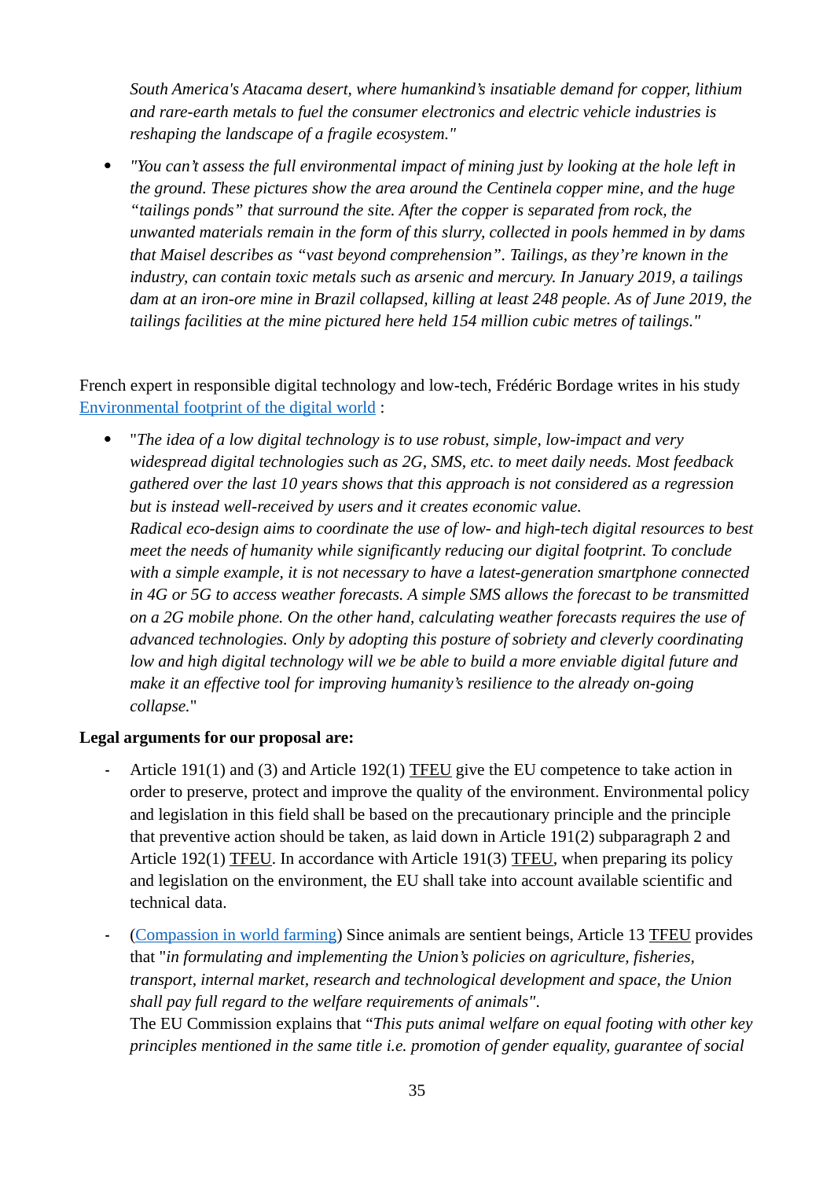*South America's Atacama desert, where humankind's insatiable demand for copper, lithium and rare-earth metals to fuel the consumer electronics and electric vehicle industries is reshaping the landscape of a fragile ecosystem."*

- *"You can't assess the full environmental impact of mining just by looking at the hole left in the ground. These pictures show the area around the Centinela copper mine, and the huge "tailings ponds" that surround the site. After the copper is separated from rock, the unwanted materials remain in the form of this slurry, collected in pools hemmed in by dams that Maisel describes as "vast beyond comprehension". Tailings, as they're known in the industry, can contain toxic metals such as arsenic and mercury. In January 2019, a tailings dam at an iron-ore mine in Brazil collapsed, killing at least 248 people. As of June 2019, the tailings facilities at the mine pictured here held 154 million cubic metres of tailings."*

French expert in responsible digital technology and low-tech, Frédéric Bordage writes in his study [Environmental footprint of the digital world](#) :

- "*The idea of a low digital technology is to use robust, simple, low-impact and very widespread digital technologies such as 2G, SMS, etc. to meet daily needs. Most feedback gathered over the last 10 years shows that this approach is not considered as a regression but is instead well-received by users and it creates economic value.*
  *Radical eco-design aims to coordinate the use of low- and high-tech digital resources to best meet the needs of humanity while significantly reducing our digital footprint. To conclude with a simple example, it is not necessary to have a latest-generation smartphone connected in 4G or 5G to access weather forecasts. A simple SMS allows the forecast to be transmitted on a 2G mobile phone. On the other hand, calculating weather forecasts requires the use of advanced technologies. Only by adopting this posture of sobriety and cleverly coordinating low and high digital technology will we be able to build a more enviable digital future and make it an effective tool for improving humanity's resilience to the already on-going collapse.*"

**Legal arguments for our proposal are:**

- Article 191(1) and (3) and Article 192(1) TFEU give the EU competence to take action in order to preserve, protect and improve the quality of the environment. Environmental policy and legislation in this field shall be based on the precautionary principle and the principle that preventive action should be taken, as laid down in Article 191(2) subparagraph 2 and Article 192(1) TFEU. In accordance with Article 191(3) TFEU, when preparing its policy and legislation on the environment, the EU shall take into account available scientific and technical data.
- ([Compassion in world farming](#)) Since animals are sentient beings, Article 13 TFEU provides that "*in formulating and implementing the Union's policies on agriculture, fisheries, transport, internal market, research and technological development and space, the Union shall pay full regard to the welfare requirements of animals*".
  The EU Commission explains that "*This puts animal welfare on equal footing with other key principles mentioned in the same title i.e. promotion of gender equality, guarantee of social*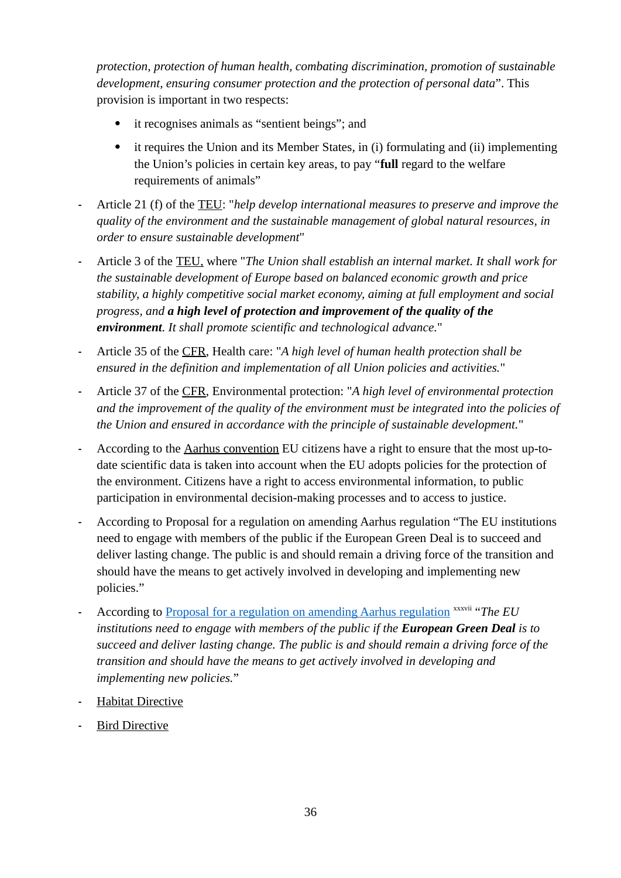*protection, protection of human health, combating discrimination, promotion of sustainable development, ensuring consumer protection and the protection of personal data*". This provision is important in two respects:

- it recognises animals as "sentient beings"; and
- it requires the Union and its Member States, in (i) formulating and (ii) implementing the Union's policies in certain key areas, to pay "**full** regard to the welfare requirements of animals"

- Article 21 (f) of the TEU: "*help develop international measures to preserve and improve the quality of the environment and the sustainable management of global natural resources, in order to ensure sustainable development*"
- Article 3 of the TEU, where "*The Union shall establish an internal market. It shall work for the sustainable development of Europe based on balanced economic growth and price stability, a highly competitive social market economy, aiming at full employment and social progress, and* ***a high level of protection and improvement of the quality of the environment****. It shall promote scientific and technological advance.*"
- Article 35 of the CFR, Health care: "*A high level of human health protection shall be ensured in the definition and implementation of all Union policies and activities.*"
- Article 37 of the CFR, Environmental protection: "*A high level of environmental protection and the improvement of the quality of the environment must be integrated into the policies of the Union and ensured in accordance with the principle of sustainable development.*"
- According to the Aarhus convention EU citizens have a right to ensure that the most up-to-date scientific data is taken into account when the EU adopts policies for the protection of the environment. Citizens have a right to access environmental information, to public participation in environmental decision-making processes and to access to justice.
- According to Proposal for a regulation on amending Aarhus regulation "The EU institutions need to engage with members of the public if the European Green Deal is to succeed and deliver lasting change. The public is and should remain a driving force of the transition and should have the means to get actively involved in developing and implementing new policies."
- According to Proposal for a regulation on amending Aarhus regulation [xxxvii] "*The EU institutions need to engage with members of the public if the* ***European Green Deal*** *is to succeed and deliver lasting change. The public is and should remain a driving force of the transition and should have the means to get actively involved in developing and implementing new policies.*"
- Habitat Directive
- Bird Directive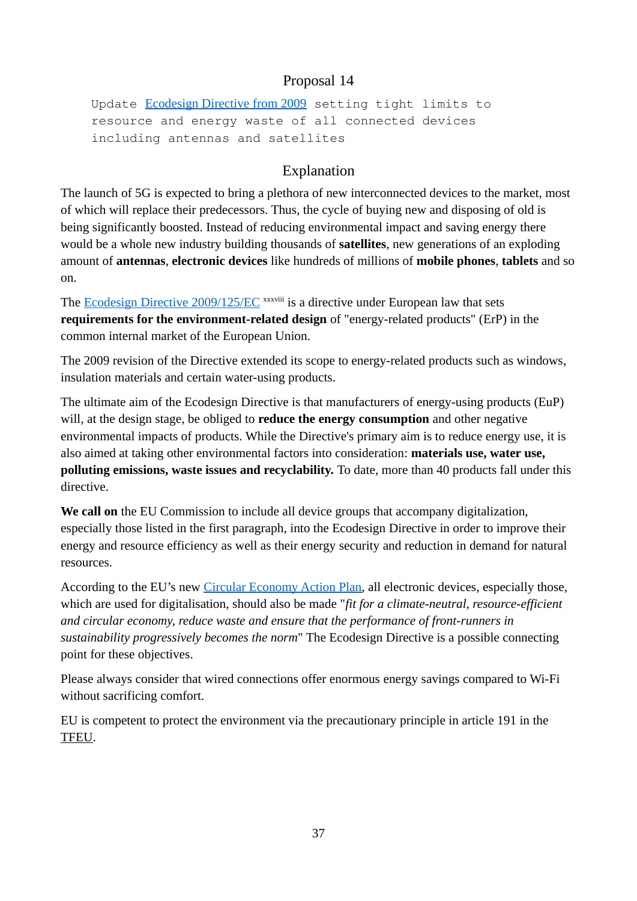## Proposal 14

```
Update Ecodesign Directive from 2009 setting tight limits to
resource and energy waste of all connected devices
including antennas and satellites
```

## Explanation

The launch of 5G is expected to bring a plethora of new interconnected devices to the market, most of which will replace their predecessors. Thus, the cycle of buying new and disposing of old is being significantly boosted. Instead of reducing environmental impact and saving energy there would be a whole new industry building thousands of **satellites**, new generations of an exploding amount of **antennas**, **electronic devices** like hundreds of millions of **mobile phones**, **tablets** and so on.

The Ecodesign Directive 2009/125/EC [xxxviii] is a directive under European law that sets **requirements for the environment-related design** of "energy-related products" (ErP) in the common internal market of the European Union.

The 2009 revision of the Directive extended its scope to energy-related products such as windows, insulation materials and certain water-using products.

The ultimate aim of the Ecodesign Directive is that manufacturers of energy-using products (EuP) will, at the design stage, be obliged to **reduce the energy consumption** and other negative environmental impacts of products. While the Directive's primary aim is to reduce energy use, it is also aimed at taking other environmental factors into consideration: **materials use, water use, polluting emissions, waste issues and recyclability.** To date, more than 40 products fall under this directive.

**We call on** the EU Commission to include all device groups that accompany digitalization, especially those listed in the first paragraph, into the Ecodesign Directive in order to improve their energy and resource efficiency as well as their energy security and reduction in demand for natural resources.

According to the EU's new Circular Economy Action Plan, all electronic devices, especially those, which are used for digitalisation, should also be made "*fit for a climate-neutral, resource-efficient and circular economy, reduce waste and ensure that the performance of front-runners in sustainability progressively becomes the norm*" The Ecodesign Directive is a possible connecting point for these objectives.

Please always consider that wired connections offer enormous energy savings compared to Wi-Fi without sacrificing comfort.

EU is competent to protect the environment via the precautionary principle in article 191 in the TFEU.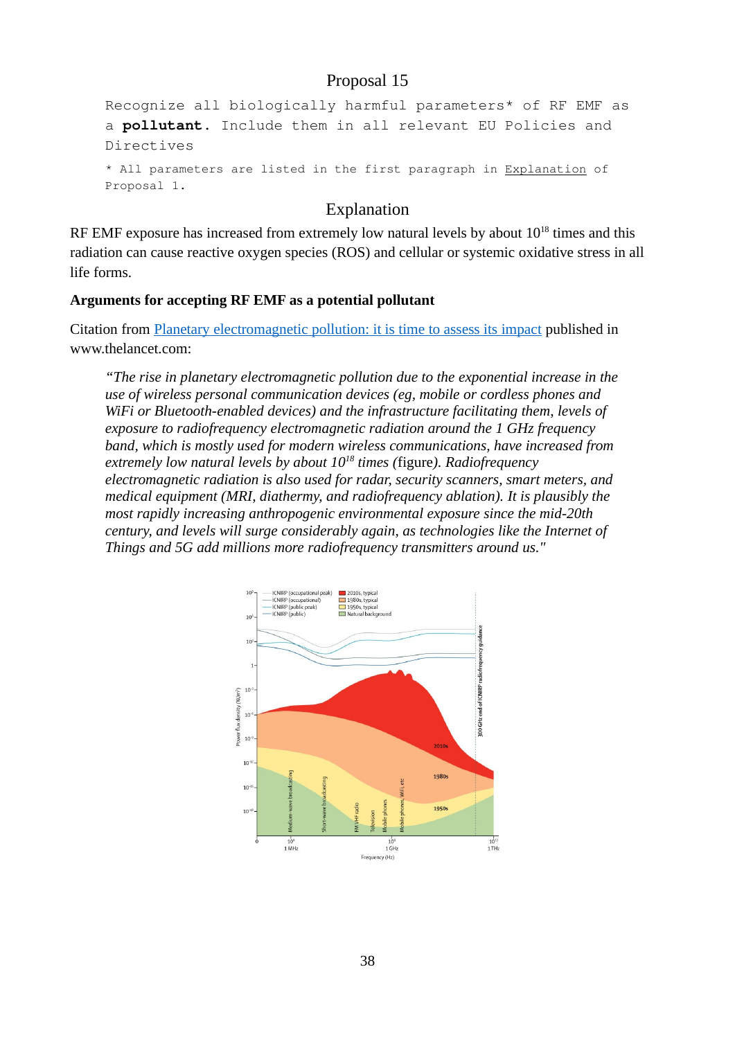# Proposal 15

```
Recognize all biologically harmful parameters* of RF EMF as
a pollutant. Include them in all relevant EU Policies and
Directives
```

```
* All parameters are listed in the first paragraph in Explanation of
Proposal 1.
```

## Explanation

RF EMF exposure has increased from extremely low natural levels by about $10^{18}$ times and this radiation can cause reactive oxygen species (ROS) and cellular or systemic oxidative stress in all life forms.

**Arguments for accepting RF EMF as a potential pollutant**

Citation from Planetary electromagnetic pollution: it is time to assess its impact published in www.thelancet.com:

> *"The rise in planetary electromagnetic pollution due to the exponential increase in the use of wireless personal communication devices (eg, mobile or cordless phones and WiFi or Bluetooth-enabled devices) and the infrastructure facilitating them, levels of exposure to radiofrequency electromagnetic radiation around the 1 GHz frequency band, which is mostly used for modern wireless communications, have increased from extremely low natural levels by about $10^{18}$ times (*figure*). Radiofrequency electromagnetic radiation is also used for radar, security scanners, smart meters, and medical equipment (MRI, diathermy, and radiofrequency ablation). It is plausibly the most rapidly increasing anthropogenic environmental exposure since the mid-20th century, and levels will surge considerably again, as technologies like the Internet of Things and 5G add millions more radiofrequency transmitters around us."*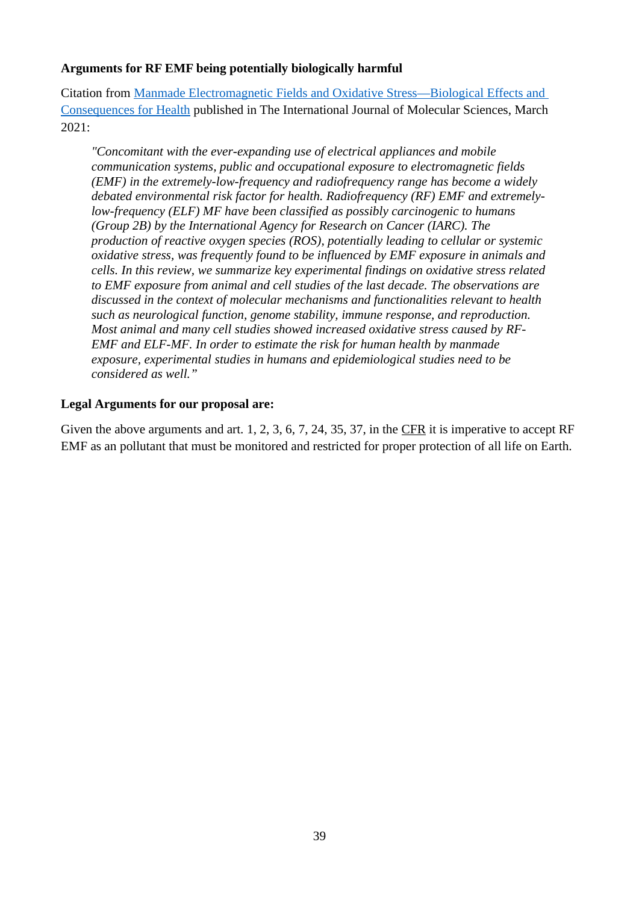**Arguments for RF EMF being potentially biologically harmful**

Citation from Manmade Electromagnetic Fields and Oxidative Stress—Biological Effects and Consequences for Health published in The International Journal of Molecular Sciences, March 2021:

> *"Concomitant with the ever-expanding use of electrical appliances and mobile communication systems, public and occupational exposure to electromagnetic fields (EMF) in the extremely-low-frequency and radiofrequency range has become a widely debated environmental risk factor for health. Radiofrequency (RF) EMF and extremely-low-frequency (ELF) MF have been classified as possibly carcinogenic to humans (Group 2B) by the International Agency for Research on Cancer (IARC). The production of reactive oxygen species (ROS), potentially leading to cellular or systemic oxidative stress, was frequently found to be influenced by EMF exposure in animals and cells. In this review, we summarize key experimental findings on oxidative stress related to EMF exposure from animal and cell studies of the last decade. The observations are discussed in the context of molecular mechanisms and functionalities relevant to health such as neurological function, genome stability, immune response, and reproduction. Most animal and many cell studies showed increased oxidative stress caused by RF-EMF and ELF-MF. In order to estimate the risk for human health by manmade exposure, experimental studies in humans and epidemiological studies need to be considered as well."*

**Legal Arguments for our proposal are:**

Given the above arguments and art. 1, 2, 3, 6, 7, 24, 35, 37, in the CFR it is imperative to accept RF EMF as an pollutant that must be monitored and restricted for proper protection of all life on Earth.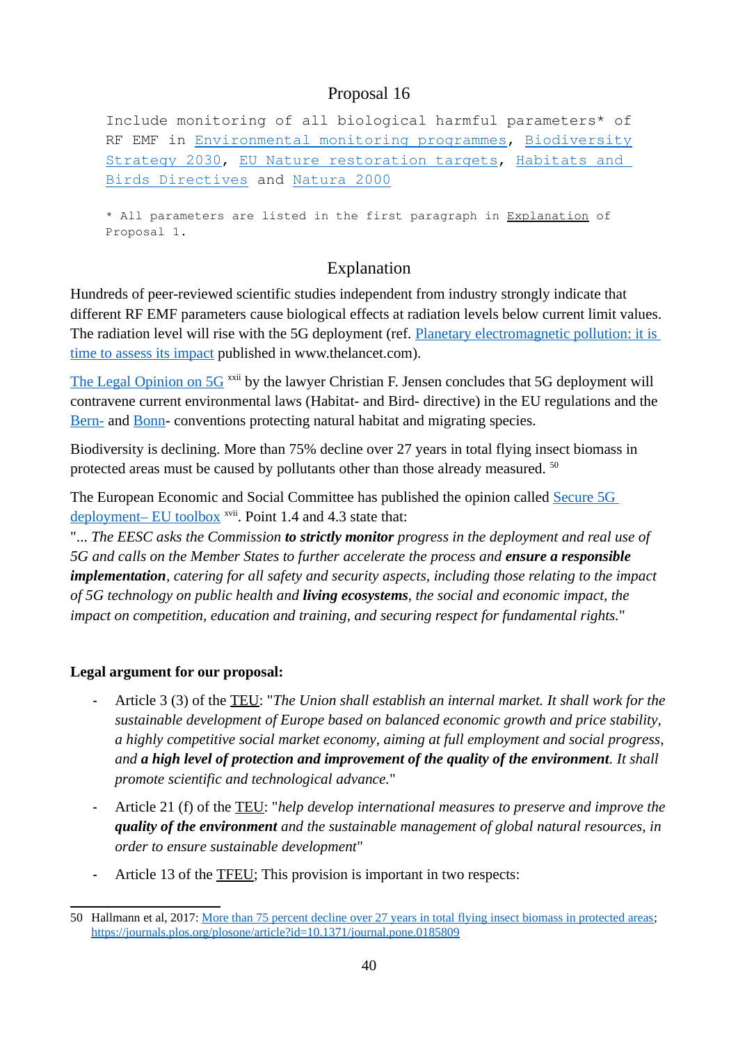## Proposal 16

```
Include monitoring of all biological harmful parameters* of
RF EMF in Environmental monitoring programmes, Biodiversity
Strategy 2030, EU Nature restoration targets, Habitats and
Birds Directives and Natura 2000
```

```
* All parameters are listed in the first paragraph in Explanation of
Proposal 1.
```

## Explanation

Hundreds of peer-reviewed scientific studies independent from industry strongly indicate that different RF EMF parameters cause biological effects at radiation levels below current limit values. The radiation level will rise with the 5G deployment (ref. Planetary electromagnetic pollution: it is time to assess its impact published in www.thelancet.com).

The Legal Opinion on 5G [xxii] by the lawyer Christian F. Jensen concludes that 5G deployment will contravene current environmental laws (Habitat- and Bird- directive) in the EU regulations and the Bern- and Bonn- conventions protecting natural habitat and migrating species.

Biodiversity is declining. More than 75% decline over 27 years in total flying insect biomass in protected areas must be caused by pollutants other than those already measured. [50]

The European Economic and Social Committee has published the opinion called Secure 5G deployment– EU toolbox [xvii]. Point 1.4 and 4.3 state that:
"*... The EESC asks the Commission* ***to strictly monitor*** *progress in the deployment and real use of 5G and calls on the Member States to further accelerate the process and* ***ensure a responsible implementation****, catering for all safety and security aspects, including those relating to the impact of 5G technology on public health and* ***living ecosystems****, the social and economic impact, the impact on competition, education and training, and securing respect for fundamental rights.*"

**Legal argument for our proposal:**

- Article 3 (3) of the TEU: "*The Union shall establish an internal market. It shall work for the sustainable development of Europe based on balanced economic growth and price stability, a highly competitive social market economy, aiming at full employment and social progress, and* ***a high level of protection and improvement of the quality of the environment****. It shall promote scientific and technological advance.*"
- Article 21 (f) of the TEU: "*help develop international measures to preserve and improve the* ***quality of the environment*** *and the sustainable management of global natural resources, in order to ensure sustainable development*"
- Article 13 of the TFEU; This provision is important in two respects:

---

50 Hallmann et al, 2017: More than 75 percent decline over 27 years in total flying insect biomass in protected areas; https://journals.plos.org/plosone/article?id=10.1371/journal.pone.0185809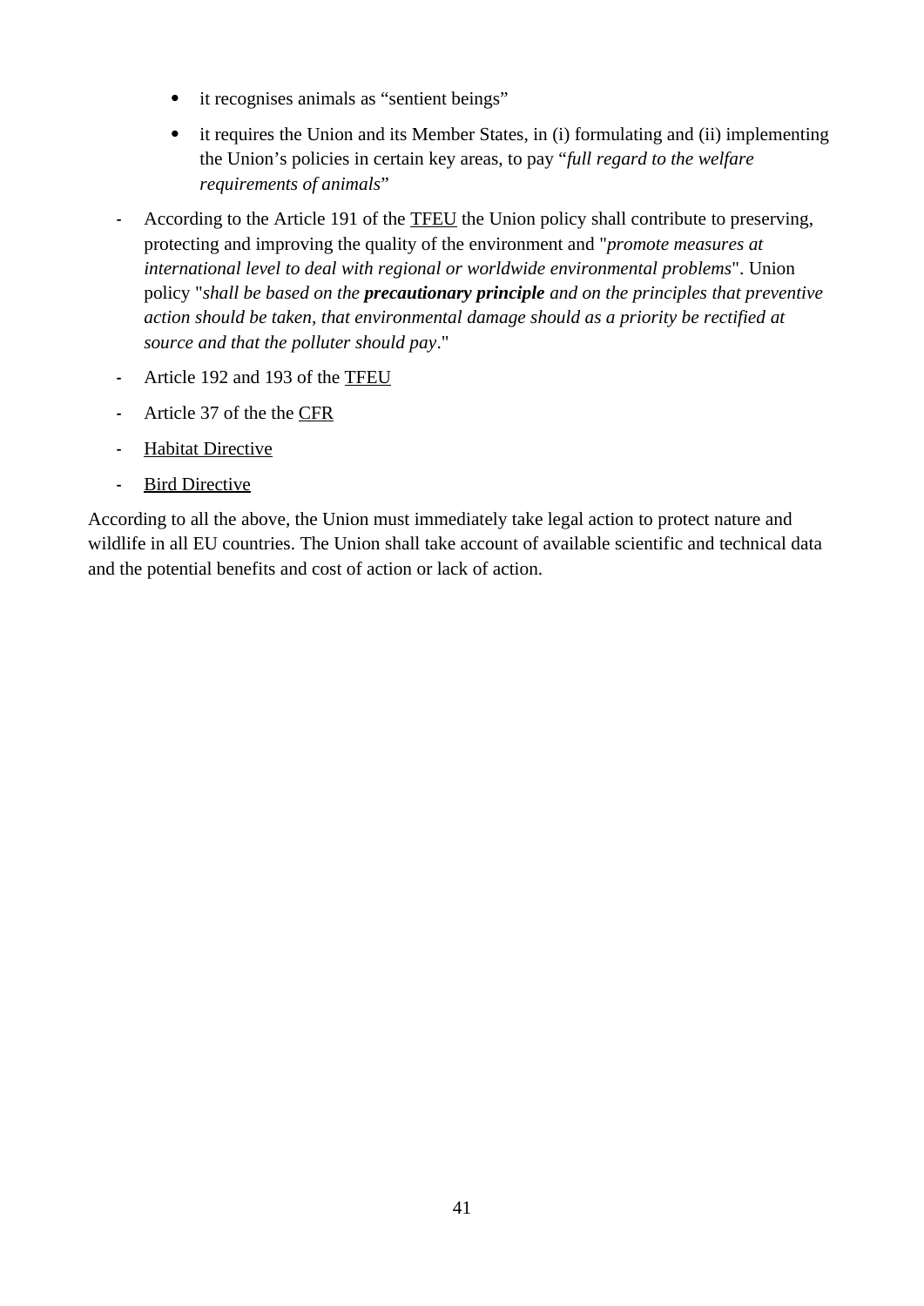- it recognises animals as "sentient beings"
    - it requires the Union and its Member States, in (i) formulating and (ii) implementing the Union's policies in certain key areas, to pay "*full regard to the welfare requirements of animals*"

- According to the Article 191 of the TFEU the Union policy shall contribute to preserving, protecting and improving the quality of the environment and "*promote measures at international level to deal with regional or worldwide environmental problems*". Union policy "*shall be based on the* ***precautionary principle*** *and on the principles that preventive action should be taken, that environmental damage should as a priority be rectified at source and that the polluter should pay*."
- Article 192 and 193 of the TFEU
- Article 37 of the the CFR
- Habitat Directive
- Bird Directive

According to all the above, the Union must immediately take legal action to protect nature and wildlife in all EU countries. The Union shall take account of available scientific and technical data and the potential benefits and cost of action or lack of action.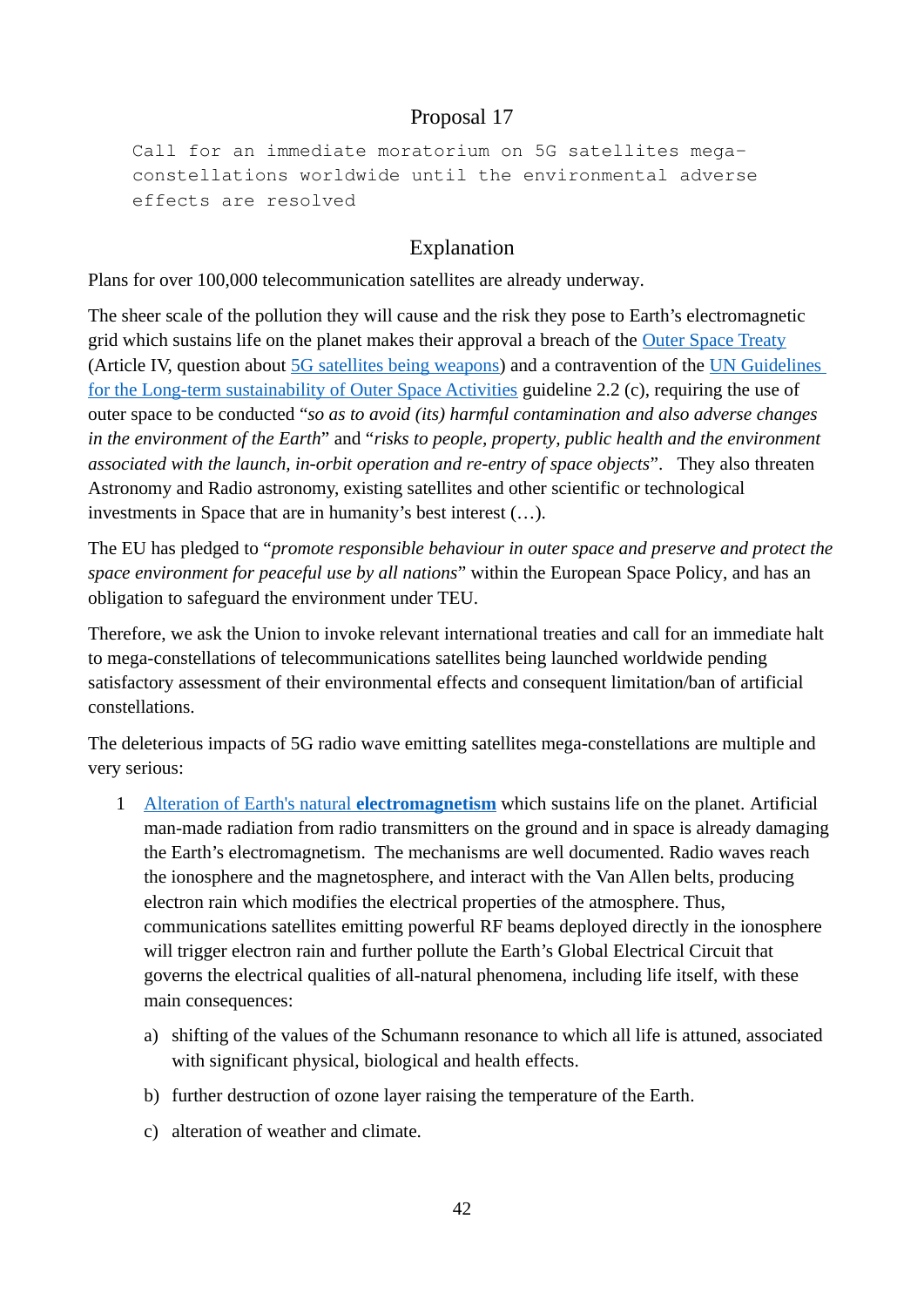## Proposal 17

```
Call for an immediate moratorium on 5G satellites mega-
constellations worldwide until the environmental adverse
effects are resolved
```

## Explanation

Plans for over 100,000 telecommunication satellites are already underway.

The sheer scale of the pollution they will cause and the risk they pose to Earth's electromagnetic grid which sustains life on the planet makes their approval a breach of the Outer Space Treaty (Article IV, question about 5G satellites being weapons) and a contravention of the UN Guidelines for the Long-term sustainability of Outer Space Activities guideline 2.2 (c), requiring the use of outer space to be conducted "*so as to avoid (its) harmful contamination and also adverse changes in the environment of the Earth*" and "*risks to people, property, public health and the environment associated with the launch, in-orbit operation and re-entry of space objects*". They also threaten Astronomy and Radio astronomy, existing satellites and other scientific or technological investments in Space that are in humanity's best interest (…).

The EU has pledged to "*promote responsible behaviour in outer space and preserve and protect the space environment for peaceful use by all nations*" within the European Space Policy, and has an obligation to safeguard the environment under TEU.

Therefore, we ask the Union to invoke relevant international treaties and call for an immediate halt to mega-constellations of telecommunications satellites being launched worldwide pending satisfactory assessment of their environmental effects and consequent limitation/ban of artificial constellations.

The deleterious impacts of 5G radio wave emitting satellites mega-constellations are multiple and very serious:

1. Alteration of Earth's natural **electromagnetism** which sustains life on the planet. Artificial man-made radiation from radio transmitters on the ground and in space is already damaging the Earth's electromagnetism. The mechanisms are well documented. Radio waves reach the ionosphere and the magnetosphere, and interact with the Van Allen belts, producing electron rain which modifies the electrical properties of the atmosphere. Thus, communications satellites emitting powerful RF beams deployed directly in the ionosphere will trigger electron rain and further pollute the Earth's Global Electrical Circuit that governs the electrical qualities of all-natural phenomena, including life itself, with these main consequences:

   a) shifting of the values of the Schumann resonance to which all life is attuned, associated with significant physical, biological and health effects.

   b) further destruction of ozone layer raising the temperature of the Earth.

   c) alteration of weather and climate.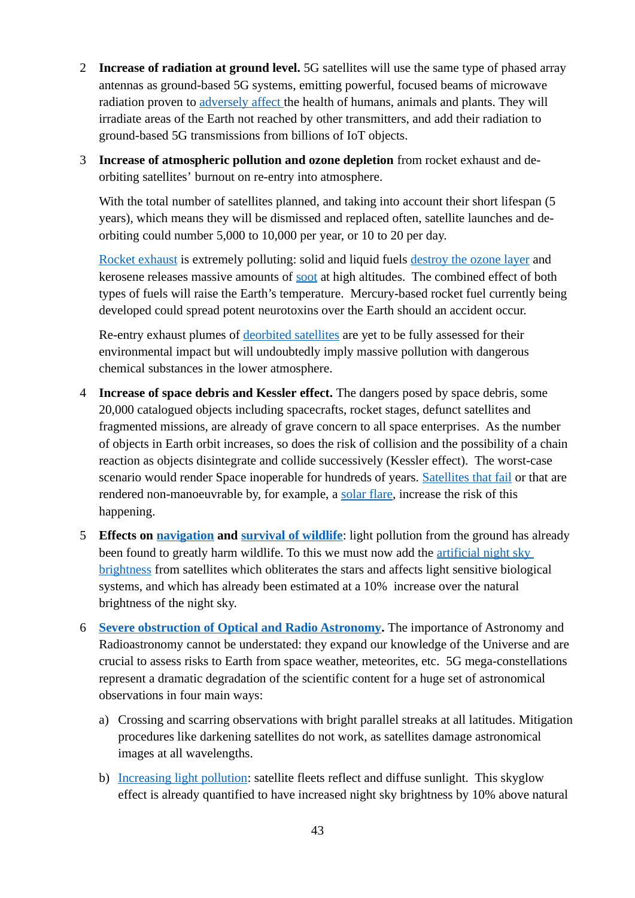2. **Increase of radiation at ground level.** 5G satellites will use the same type of phased array antennas as ground-based 5G systems, emitting powerful, focused beams of microwave radiation proven to adversely affect the health of humans, animals and plants. They will irradiate areas of the Earth not reached by other transmitters, and add their radiation to ground-based 5G transmissions from billions of IoT objects.

3. **Increase of atmospheric pollution and ozone depletion** from rocket exhaust and de-orbiting satellites' burnout on re-entry into atmosphere.

   With the total number of satellites planned, and taking into account their short lifespan (5 years), which means they will be dismissed and replaced often, satellite launches and de-orbiting could number 5,000 to 10,000 per year, or 10 to 20 per day.

   Rocket exhaust is extremely polluting: solid and liquid fuels destroy the ozone layer and kerosene releases massive amounts of soot at high altitudes. The combined effect of both types of fuels will raise the Earth's temperature. Mercury-based rocket fuel currently being developed could spread potent neurotoxins over the Earth should an accident occur.

   Re-entry exhaust plumes of deorbited satellites are yet to be fully assessed for their environmental impact but will undoubtedly imply massive pollution with dangerous chemical substances in the lower atmosphere.

4. **Increase of space debris and Kessler effect.** The dangers posed by space debris, some 20,000 catalogued objects including spacecrafts, rocket stages, defunct satellites and fragmented missions, are already of grave concern to all space enterprises. As the number of objects in Earth orbit increases, so does the risk of collision and the possibility of a chain reaction as objects disintegrate and collide successively (Kessler effect). The worst-case scenario would render Space inoperable for hundreds of years. Satellites that fail or that are rendered non-manoeuvrable by, for example, a solar flare, increase the risk of this happening.

5. **Effects on navigation and survival of wildlife**: light pollution from the ground has already been found to greatly harm wildlife. To this we must now add the artificial night sky brightness from satellites which obliterates the stars and affects light sensitive biological systems, and which has already been estimated at a 10% increase over the natural brightness of the night sky.

6. **Severe obstruction of Optical and Radio Astronomy.** The importance of Astronomy and Radioastronomy cannot be understated: they expand our knowledge of the Universe and are crucial to assess risks to Earth from space weather, meteorites, etc. 5G mega-constellations represent a dramatic degradation of the scientific content for a huge set of astronomical observations in four main ways:

   a) Crossing and scarring observations with bright parallel streaks at all latitudes. Mitigation procedures like darkening satellites do not work, as satellites damage astronomical images at all wavelengths.

   b) Increasing light pollution: satellite fleets reflect and diffuse sunlight. This skyglow effect is already quantified to have increased night sky brightness by 10% above natural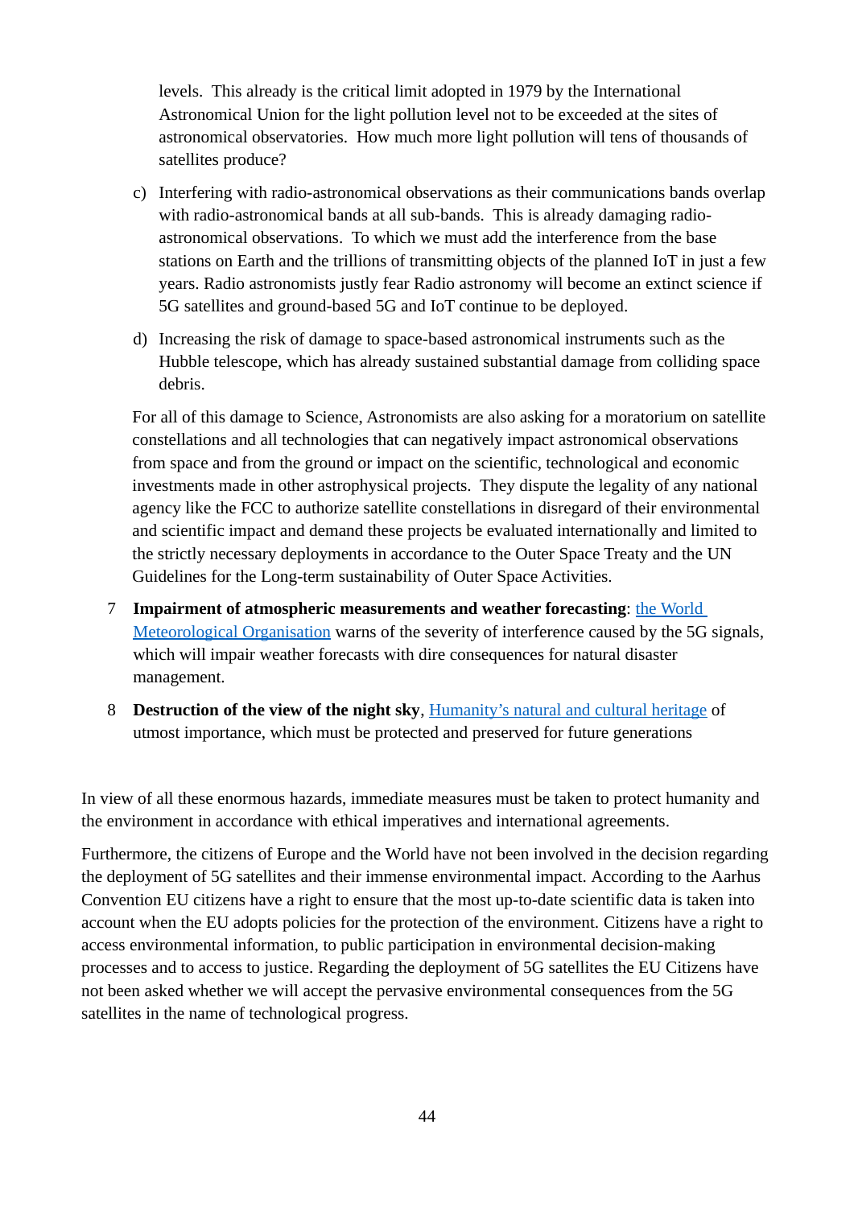levels. This already is the critical limit adopted in 1979 by the International Astronomical Union for the light pollution level not to be exceeded at the sites of astronomical observatories. How much more light pollution will tens of thousands of satellites produce?

c) Interfering with radio-astronomical observations as their communications bands overlap with radio-astronomical bands at all sub-bands. This is already damaging radio-astronomical observations. To which we must add the interference from the base stations on Earth and the trillions of transmitting objects of the planned IoT in just a few years. Radio astronomists justly fear Radio astronomy will become an extinct science if 5G satellites and ground-based 5G and IoT continue to be deployed.

d) Increasing the risk of damage to space-based astronomical instruments such as the Hubble telescope, which has already sustained substantial damage from colliding space debris.

For all of this damage to Science, Astronomists are also asking for a moratorium on satellite constellations and all technologies that can negatively impact astronomical observations from space and from the ground or impact on the scientific, technological and economic investments made in other astrophysical projects. They dispute the legality of any national agency like the FCC to authorize satellite constellations in disregard of their environmental and scientific impact and demand these projects be evaluated internationally and limited to the strictly necessary deployments in accordance to the Outer Space Treaty and the UN Guidelines for the Long-term sustainability of Outer Space Activities.

7 **Impairment of atmospheric measurements and weather forecasting**: the World Meteorological Organisation warns of the severity of interference caused by the 5G signals, which will impair weather forecasts with dire consequences for natural disaster management.

8 **Destruction of the view of the night sky**, Humanity's natural and cultural heritage of utmost importance, which must be protected and preserved for future generations

In view of all these enormous hazards, immediate measures must be taken to protect humanity and the environment in accordance with ethical imperatives and international agreements.

Furthermore, the citizens of Europe and the World have not been involved in the decision regarding the deployment of 5G satellites and their immense environmental impact. According to the Aarhus Convention EU citizens have a right to ensure that the most up-to-date scientific data is taken into account when the EU adopts policies for the protection of the environment. Citizens have a right to access environmental information, to public participation in environmental decision-making processes and to access to justice. Regarding the deployment of 5G satellites the EU Citizens have not been asked whether we will accept the pervasive environmental consequences from the 5G satellites in the name of technological progress.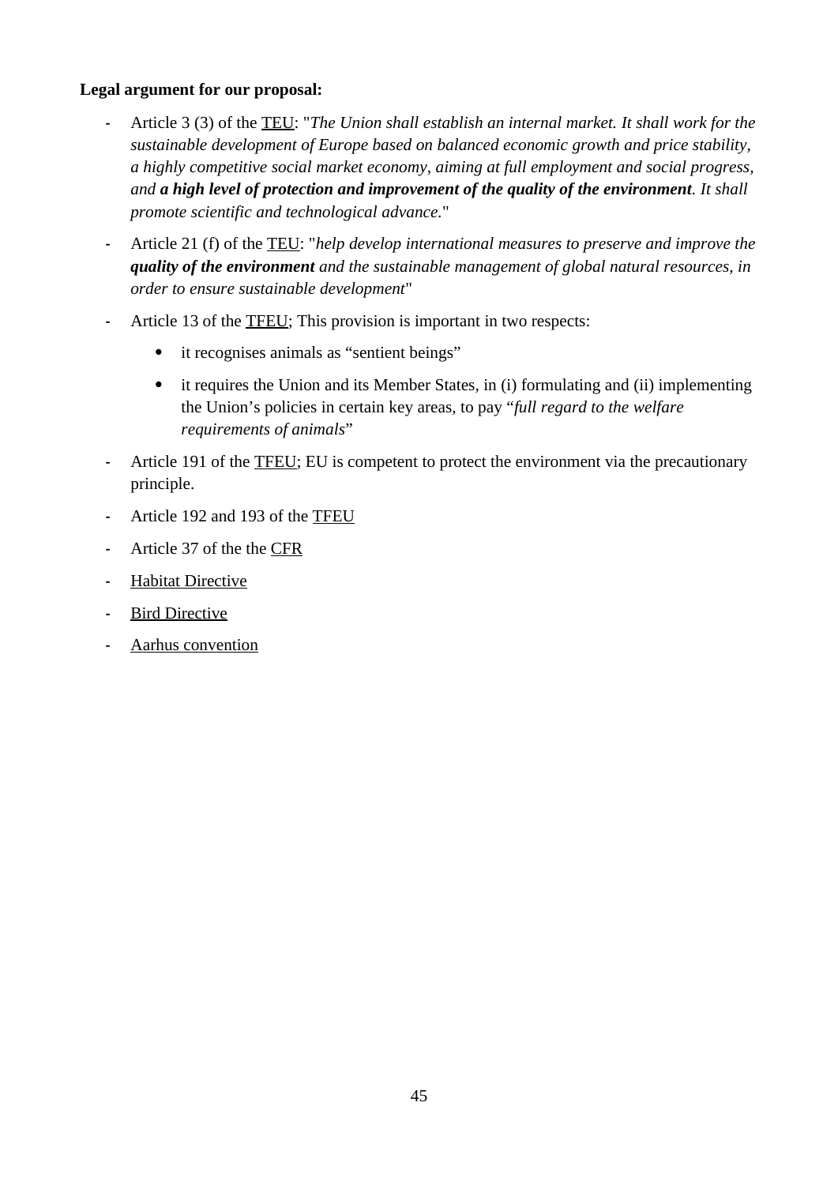**Legal argument for our proposal:**

- Article 3 (3) of the TEU: "*The Union shall establish an internal market. It shall work for the sustainable development of Europe based on balanced economic growth and price stability, a highly competitive social market economy, aiming at full employment and social progress, and* ***a high level of protection and improvement of the quality of the environment****. It shall promote scientific and technological advance.*"
- Article 21 (f) of the TEU: "*help develop international measures to preserve and improve the* ***quality of the environment*** *and the sustainable management of global natural resources, in order to ensure sustainable development*"
- Article 13 of the TFEU; This provision is important in two respects:
  - it recognises animals as "sentient beings"
  - it requires the Union and its Member States, in (i) formulating and (ii) implementing the Union's policies in certain key areas, to pay "*full regard to the welfare requirements of animals*"
- Article 191 of the TFEU; EU is competent to protect the environment via the precautionary principle.
- Article 192 and 193 of the TFEU
- Article 37 of the the CFR
- Habitat Directive
- Bird Directive
- Aarhus convention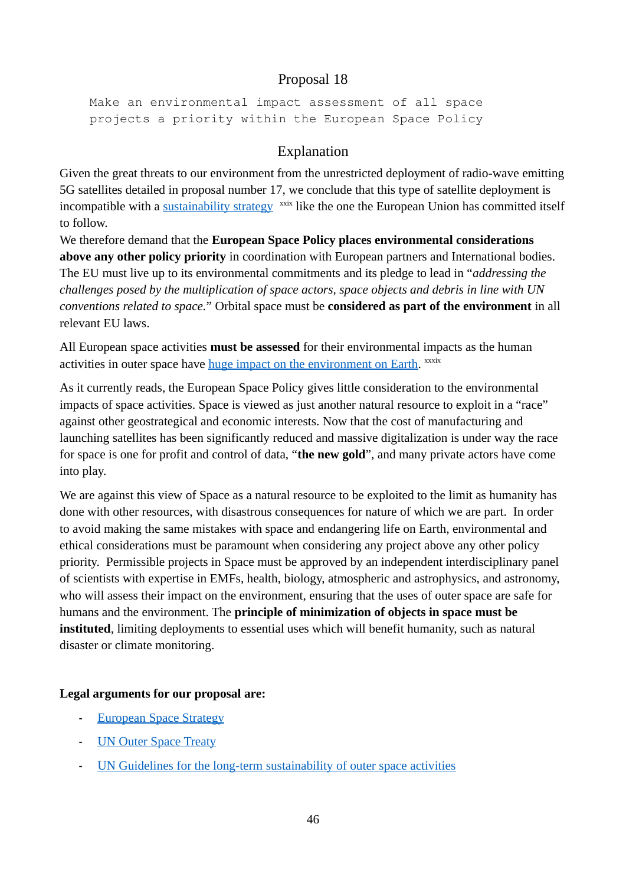## Proposal 18

```
Make an environmental impact assessment of all space
projects a priority within the European Space Policy
```

## Explanation

Given the great threats to our environment from the unrestricted deployment of radio-wave emitting 5G satellites detailed in proposal number 17, we conclude that this type of satellite deployment is incompatible with a sustainability strategy [xxix] like the one the European Union has committed itself to follow.

We therefore demand that the **European Space Policy places environmental considerations above any other policy priority** in coordination with European partners and International bodies. The EU must live up to its environmental commitments and its pledge to lead in "*addressing the challenges posed by the multiplication of space actors, space objects and debris in line with UN conventions related to space.*" Orbital space must be **considered as part of the environment** in all relevant EU laws.

All European space activities **must be assessed** for their environmental impacts as the human activities in outer space have huge impact on the environment on Earth. [xxxix]

As it currently reads, the European Space Policy gives little consideration to the environmental impacts of space activities. Space is viewed as just another natural resource to exploit in a "race" against other geostrategical and economic interests. Now that the cost of manufacturing and launching satellites has been significantly reduced and massive digitalization is under way the race for space is one for profit and control of data, "**the new gold**", and many private actors have come into play.

We are against this view of Space as a natural resource to be exploited to the limit as humanity has done with other resources, with disastrous consequences for nature of which we are part. In order to avoid making the same mistakes with space and endangering life on Earth, environmental and ethical considerations must be paramount when considering any project above any other policy priority. Permissible projects in Space must be approved by an independent interdisciplinary panel of scientists with expertise in EMFs, health, biology, atmospheric and astrophysics, and astronomy, who will assess their impact on the environment, ensuring that the uses of outer space are safe for humans and the environment. The **principle of minimization of objects in space must be instituted**, limiting deployments to essential uses which will benefit humanity, such as natural disaster or climate monitoring.

**Legal arguments for our proposal are:**

- European Space Strategy
- UN Outer Space Treaty
- UN Guidelines for the long-term sustainability of outer space activities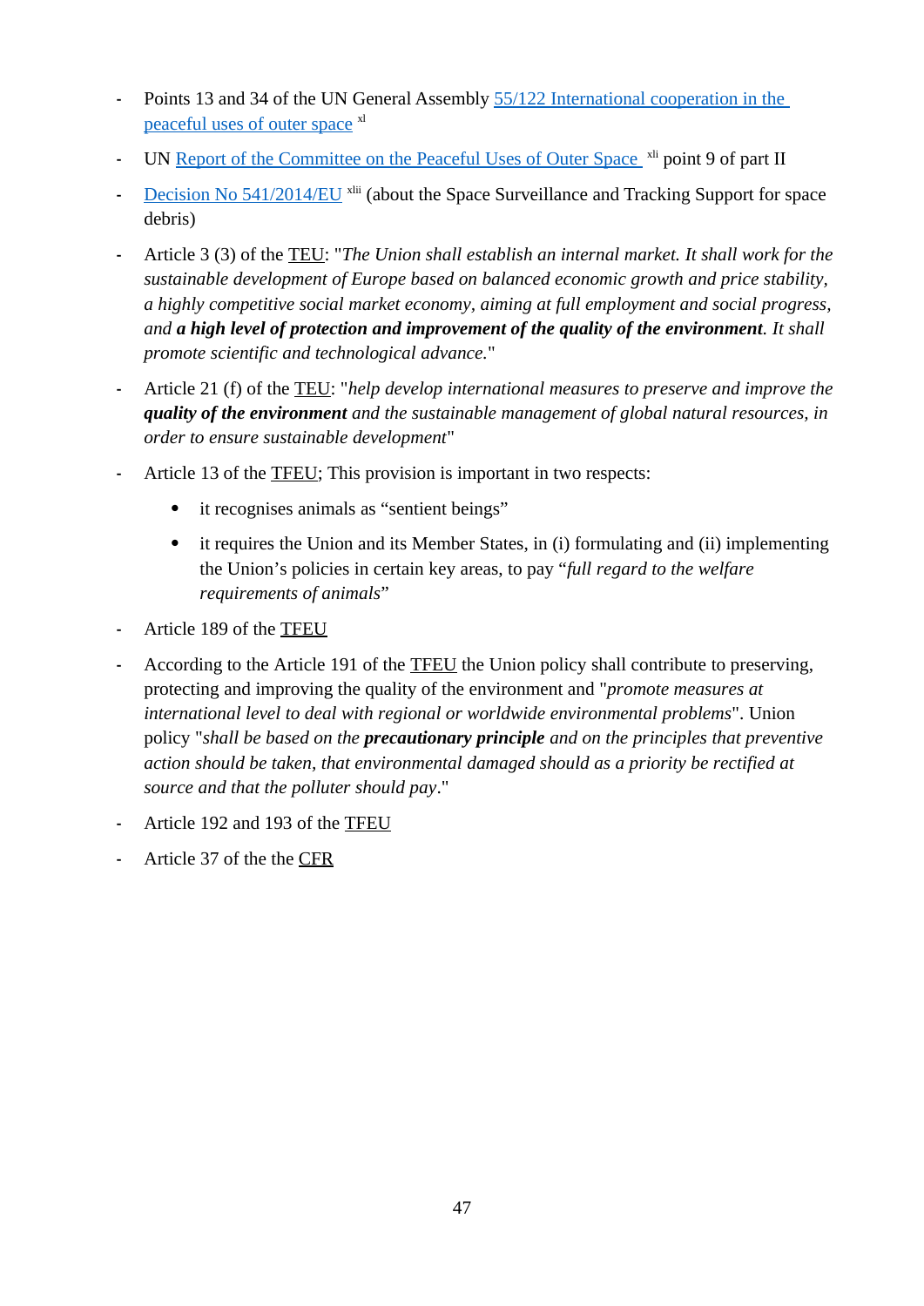- Points 13 and 34 of the UN General Assembly [55/122 International cooperation in the peaceful uses of outer space] [xl]
- UN [Report of the Committee on the Peaceful Uses of Outer Space] [xli] point 9 of part II
- [Decision No 541/2014/EU] [xlii] (about the Space Surveillance and Tracking Support for space debris)
- Article 3 (3) of the TEU: "*The Union shall establish an internal market. It shall work for the sustainable development of Europe based on balanced economic growth and price stability, a highly competitive social market economy, aiming at full employment and social progress, and* ***a high level of protection and improvement of the quality of the environment****. It shall promote scientific and technological advance.*"
- Article 21 (f) of the TEU: "*help develop international measures to preserve and improve the* ***quality of the environment*** *and the sustainable management of global natural resources, in order to ensure sustainable development*"
- Article 13 of the TFEU; This provision is important in two respects:
    - it recognises animals as "sentient beings"
    - it requires the Union and its Member States, in (i) formulating and (ii) implementing the Union's policies in certain key areas, to pay "*full regard to the welfare requirements of animals*"
- Article 189 of the TFEU
- According to the Article 191 of the TFEU the Union policy shall contribute to preserving, protecting and improving the quality of the environment and "*promote measures at international level to deal with regional or worldwide environmental problems*". Union policy "*shall be based on the* ***precautionary principle*** *and on the principles that preventive action should be taken, that environmental damaged should as a priority be rectified at source and that the polluter should pay*."
- Article 192 and 193 of the TFEU
- Article 37 of the the CFR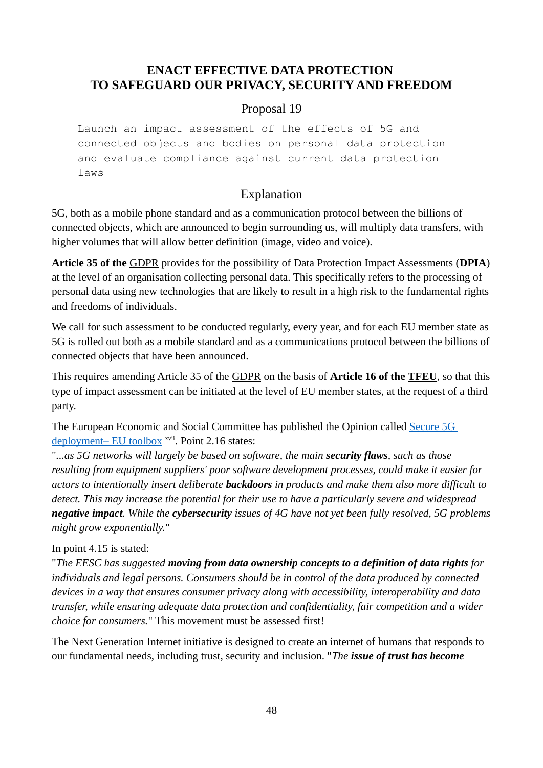## ENACT EFFECTIVE DATA PROTECTION TO SAFEGUARD OUR PRIVACY, SECURITY AND FREEDOM

### Proposal 19

```
Launch an impact assessment of the effects of 5G and
connected objects and bodies on personal data protection
and evaluate compliance against current data protection
laws
```

### Explanation

5G, both as a mobile phone standard and as a communication protocol between the billions of connected objects, which are announced to begin surrounding us, will multiply data transfers, with higher volumes that will allow better definition (image, video and voice).

**Article 35 of the** GDPR provides for the possibility of Data Protection Impact Assessments (**DPIA**) at the level of an organisation collecting personal data. This specifically refers to the processing of personal data using new technologies that are likely to result in a high risk to the fundamental rights and freedoms of individuals.

We call for such assessment to be conducted regularly, every year, and for each EU member state as 5G is rolled out both as a mobile standard and as a communications protocol between the billions of connected objects that have been announced.

This requires amending Article 35 of the GDPR on the basis of **Article 16 of the TFEU**, so that this type of impact assessment can be initiated at the level of EU member states, at the request of a third party.

The European Economic and Social Committee has published the Opinion called Secure 5G deployment– EU toolbox [xvii]. Point 2.16 states:
"*...as 5G networks will largely be based on software, the main **security flaws**, such as those resulting from equipment suppliers' poor software development processes, could make it easier for actors to intentionally insert deliberate **backdoors** in products and make them also more difficult to detect. This may increase the potential for their use to have a particularly severe and widespread **negative impact**. While the **cybersecurity** issues of 4G have not yet been fully resolved, 5G problems might grow exponentially.*"

In point 4.15 is stated:
"*The EESC has suggested **moving from data ownership concepts to a definition of data rights** for individuals and legal persons. Consumers should be in control of the data produced by connected devices in a way that ensures consumer privacy along with accessibility, interoperability and data transfer, while ensuring adequate data protection and confidentiality, fair competition and a wider choice for consumers.*" This movement must be assessed first!

The Next Generation Internet initiative is designed to create an internet of humans that responds to our fundamental needs, including trust, security and inclusion. "*The **issue of trust has become***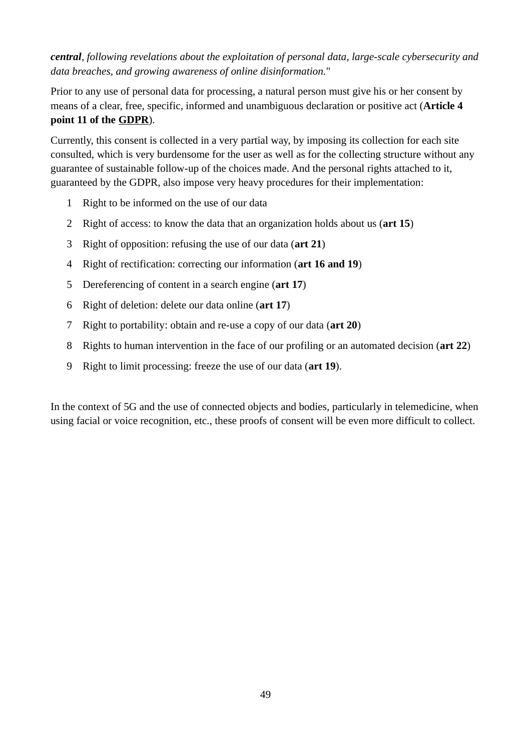***central**, following revelations about the exploitation of personal data, large-scale cybersecurity and data breaches, and growing awareness of online disinformation.*"

Prior to any use of personal data for processing, a natural person must give his or her consent by means of a clear, free, specific, informed and unambiguous declaration or positive act (**Article 4 point 11 of the GDPR**).

Currently, this consent is collected in a very partial way, by imposing its collection for each site consulted, which is very burdensome for the user as well as for the collecting structure without any guarantee of sustainable follow-up of the choices made. And the personal rights attached to it, guaranteed by the GDPR, also impose very heavy procedures for their implementation:

1. Right to be informed on the use of our data
2. Right of access: to know the data that an organization holds about us (**art 15**)
3. Right of opposition: refusing the use of our data (**art 21**)
4. Right of rectification: correcting our information (**art 16 and 19**)
5. Dereferencing of content in a search engine (**art 17**)
6. Right of deletion: delete our data online (**art 17**)
7. Right to portability: obtain and re-use a copy of our data (**art 20**)
8. Rights to human intervention in the face of our profiling or an automated decision (**art 22**)
9. Right to limit processing: freeze the use of our data (**art 19**).

In the context of 5G and the use of connected objects and bodies, particularly in telemedicine, when using facial or voice recognition, etc., these proofs of consent will be even more difficult to collect.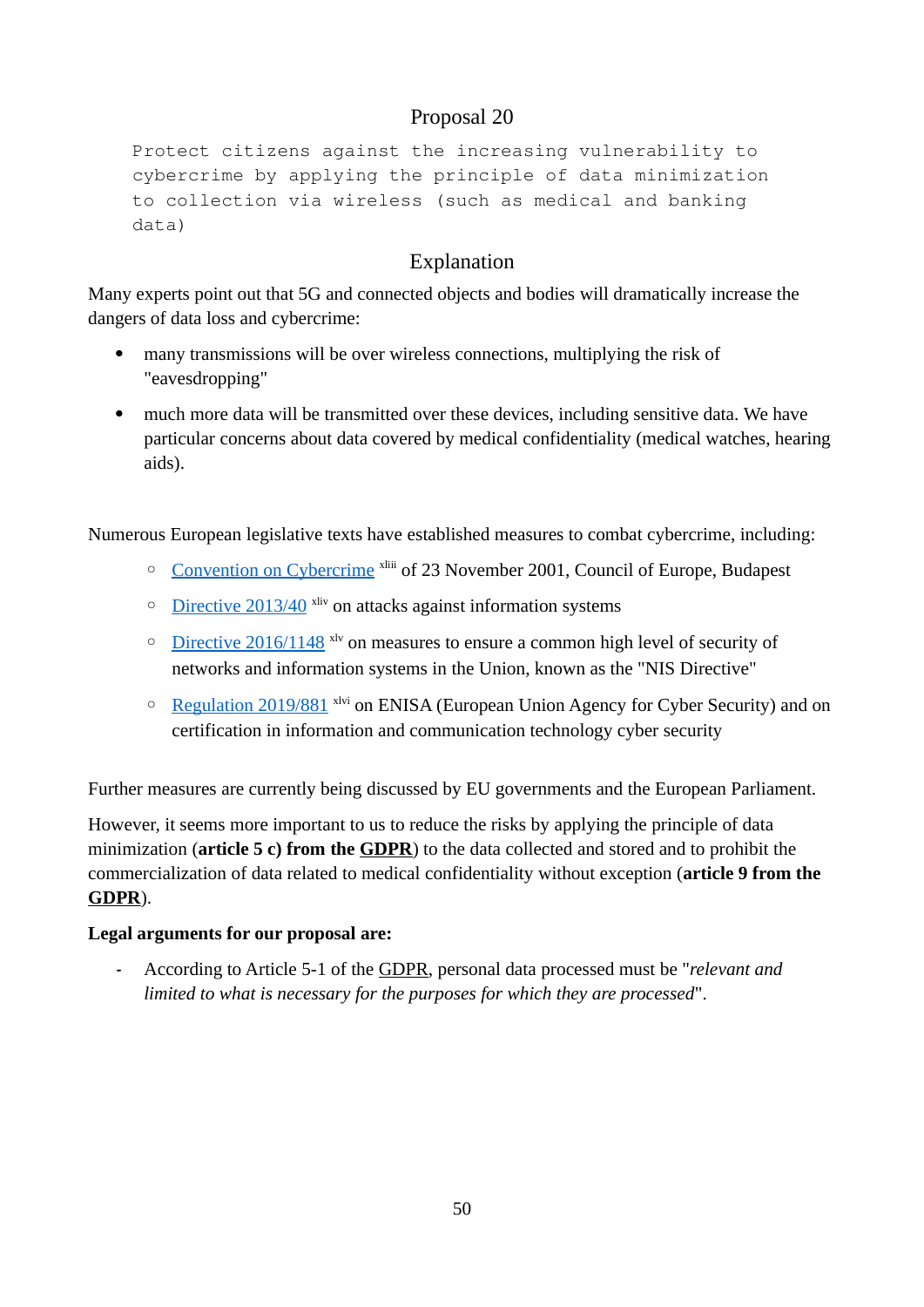## Proposal 20

```
Protect citizens against the increasing vulnerability to
cybercrime by applying the principle of data minimization
to collection via wireless (such as medical and banking
data)
```

### Explanation

Many experts point out that 5G and connected objects and bodies will dramatically increase the dangers of data loss and cybercrime:

- many transmissions will be over wireless connections, multiplying the risk of "eavesdropping"
- much more data will be transmitted over these devices, including sensitive data. We have particular concerns about data covered by medical confidentiality (medical watches, hearing aids).

Numerous European legislative texts have established measures to combat cybercrime, including:

- Convention on Cybercrime [xliii] of 23 November 2001, Council of Europe, Budapest
- Directive 2013/40 [xliv] on attacks against information systems
- Directive 2016/1148 [xlv] on measures to ensure a common high level of security of networks and information systems in the Union, known as the "NIS Directive"
- Regulation 2019/881 [xlvi] on ENISA (European Union Agency for Cyber Security) and on certification in information and communication technology cyber security

Further measures are currently being discussed by EU governments and the European Parliament.

However, it seems more important to us to reduce the risks by applying the principle of data minimization (**article 5 c) from the GDPR**) to the data collected and stored and to prohibit the commercialization of data related to medical confidentiality without exception (**article 9 from the GDPR**).

**Legal arguments for our proposal are:**

- According to Article 5-1 of the GDPR, personal data processed must be "*relevant and limited to what is necessary for the purposes for which they are processed*".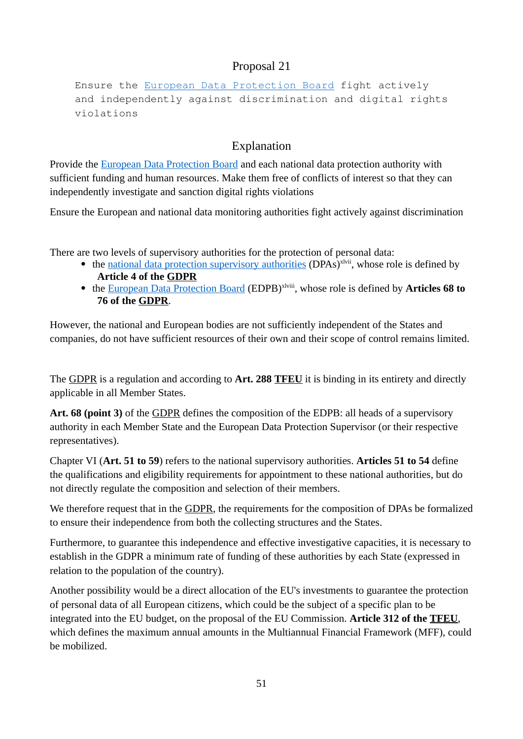## Proposal 21

```
Ensure the European Data Protection Board fight actively
and independently against discrimination and digital rights
violations
```

## Explanation

Provide the European Data Protection Board and each national data protection authority with sufficient funding and human resources. Make them free of conflicts of interest so that they can independently investigate and sanction digital rights violations

Ensure the European and national data monitoring authorities fight actively against discrimination

There are two levels of supervisory authorities for the protection of personal data:

- the national data protection supervisory authorities (DPAs)[xlvii], whose role is defined by **Article 4 of the GDPR**
- the European Data Protection Board (EDPB)[xlviii], whose role is defined by **Articles 68 to 76 of the GDPR**.

However, the national and European bodies are not sufficiently independent of the States and companies, do not have sufficient resources of their own and their scope of control remains limited.

The GDPR is a regulation and according to **Art. 288 TFEU** it is binding in its entirety and directly applicable in all Member States.

**Art. 68 (point 3)** of the GDPR defines the composition of the EDPB: all heads of a supervisory authority in each Member State and the European Data Protection Supervisor (or their respective representatives).

Chapter VI (**Art. 51 to 59**) refers to the national supervisory authorities. **Articles 51 to 54** define the qualifications and eligibility requirements for appointment to these national authorities, but do not directly regulate the composition and selection of their members.

We therefore request that in the GDPR, the requirements for the composition of DPAs be formalized to ensure their independence from both the collecting structures and the States.

Furthermore, to guarantee this independence and effective investigative capacities, it is necessary to establish in the GDPR a minimum rate of funding of these authorities by each State (expressed in relation to the population of the country).

Another possibility would be a direct allocation of the EU's investments to guarantee the protection of personal data of all European citizens, which could be the subject of a specific plan to be integrated into the EU budget, on the proposal of the EU Commission. **Article 312 of the TFEU**, which defines the maximum annual amounts in the Multiannual Financial Framework (MFF), could be mobilized.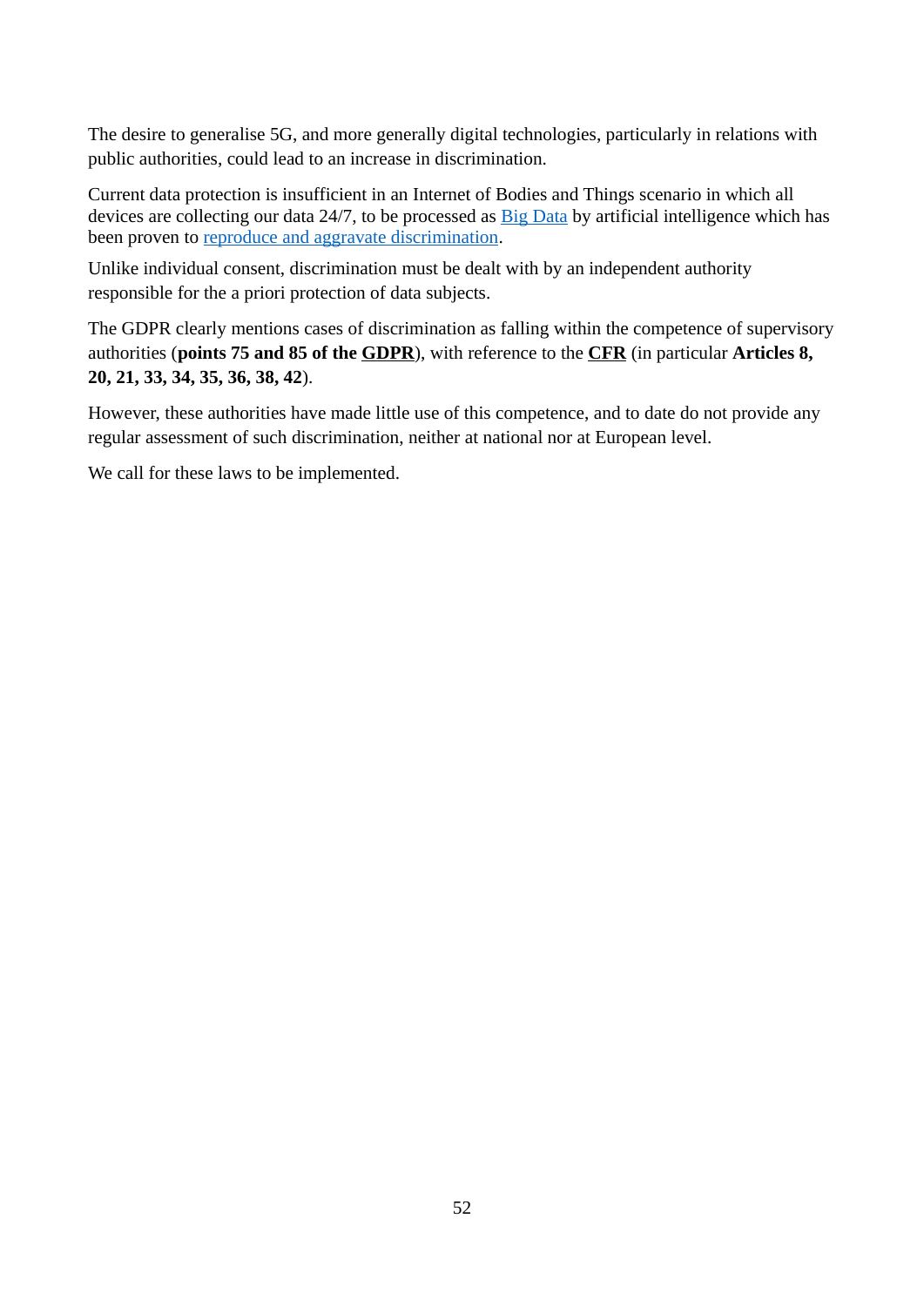The desire to generalise 5G, and more generally digital technologies, particularly in relations with public authorities, could lead to an increase in discrimination.

Current data protection is insufficient in an Internet of Bodies and Things scenario in which all devices are collecting our data 24/7, to be processed as Big Data by artificial intelligence which has been proven to reproduce and aggravate discrimination.

Unlike individual consent, discrimination must be dealt with by an independent authority responsible for the a priori protection of data subjects.

The GDPR clearly mentions cases of discrimination as falling within the competence of supervisory authorities (**points 75 and 85 of the GDPR**), with reference to the **CFR** (in particular **Articles 8, 20, 21, 33, 34, 35, 36, 38, 42**).

However, these authorities have made little use of this competence, and to date do not provide any regular assessment of such discrimination, neither at national nor at European level.

We call for these laws to be implemented.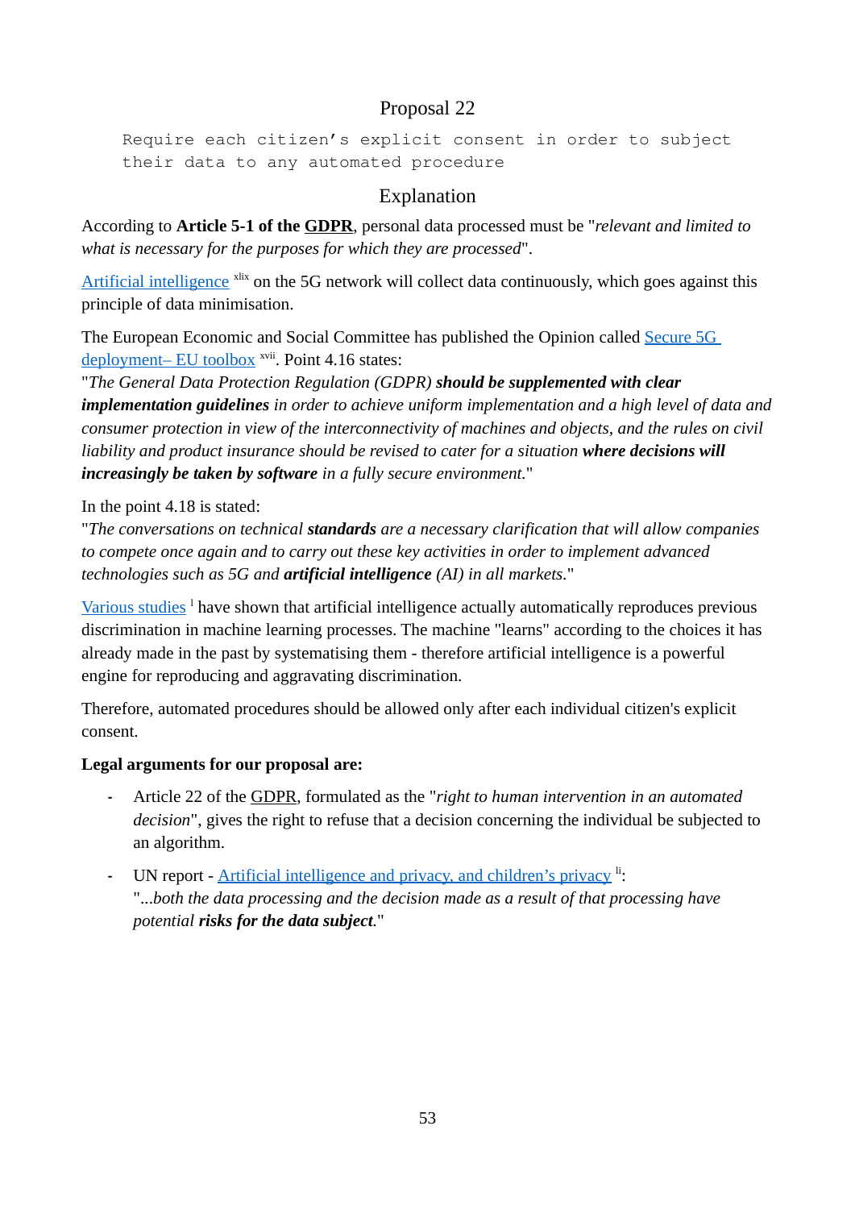## Proposal 22

```
Require each citizen’s explicit consent in order to subject
their data to any automated procedure
```

### Explanation

According to **Article 5-1 of the GDPR**, personal data processed must be "*relevant and limited to what is necessary for the purposes for which they are processed*".

Artificial intelligence [xlix] on the 5G network will collect data continuously, which goes against this principle of data minimisation.

The European Economic and Social Committee has published the Opinion called Secure 5G deployment– EU toolbox [xvii]. Point 4.16 states:
"*The General Data Protection Regulation (GDPR)* ***should be supplemented with clear implementation guidelines*** *in order to achieve uniform implementation and a high level of data and consumer protection in view of the interconnectivity of machines and objects, and the rules on civil liability and product insurance should be revised to cater for a situation* ***where decisions will increasingly be taken by software*** *in a fully secure environment.*"

In the point 4.18 is stated:
"*The conversations on technical* ***standards*** *are a necessary clarification that will allow companies to compete once again and to carry out these key activities in order to implement advanced technologies such as 5G and* ***artificial intelligence*** *(AI) in all markets.*"

Various studies [l] have shown that artificial intelligence actually automatically reproduces previous discrimination in machine learning processes. The machine "learns" according to the choices it has already made in the past by systematising them - therefore artificial intelligence is a powerful engine for reproducing and aggravating discrimination.

Therefore, automated procedures should be allowed only after each individual citizen's explicit consent.

**Legal arguments for our proposal are:**

- Article 22 of the GDPR, formulated as the "*right to human intervention in an automated decision*", gives the right to refuse that a decision concerning the individual be subjected to an algorithm.
- UN report - Artificial intelligence and privacy, and children’s privacy [li]:
  "*...both the data processing and the decision made as a result of that processing have potential* ***risks for the data subject****.*"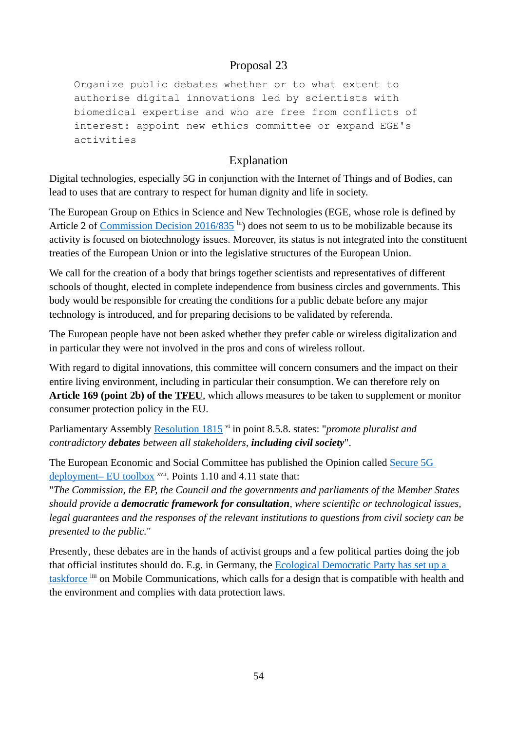## Proposal 23

```
Organize public debates whether or to what extent to
authorise digital innovations led by scientists with
biomedical expertise and who are free from conflicts of
interest: appoint new ethics committee or expand EGE's
activities
```

## Explanation

Digital technologies, especially 5G in conjunction with the Internet of Things and of Bodies, can lead to uses that are contrary to respect for human dignity and life in society.

The European Group on Ethics in Science and New Technologies (EGE, whose role is defined by Article 2 of [Commission Decision 2016/835](#) [lii]) does not seem to us to be mobilizable because its activity is focused on biotechnology issues. Moreover, its status is not integrated into the constituent treaties of the European Union or into the legislative structures of the European Union.

We call for the creation of a body that brings together scientists and representatives of different schools of thought, elected in complete independence from business circles and governments. This body would be responsible for creating the conditions for a public debate before any major technology is introduced, and for preparing decisions to be validated by referenda.

The European people have not been asked whether they prefer cable or wireless digitalization and in particular they were not involved in the pros and cons of wireless rollout.

With regard to digital innovations, this committee will concern consumers and the impact on their entire living environment, including in particular their consumption. We can therefore rely on **Article 169 (point 2b) of the TFEU**, which allows measures to be taken to supplement or monitor consumer protection policy in the EU.

Parliamentary Assembly [Resolution 1815](#) [vi] in point 8.5.8. states: "*promote pluralist and contradictory **debates** between all stakeholders, **including civil society***".

The European Economic and Social Committee has published the Opinion called [Secure 5G deployment– EU toolbox](#) [xvii]. Points 1.10 and 4.11 state that:
"*The Commission, the EP, the Council and the governments and parliaments of the Member States should provide a **democratic framework for consultation**, where scientific or technological issues, legal guarantees and the responses of the relevant institutions to questions from civil society can be presented to the public.*"

Presently, these debates are in the hands of activist groups and a few political parties doing the job that official institutes should do. E.g. in Germany, the [Ecological Democratic Party has set up a taskforce](#) [liii] on Mobile Communications, which calls for a design that is compatible with health and the environment and complies with data protection laws.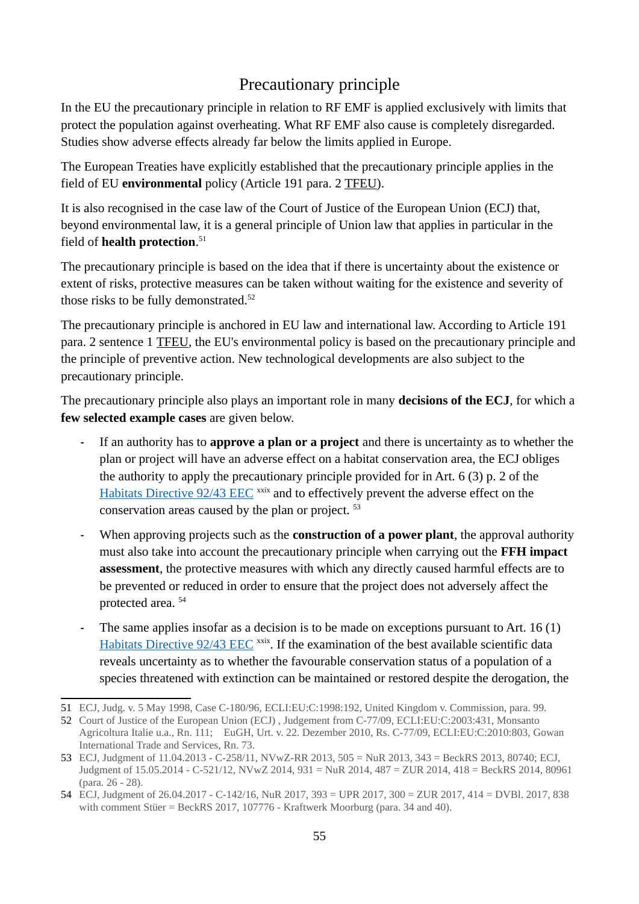# Precautionary principle

In the EU the precautionary principle in relation to RF EMF is applied exclusively with limits that protect the population against overheating. What RF EMF also cause is completely disregarded. Studies show adverse effects already far below the limits applied in Europe.

The European Treaties have explicitly established that the precautionary principle applies in the field of EU **environmental** policy (Article 191 para. 2 TFEU).

It is also recognised in the case law of the Court of Justice of the European Union (ECJ) that, beyond environmental law, it is a general principle of Union law that applies in particular in the field of **health protection**.[51]

The precautionary principle is based on the idea that if there is uncertainty about the existence or extent of risks, protective measures can be taken without waiting for the existence and severity of those risks to be fully demonstrated.[52]

The precautionary principle is anchored in EU law and international law. According to Article 191 para. 2 sentence 1 TFEU, the EU's environmental policy is based on the precautionary principle and the principle of preventive action. New technological developments are also subject to the precautionary principle.

The precautionary principle also plays an important role in many **decisions of the ECJ**, for which a **few selected example cases** are given below.

- If an authority has to **approve a plan or a project** and there is uncertainty as to whether the plan or project will have an adverse effect on a habitat conservation area, the ECJ obliges the authority to apply the precautionary principle provided for in Art. 6 (3) p. 2 of the Habitats Directive 92/43 EEC [xxix] and to effectively prevent the adverse effect on the conservation areas caused by the plan or project. [53]
- When approving projects such as the **construction of a power plant**, the approval authority must also take into account the precautionary principle when carrying out the **FFH impact assessment**, the protective measures with which any directly caused harmful effects are to be prevented or reduced in order to ensure that the project does not adversely affect the protected area. [54]
- The same applies insofar as a decision is to be made on exceptions pursuant to Art. 16 (1) Habitats Directive 92/43 EEC [xxix]. If the examination of the best available scientific data reveals uncertainty as to whether the favourable conservation status of a population of a species threatened with extinction can be maintained or restored despite the derogation, the

---

51 ECJ, Judg. v. 5 May 1998, Case C-180/96, ECLI:EU:C:1998:192, United Kingdom v. Commission, para. 99.

52 Court of Justice of the European Union (ECJ) , Judgement from C-77/09, ECLI:EU:C:2003:431, Monsanto Agricoltura Italie u.a., Rn. 111; EuGH, Urt. v. 22. Dezember 2010, Rs. C-77/09, ECLI:EU:C:2010:803, Gowan International Trade and Services, Rn. 73.

53 ECJ, Judgment of 11.04.2013 - C-258/11, NVwZ-RR 2013, 505 = NuR 2013, 343 = BeckRS 2013, 80740; ECJ, Judgment of 15.05.2014 - C-521/12, NVwZ 2014, 931 = NuR 2014, 487 = ZUR 2014, 418 = BeckRS 2014, 80961 (para. 26 - 28).

54 ECJ, Judgment of 26.04.2017 - C-142/16, NuR 2017, 393 = UPR 2017, 300 = ZUR 2017, 414 = DVBl. 2017, 838 with comment Stüer = BeckRS 2017, 107776 - Kraftwerk Moorburg (para. 34 and 40).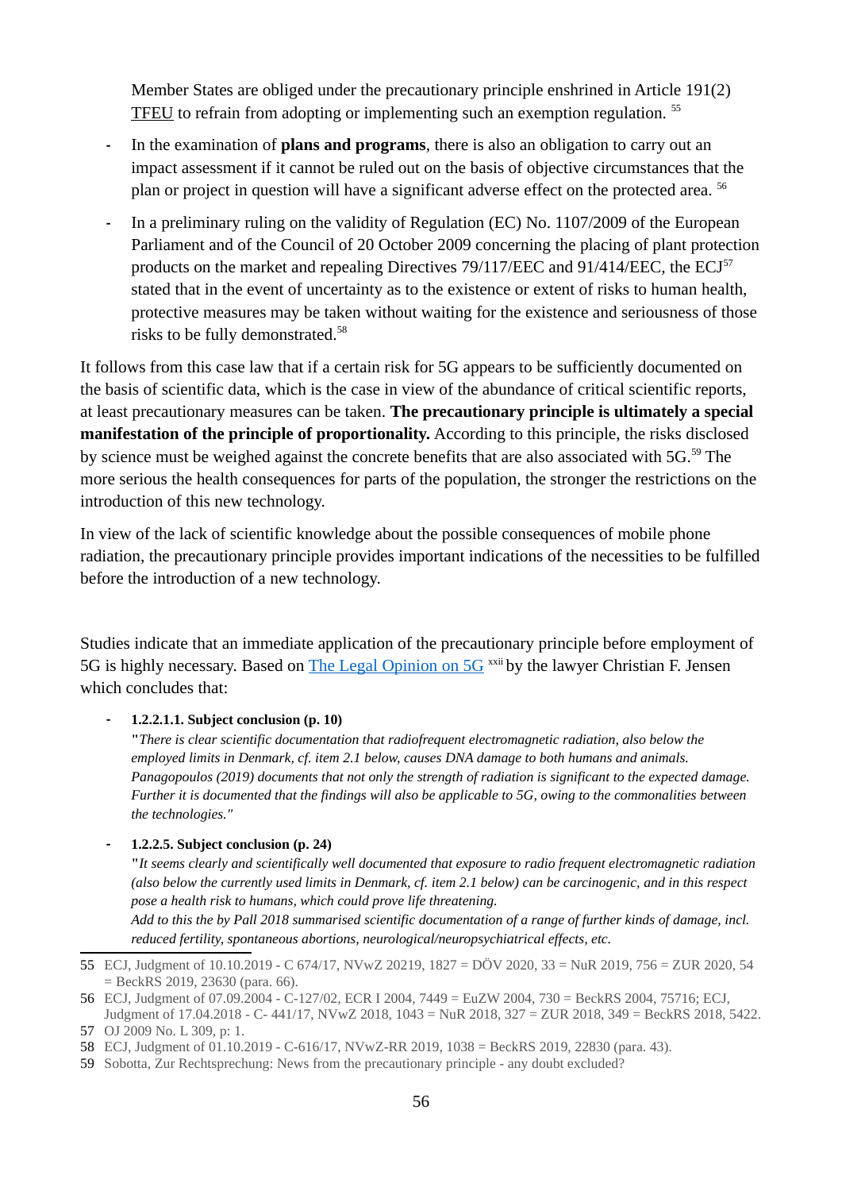Member States are obliged under the precautionary principle enshrined in Article 191(2) TFEU to refrain from adopting or implementing such an exemption regulation. [55]

- In the examination of **plans and programs**, there is also an obligation to carry out an impact assessment if it cannot be ruled out on the basis of objective circumstances that the plan or project in question will have a significant adverse effect on the protected area. [56]
- In a preliminary ruling on the validity of Regulation (EC) No. 1107/2009 of the European Parliament and of the Council of 20 October 2009 concerning the placing of plant protection products on the market and repealing Directives 79/117/EEC and 91/414/EEC, the ECJ[57] stated that in the event of uncertainty as to the existence or extent of risks to human health, protective measures may be taken without waiting for the existence and seriousness of those risks to be fully demonstrated.[58]

It follows from this case law that if a certain risk for 5G appears to be sufficiently documented on the basis of scientific data, which is the case in view of the abundance of critical scientific reports, at least precautionary measures can be taken. **The precautionary principle is ultimately a special manifestation of the principle of proportionality.** According to this principle, the risks disclosed by science must be weighed against the concrete benefits that are also associated with 5G.[59] The more serious the health consequences for parts of the population, the stronger the restrictions on the introduction of this new technology.

In view of the lack of scientific knowledge about the possible consequences of mobile phone radiation, the precautionary principle provides important indications of the necessities to be fulfilled before the introduction of a new technology.

Studies indicate that an immediate application of the precautionary principle before employment of 5G is highly necessary. Based on The Legal Opinion on 5G [xxii] by the lawyer Christian F. Jensen which concludes that:

- **1.2.2.1.1. Subject conclusion (p. 10)**
  "*There is clear scientific documentation that radiofrequent electromagnetic radiation, also below the employed limits in Denmark, cf. item 2.1 below, causes DNA damage to both humans and animals. Panagopoulos (2019) documents that not only the strength of radiation is significant to the expected damage. Further it is documented that the findings will also be applicable to 5G, owing to the commonalities between the technologies.*"
- **1.2.2.5. Subject conclusion (p. 24)**
  "*It seems clearly and scientifically well documented that exposure to radio frequent electromagnetic radiation (also below the currently used limits in Denmark, cf. item 2.1 below) can be carcinogenic, and in this respect pose a health risk to humans, which could prove life threatening.*
  *Add to this the by Pall 2018 summarised scientific documentation of a range of further kinds of damage, incl. reduced fertility, spontaneous abortions, neurological/neuropsychiatrical effects, etc.*

---

55 ECJ, Judgment of 10.10.2019 - C 674/17, NVwZ 20219, 1827 = DÖV 2020, 33 = NuR 2019, 756 = ZUR 2020, 54 = BeckRS 2019, 23630 (para. 66).

56 ECJ, Judgment of 07.09.2004 - C-127/02, ECR I 2004, 7449 = EuZW 2004, 730 = BeckRS 2004, 75716; ECJ, Judgment of 17.04.2018 - C- 441/17, NVwZ 2018, 1043 = NuR 2018, 327 = ZUR 2018, 349 = BeckRS 2018, 5422.

57 OJ 2009 No. L 309, p: 1.

58 ECJ, Judgment of 01.10.2019 - C-616/17, NVwZ-RR 2019, 1038 = BeckRS 2019, 22830 (para. 43).

59 Sobotta, Zur Rechtsprechung: News from the precautionary principle - any doubt excluded?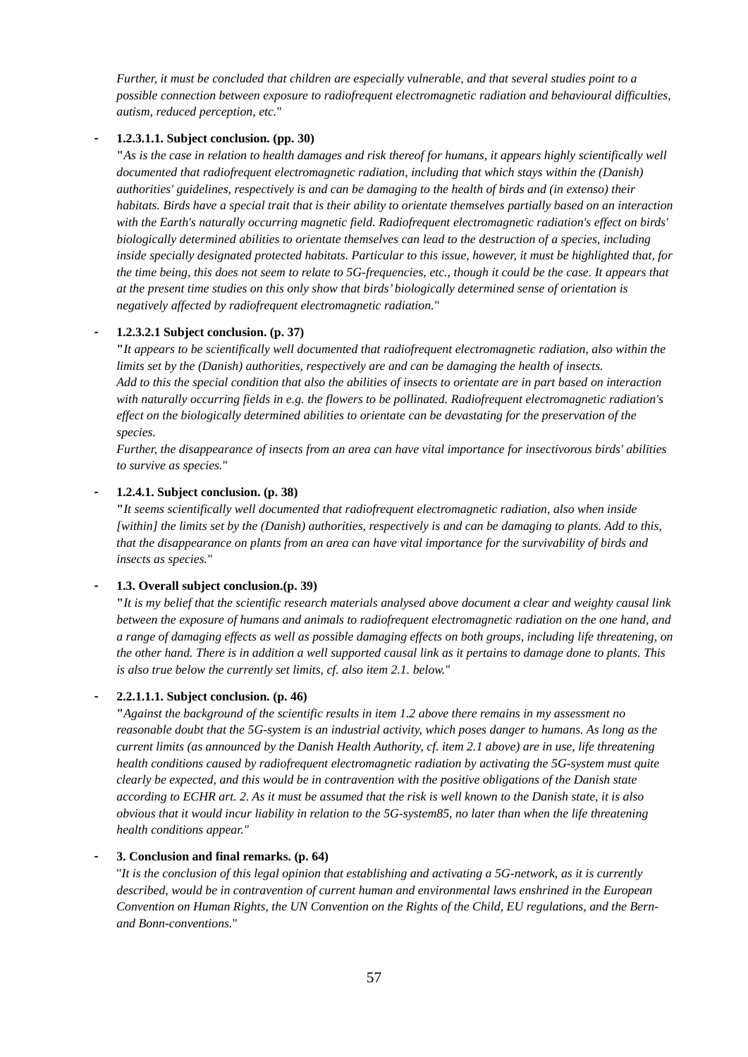*Further, it must be concluded that children are especially vulnerable, and that several studies point to a possible connection between exposure to radiofrequent electromagnetic radiation and behavioural difficulties, autism, reduced perception, etc.*"

- **1.2.3.1.1. Subject conclusion. (pp. 30)**

  "*As is the case in relation to health damages and risk thereof for humans, it appears highly scientifically well documented that radiofrequent electromagnetic radiation, including that which stays within the (Danish) authorities' guidelines, respectively is and can be damaging to the health of birds and (in extenso) their habitats. Birds have a special trait that is their ability to orientate themselves partially based on an interaction with the Earth's naturally occurring magnetic field. Radiofrequent electromagnetic radiation's effect on birds' biologically determined abilities to orientate themselves can lead to the destruction of a species, including inside specially designated protected habitats. Particular to this issue, however, it must be highlighted that, for the time being, this does not seem to relate to 5G-frequencies, etc., though it could be the case. It appears that at the present time studies on this only show that birds' biologically determined sense of orientation is negatively affected by radiofrequent electromagnetic radiation.*"

- **1.2.3.2.1 Subject conclusion. (p. 37)**

  "*It appears to be scientifically well documented that radiofrequent electromagnetic radiation, also within the limits set by the (Danish) authorities, respectively are and can be damaging the health of insects. Add to this the special condition that also the abilities of insects to orientate are in part based on interaction with naturally occurring fields in e.g. the flowers to be pollinated. Radiofrequent electromagnetic radiation's effect on the biologically determined abilities to orientate can be devastating for the preservation of the species.*

  *Further, the disappearance of insects from an area can have vital importance for insectivorous birds' abilities to survive as species.*"

- **1.2.4.1. Subject conclusion. (p. 38)**

  "*It seems scientifically well documented that radiofrequent electromagnetic radiation, also when inside [within] the limits set by the (Danish) authorities, respectively is and can be damaging to plants. Add to this, that the disappearance on plants from an area can have vital importance for the survivability of birds and insects as species.*"

- **1.3. Overall subject conclusion.(p. 39)**

  "*It is my belief that the scientific research materials analysed above document a clear and weighty causal link between the exposure of humans and animals to radiofrequent electromagnetic radiation on the one hand, and a range of damaging effects as well as possible damaging effects on both groups, including life threatening, on the other hand. There is in addition a well supported causal link as it pertains to damage done to plants. This is also true below the currently set limits, cf. also item 2.1. below.*"

- **2.2.1.1.1. Subject conclusion. (p. 46)**

  "*Against the background of the scientific results in item 1.2 above there remains in my assessment no reasonable doubt that the 5G-system is an industrial activity, which poses danger to humans. As long as the current limits (as announced by the Danish Health Authority, cf. item 2.1 above) are in use, life threatening health conditions caused by radiofrequent electromagnetic radiation by activating the 5G-system must quite clearly be expected, and this would be in contravention with the positive obligations of the Danish state according to ECHR art. 2. As it must be assumed that the risk is well known to the Danish state, it is also obvious that it would incur liability in relation to the 5G-system85, no later than when the life threatening health conditions appear."*

- **3. Conclusion and final remarks. (p. 64)**

  "*It is the conclusion of this legal opinion that establishing and activating a 5G-network, as it is currently described, would be in contravention of current human and environmental laws enshrined in the European Convention on Human Rights, the UN Convention on the Rights of the Child, EU regulations, and the Bern- and Bonn-conventions.*"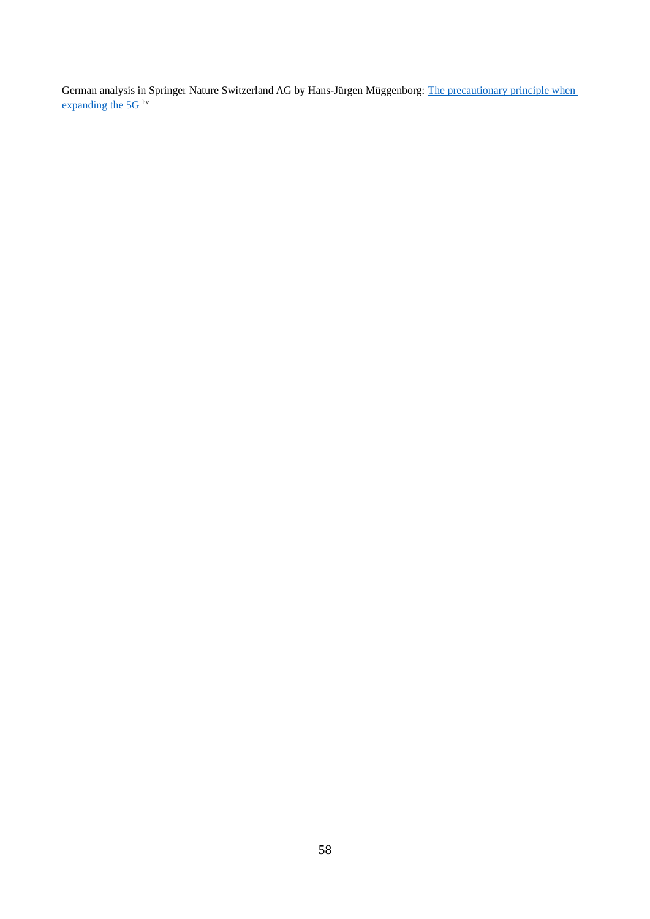German analysis in Springer Nature Switzerland AG by Hans-Jürgen Müggenborg: [The precautionary principle when expanding the 5G] [liv]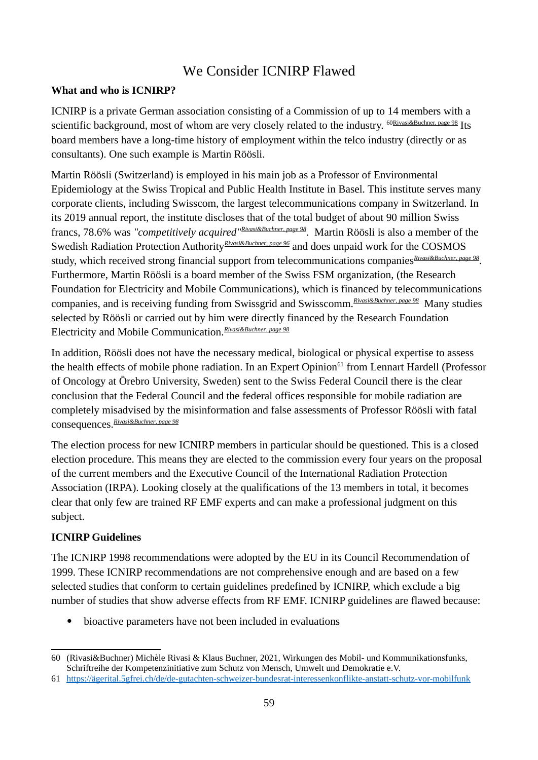# We Consider ICNIRP Flawed

**What and who is ICNIRP?**

ICNIRP is a private German association consisting of a Commission of up to 14 members with a scientific background, most of whom are very closely related to the industry. [60]Rivasi&Buchner, page 98 Its board members have a long-time history of employment within the telco industry (directly or as consultants). One such example is Martin Röösli.

Martin Röösli (Switzerland) is employed in his main job as a Professor of Environmental Epidemiology at the Swiss Tropical and Public Health Institute in Basel. This institute serves many corporate clients, including Swisscom, the largest telecommunications company in Switzerland. In its 2019 annual report, the institute discloses that of the total budget of about 90 million Swiss francs, 78.6% was *"competitively acquired"*[Rivasi&Buchner, page 98]. Martin Röösli is also a member of the Swedish Radiation Protection Authority[Rivasi&Buchner, page 96] and does unpaid work for the COSMOS study, which received strong financial support from telecommunications companies[Rivasi&Buchner, page 98]. Furthermore, Martin Röösli is a board member of the Swiss FSM organization, (the Research Foundation for Electricity and Mobile Communications), which is financed by telecommunications companies, and is receiving funding from Swissgrid and Swisscomm.[Rivasi&Buchner, page 98] Many studies selected by Röösli or carried out by him were directly financed by the Research Foundation Electricity and Mobile Communication.[Rivasi&Buchner, page 98]

In addition, Röösli does not have the necessary medical, biological or physical expertise to assess the health effects of mobile phone radiation. In an Expert Opinion[61] from Lennart Hardell (Professor of Oncology at Örebro University, Sweden) sent to the Swiss Federal Council there is the clear conclusion that the Federal Council and the federal offices responsible for mobile radiation are completely misadvised by the misinformation and false assessments of Professor Röösli with fatal consequences.[Rivasi&Buchner, page 98]

The election process for new ICNIRP members in particular should be questioned. This is a closed election procedure. This means they are elected to the commission every four years on the proposal of the current members and the Executive Council of the International Radiation Protection Association (IRPA). Looking closely at the qualifications of the 13 members in total, it becomes clear that only few are trained RF EMF experts and can make a professional judgment on this subject.

**ICNIRP Guidelines**

The ICNIRP 1998 recommendations were adopted by the EU in its Council Recommendation of 1999. These ICNIRP recommendations are not comprehensive enough and are based on a few selected studies that conform to certain guidelines predefined by ICNIRP, which exclude a big number of studies that show adverse effects from RF EMF. ICNIRP guidelines are flawed because:

- bioactive parameters have not been included in evaluations

---

60 (Rivasi&Buchner) Michèle Rivasi & Klaus Buchner, 2021, Wirkungen des Mobil- und Kommunikationsfunks, Schriftreihe der Kompetenzinitiative zum Schutz von Mensch, Umwelt und Demokratie e.V.

61 https://ägerital.5gfrei.ch/de/de-gutachten-schweizer-bundesrat-interessenkonflikte-anstatt-schutz-vor-mobilfunk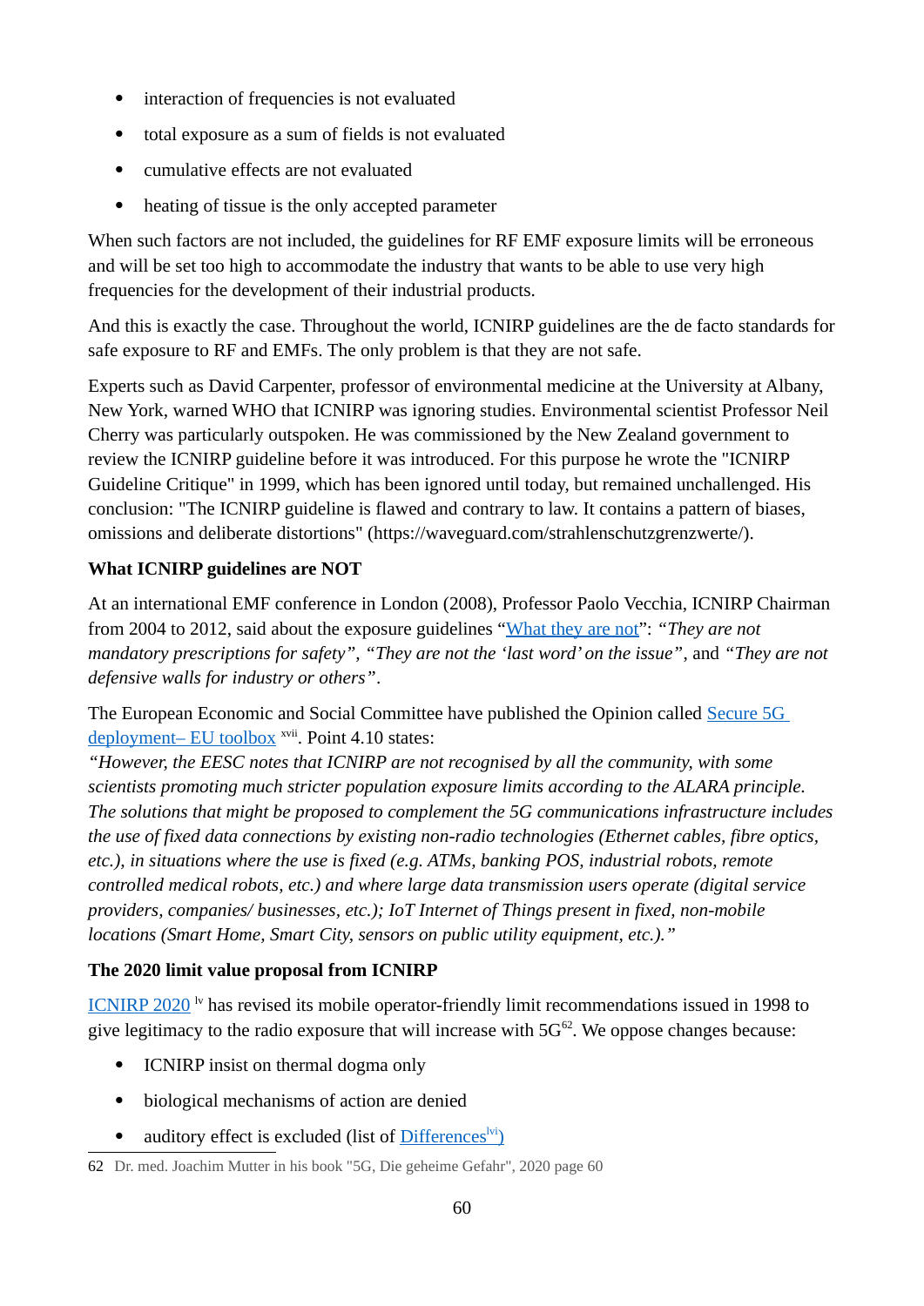- interaction of frequencies is not evaluated
- total exposure as a sum of fields is not evaluated
- cumulative effects are not evaluated
- heating of tissue is the only accepted parameter

When such factors are not included, the guidelines for RF EMF exposure limits will be erroneous and will be set too high to accommodate the industry that wants to be able to use very high frequencies for the development of their industrial products.

And this is exactly the case. Throughout the world, ICNIRP guidelines are the de facto standards for safe exposure to RF and EMFs. The only problem is that they are not safe.

Experts such as David Carpenter, professor of environmental medicine at the University at Albany, New York, warned WHO that ICNIRP was ignoring studies. Environmental scientist Professor Neil Cherry was particularly outspoken. He was commissioned by the New Zealand government to review the ICNIRP guideline before it was introduced. For this purpose he wrote the "ICNIRP Guideline Critique" in 1999, which has been ignored until today, but remained unchallenged. His conclusion: "The ICNIRP guideline is flawed and contrary to law. It contains a pattern of biases, omissions and deliberate distortions" (https://waveguard.com/strahlenschutzgrenzwerte/).

**What ICNIRP guidelines are NOT**

At an international EMF conference in London (2008), Professor Paolo Vecchia, ICNIRP Chairman from 2004 to 2012, said about the exposure guidelines "What they are not": *"They are not mandatory prescriptions for safety", "They are not the 'last word' on the issue"*, and *"They are not defensive walls for industry or others"*.

The European Economic and Social Committee have published the Opinion called Secure 5G deployment– EU toolbox [xvii]. Point 4.10 states:
*"However, the EESC notes that ICNIRP are not recognised by all the community, with some scientists promoting much stricter population exposure limits according to the ALARA principle. The solutions that might be proposed to complement the 5G communications infrastructure includes the use of fixed data connections by existing non-radio technologies (Ethernet cables, fibre optics, etc.), in situations where the use is fixed (e.g. ATMs, banking POS, industrial robots, remote controlled medical robots, etc.) and where large data transmission users operate (digital service providers, companies/ businesses, etc.); IoT Internet of Things present in fixed, non-mobile locations (Smart Home, Smart City, sensors on public utility equipment, etc.)."*

**The 2020 limit value proposal from ICNIRP**

ICNIRP 2020 [lv] has revised its mobile operator-friendly limit recommendations issued in 1998 to give legitimacy to the radio exposure that will increase with 5G[62]. We oppose changes because:

- ICNIRP insist on thermal dogma only
- biological mechanisms of action are denied
- auditory effect is excluded (list of Differences[lvi])

62 Dr. med. Joachim Mutter in his book "5G, Die geheime Gefahr", 2020 page 60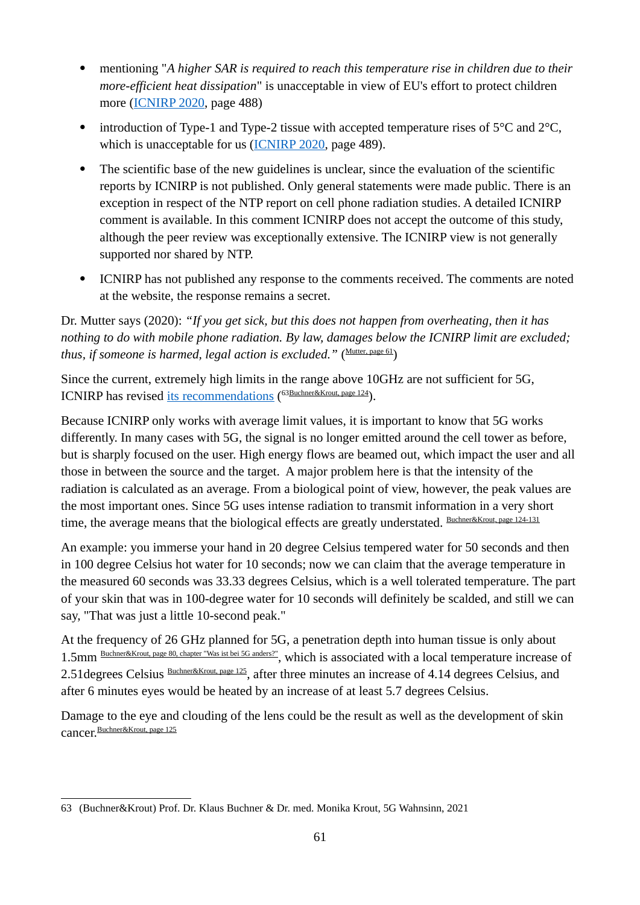- mentioning "*A higher SAR is required to reach this temperature rise in children due to their more-efficient heat dissipation*" is unacceptable in view of EU's effort to protect children more (ICNIRP 2020, page 488)
- introduction of Type-1 and Type-2 tissue with accepted temperature rises of 5°C and 2°C, which is unacceptable for us (ICNIRP 2020, page 489).
- The scientific base of the new guidelines is unclear, since the evaluation of the scientific reports by ICNIRP is not published. Only general statements were made public. There is an exception in respect of the NTP report on cell phone radiation studies. A detailed ICNIRP comment is available. In this comment ICNIRP does not accept the outcome of this study, although the peer review was exceptionally extensive. The ICNIRP view is not generally supported nor shared by NTP.
- ICNIRP has not published any response to the comments received. The comments are noted at the website, the response remains a secret.

Dr. Mutter says (2020): *"If you get sick, but this does not happen from overheating, then it has nothing to do with mobile phone radiation. By law, damages below the ICNIRP limit are excluded; thus, if someone is harmed, legal action is excluded."* ([Mutter, page 61])

Since the current, extremely high limits in the range above 10GHz are not sufficient for 5G, ICNIRP has revised its recommendations ([63][Buchner&Krout, page 124]).

Because ICNIRP only works with average limit values, it is important to know that 5G works differently. In many cases with 5G, the signal is no longer emitted around the cell tower as before, but is sharply focused on the user. High energy flows are beamed out, which impact the user and all those in between the source and the target. A major problem here is that the intensity of the radiation is calculated as an average. From a biological point of view, however, the peak values are the most important ones. Since 5G uses intense radiation to transmit information in a very short time, the average means that the biological effects are greatly understated. [Buchner&Krout, page 124-131]

An example: you immerse your hand in 20 degree Celsius tempered water for 50 seconds and then in 100 degree Celsius hot water for 10 seconds; now we can claim that the average temperature in the measured 60 seconds was 33.33 degrees Celsius, which is a well tolerated temperature. The part of your skin that was in 100-degree water for 10 seconds will definitely be scalded, and still we can say, "That was just a little 10-second peak."

At the frequency of 26 GHz planned for 5G, a penetration depth into human tissue is only about 1.5mm [Buchner&Krout, page 80, chapter "Was ist bei 5G anders?"], which is associated with a local temperature increase of 2.51degrees Celsius [Buchner&Krout, page 125], after three minutes an increase of 4.14 degrees Celsius, and after 6 minutes eyes would be heated by an increase of at least 5.7 degrees Celsius.

Damage to the eye and clouding of the lens could be the result as well as the development of skin cancer.[Buchner&Krout, page 125]

---

63 (Buchner&Krout) Prof. Dr. Klaus Buchner & Dr. med. Monika Krout, 5G Wahnsinn, 2021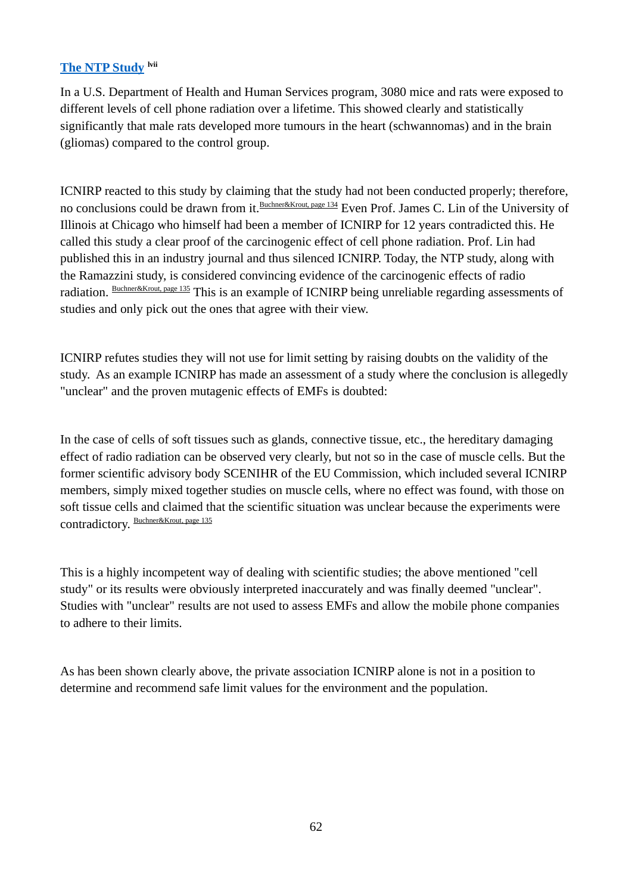## The NTP Study [lvii]

In a U.S. Department of Health and Human Services program, 3080 mice and rats were exposed to different levels of cell phone radiation over a lifetime. This showed clearly and statistically significantly that male rats developed more tumours in the heart (schwannomas) and in the brain (gliomas) compared to the control group.

ICNIRP reacted to this study by claiming that the study had not been conducted properly; therefore, no conclusions could be drawn from it.[Buchner&Krout, page 134] Even Prof. James C. Lin of the University of Illinois at Chicago who himself had been a member of ICNIRP for 12 years contradicted this. He called this study a clear proof of the carcinogenic effect of cell phone radiation. Prof. Lin had published this in an industry journal and thus silenced ICNIRP. Today, the NTP study, along with the Ramazzini study, is considered convincing evidence of the carcinogenic effects of radio radiation. [Buchner&Krout, page 135] This is an example of ICNIRP being unreliable regarding assessments of studies and only pick out the ones that agree with their view.

ICNIRP refutes studies they will not use for limit setting by raising doubts on the validity of the study. As an example ICNIRP has made an assessment of a study where the conclusion is allegedly "unclear" and the proven mutagenic effects of EMFs is doubted:

In the case of cells of soft tissues such as glands, connective tissue, etc., the hereditary damaging effect of radio radiation can be observed very clearly, but not so in the case of muscle cells. But the former scientific advisory body SCENIHR of the EU Commission, which included several ICNIRP members, simply mixed together studies on muscle cells, where no effect was found, with those on soft tissue cells and claimed that the scientific situation was unclear because the experiments were contradictory. [Buchner&Krout, page 135]

This is a highly incompetent way of dealing with scientific studies; the above mentioned "cell study" or its results were obviously interpreted inaccurately and was finally deemed "unclear". Studies with "unclear" results are not used to assess EMFs and allow the mobile phone companies to adhere to their limits.

As has been shown clearly above, the private association ICNIRP alone is not in a position to determine and recommend safe limit values for the environment and the population.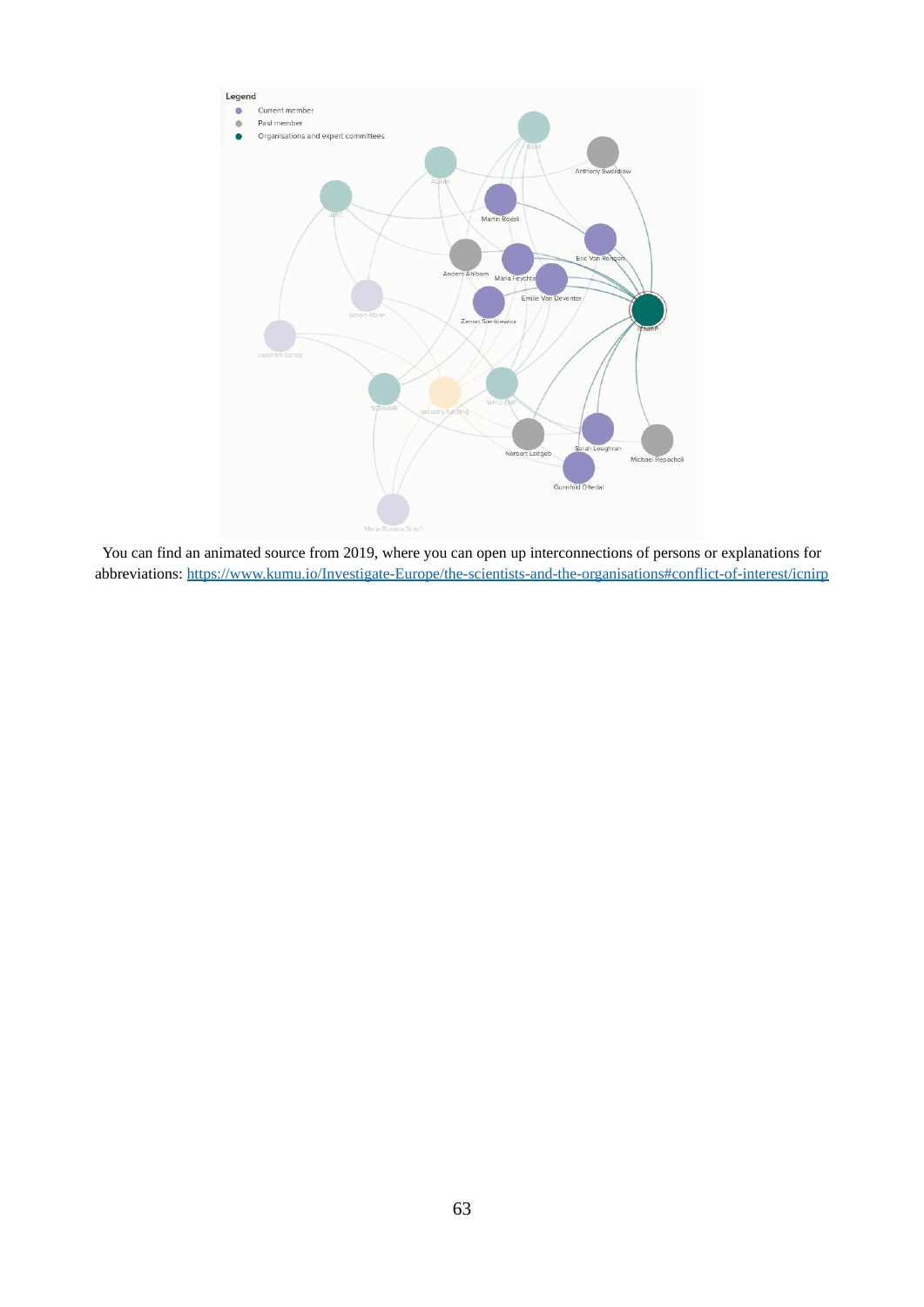You can find an animated source from 2019, where you can open up interconnections of persons or explanations for abbreviations: [https://www.kumu.io/Investigate-Europe/the-scientists-and-the-organisations#conflict-of-interest/icnirp](https://www.kumu.io/Investigate-Europe/the-scientists-and-the-organisations#conflict-of-interest/icnirp)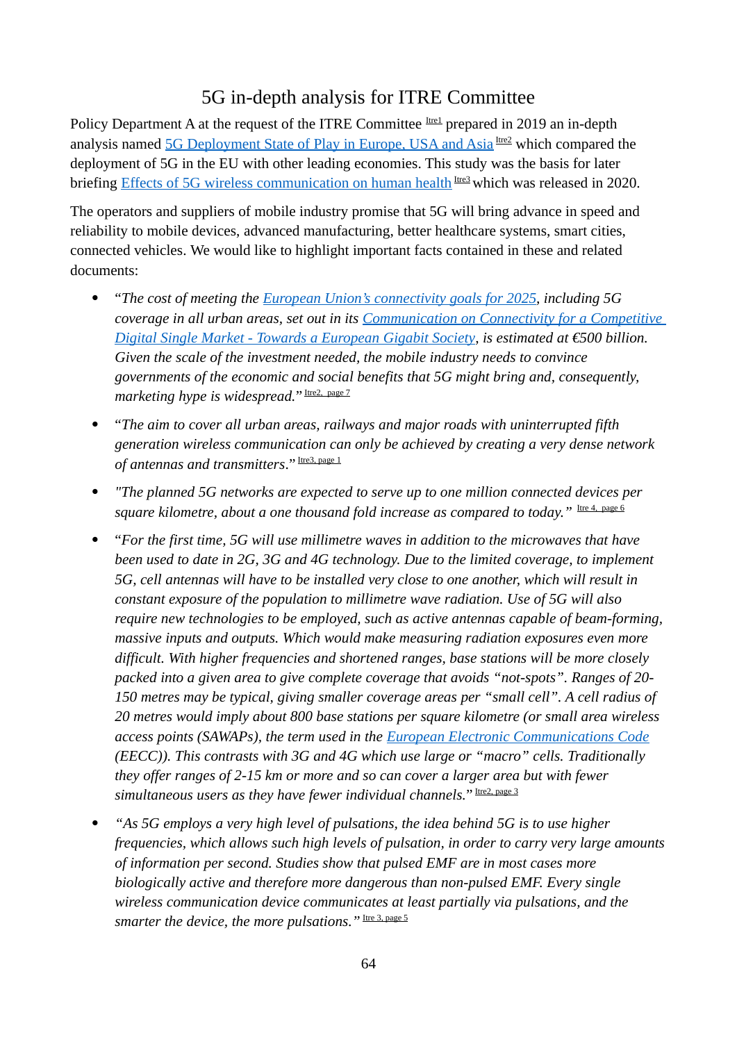# 5G in-depth analysis for ITRE Committee

Policy Department A at the request of the ITRE Committee [Itre1] prepared in 2019 an in-depth analysis named 5G Deployment State of Play in Europe, USA and Asia [Itre2] which compared the deployment of 5G in the EU with other leading economies. This study was the basis for later briefing Effects of 5G wireless communication on human health [Itre3] which was released in 2020.

The operators and suppliers of mobile industry promise that 5G will bring advance in speed and reliability to mobile devices, advanced manufacturing, better healthcare systems, smart cities, connected vehicles. We would like to highlight important facts contained in these and related documents:

- *"The cost of meeting the European Union's connectivity goals for 2025, including 5G coverage in all urban areas, set out in its Communication on Connectivity for a Competitive Digital Single Market - Towards a European Gigabit Society, is estimated at €500 billion. Given the scale of the investment needed, the mobile industry needs to convince governments of the economic and social benefits that 5G might bring and, consequently, marketing hype is widespread."* [Itre2, page 7]

- *"The aim to cover all urban areas, railways and major roads with uninterrupted fifth generation wireless communication can only be achieved by creating a very dense network of antennas and transmitters."* [Itre3, page 1]

- *"The planned 5G networks are expected to serve up to one million connected devices per square kilometre, about a one thousand fold increase as compared to today."* [Itre 4, page 6]

- *"For the first time, 5G will use millimetre waves in addition to the microwaves that have been used to date in 2G, 3G and 4G technology. Due to the limited coverage, to implement 5G, cell antennas will have to be installed very close to one another, which will result in constant exposure of the population to millimetre wave radiation. Use of 5G will also require new technologies to be employed, such as active antennas capable of beam-forming, massive inputs and outputs. Which would make measuring radiation exposures even more difficult. With higher frequencies and shortened ranges, base stations will be more closely packed into a given area to give complete coverage that avoids "not-spots". Ranges of 20-150 metres may be typical, giving smaller coverage areas per "small cell". A cell radius of 20 metres would imply about 800 base stations per square kilometre (or small area wireless access points (SAWAPs), the term used in the European Electronic Communications Code (EECC)). This contrasts with 3G and 4G which use large or "macro" cells. Traditionally they offer ranges of 2-15 km or more and so can cover a larger area but with fewer simultaneous users as they have fewer individual channels."* [Itre2, page 3]

- *"As 5G employs a very high level of pulsations, the idea behind 5G is to use higher frequencies, which allows such high levels of pulsation, in order to carry very large amounts of information per second. Studies show that pulsed EMF are in most cases more biologically active and therefore more dangerous than non-pulsed EMF. Every single wireless communication device communicates at least partially via pulsations, and the smarter the device, the more pulsations."* [Itre 3, page 5]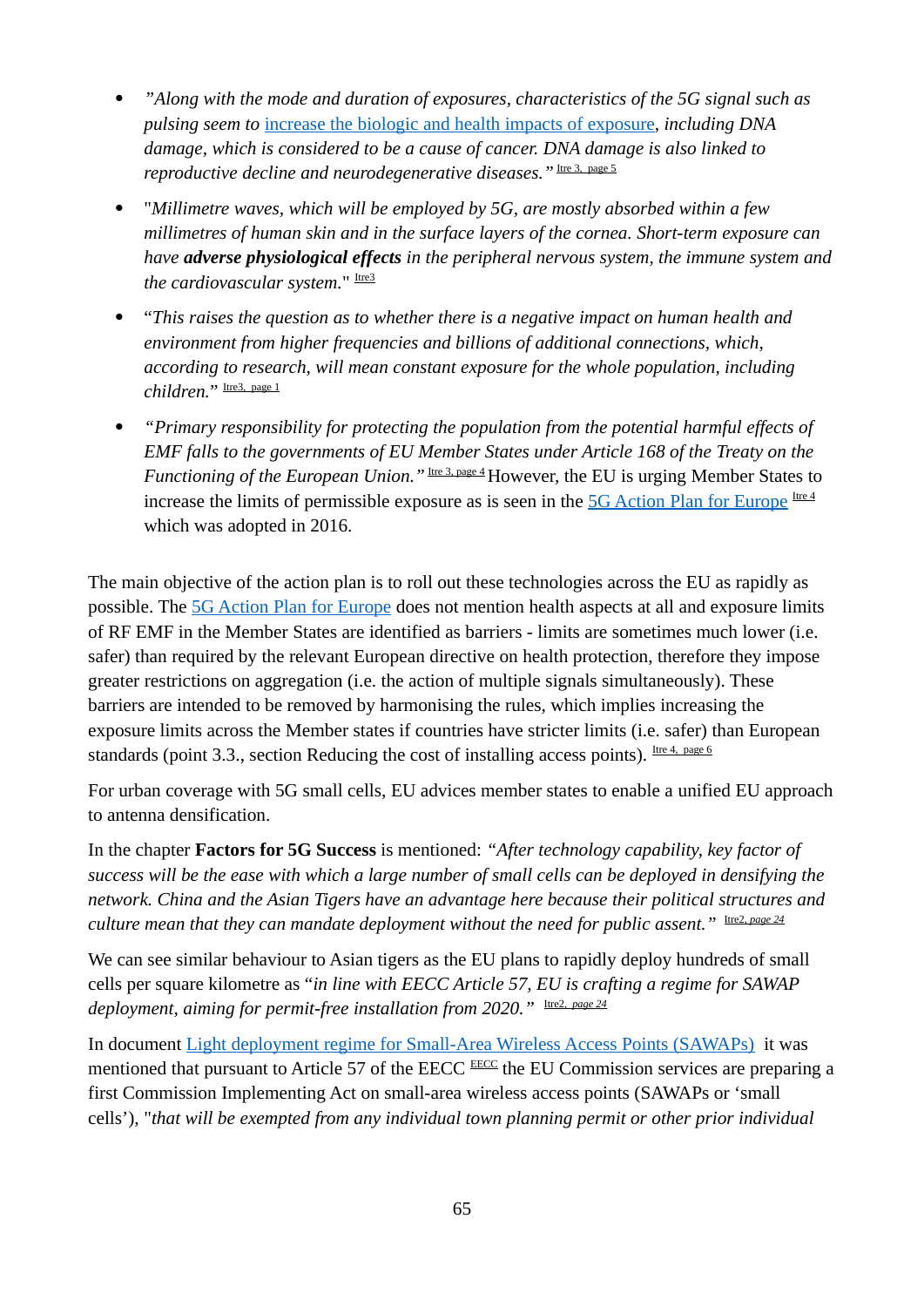- *"Along with the mode and duration of exposures, characteristics of the 5G signal such as pulsing seem to* increase the biologic and health impacts of exposure*, including DNA damage, which is considered to be a cause of cancer. DNA damage is also linked to reproductive decline and neurodegenerative diseases."* [Itre 3, page 5]

- "*Millimetre waves, which will be employed by 5G, are mostly absorbed within a few millimetres of human skin and in the surface layers of the cornea. Short-term exposure can have* ***adverse physiological effects*** *in the peripheral nervous system, the immune system and the cardiovascular system.*" [Itre3]

- "*This raises the question as to whether there is a negative impact on human health and environment from higher frequencies and billions of additional connections, which, according to research, will mean constant exposure for the whole population, including children.*" [Itre3, page 1]

- *"Primary responsibility for protecting the population from the potential harmful effects of EMF falls to the governments of EU Member States under Article 168 of the Treaty on the Functioning of the European Union."* [Itre 3, page 4] However, the EU is urging Member States to increase the limits of permissible exposure as is seen in the 5G Action Plan for Europe [Itre 4] which was adopted in 2016.

The main objective of the action plan is to roll out these technologies across the EU as rapidly as possible. The 5G Action Plan for Europe does not mention health aspects at all and exposure limits of RF EMF in the Member States are identified as barriers - limits are sometimes much lower (i.e. safer) than required by the relevant European directive on health protection, therefore they impose greater restrictions on aggregation (i.e. the action of multiple signals simultaneously). These barriers are intended to be removed by harmonising the rules, which implies increasing the exposure limits across the Member states if countries have stricter limits (i.e. safer) than European standards (point 3.3., section Reducing the cost of installing access points). [Itre 4, page 6]

For urban coverage with 5G small cells, EU advices member states to enable a unified EU approach to antenna densification.

In the chapter **Factors for 5G Success** is mentioned: *"After technology capability, key factor of success will be the ease with which a large number of small cells can be deployed in densifying the network. China and the Asian Tigers have an advantage here because their political structures and culture mean that they can mandate deployment without the need for public assent."* [Itre2, page 24]

We can see similar behaviour to Asian tigers as the EU plans to rapidly deploy hundreds of small cells per square kilometre as "*in line with EECC Article 57, EU is crafting a regime for SAWAP deployment, aiming for permit-free installation from 2020."* [Itre2, page 24]

In document Light deployment regime for Small-Area Wireless Access Points (SAWAPs) it was mentioned that pursuant to Article 57 of the EECC [EECC] the EU Commission services are preparing a first Commission Implementing Act on small-area wireless access points (SAWAPs or 'small cells'), "*that will be exempted from any individual town planning permit or other prior individual*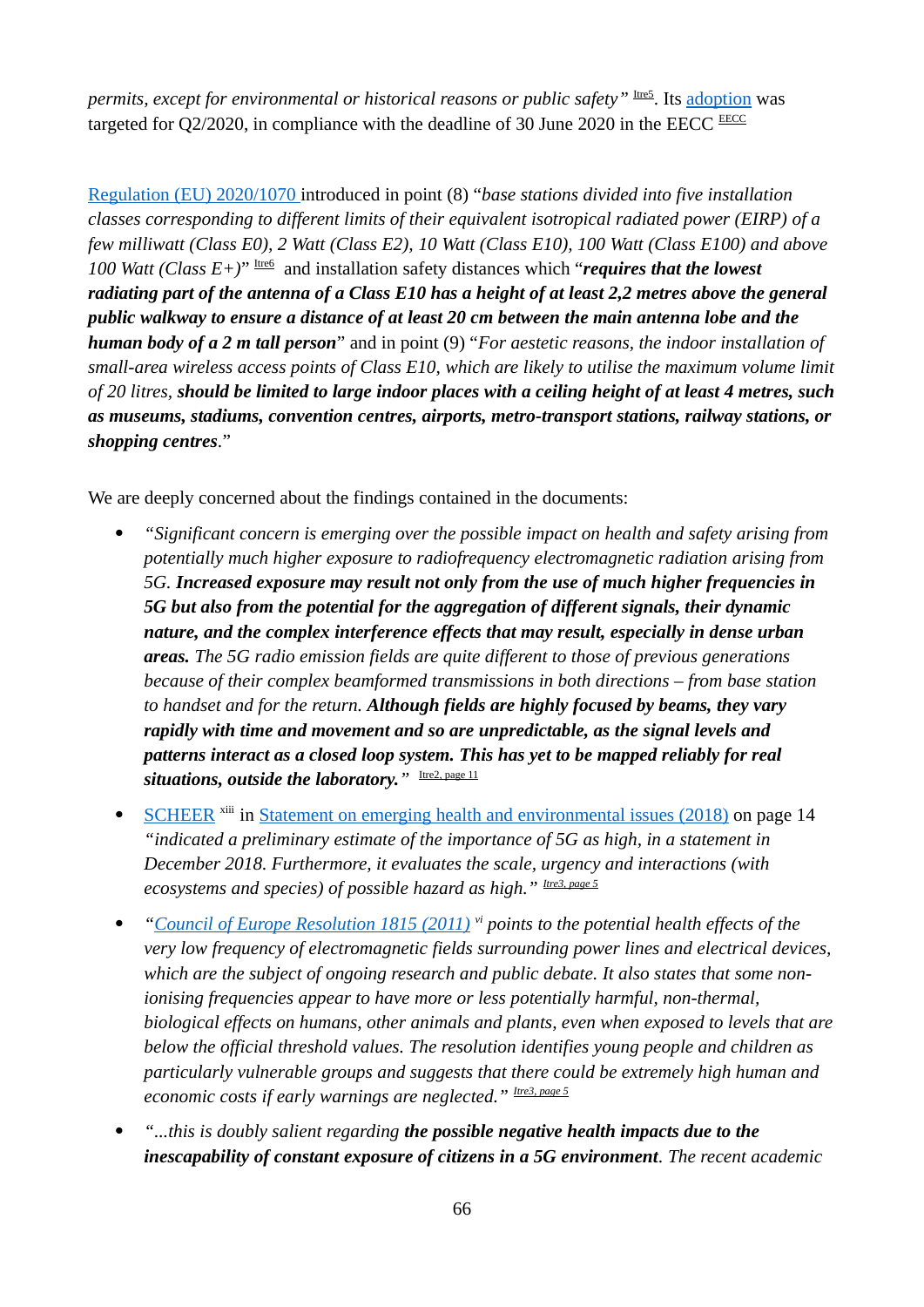*permits, except for environmental or historical reasons or public safety"* [Itre5]. Its adoption was targeted for Q2/2020, in compliance with the deadline of 30 June 2020 in the EECC [EECC]

Regulation (EU) 2020/1070 introduced in point (8) "*base stations divided into five installation classes corresponding to different limits of their equivalent isotropical radiated power (EIRP) of a few milliwatt (Class E0), 2 Watt (Class E2), 10 Watt (Class E10), 100 Watt (Class E100) and above 100 Watt (Class E+)*" [Itre6] and installation safety distances which "***requires that the lowest radiating part of the antenna of a Class E10 has a height of at least 2,2 metres above the general public walkway to ensure a distance of at least 20 cm between the main antenna lobe and the human body of a 2 m tall person***" and in point (9) "*For aestetic reasons, the indoor installation of small-area wireless access points of Class E10, which are likely to utilise the maximum volume limit of 20 litres,* ***should be limited to large indoor places with a ceiling height of at least 4 metres, such as museums, stadiums, convention centres, airports, metro-transport stations, railway stations, or shopping centres***."

We are deeply concerned about the findings contained in the documents:

- *"Significant concern is emerging over the possible impact on health and safety arising from potentially much higher exposure to radiofrequency electromagnetic radiation arising from 5G.* ***Increased exposure may result not only from the use of much higher frequencies in 5G but also from the potential for the aggregation of different signals, their dynamic nature, and the complex interference effects that may result, especially in dense urban areas.*** *The 5G radio emission fields are quite different to those of previous generations because of their complex beamformed transmissions in both directions – from base station to handset and for the return.* ***Although fields are highly focused by beams, they vary rapidly with time and movement and so are unpredictable, as the signal levels and patterns interact as a closed loop system. This has yet to be mapped reliably for real situations, outside the laboratory."*** [Itre2, page 11]
- SCHEER [xiii] in Statement on emerging health and environmental issues (2018) on page 14 *"indicated a preliminary estimate of the importance of 5G as high, in a statement in December 2018. Furthermore, it evaluates the scale, urgency and interactions (with ecosystems and species) of possible hazard as high."* [Itre3, page 5]
- *"Council of Europe Resolution 1815 (2011)* [vi] *points to the potential health effects of the very low frequency of electromagnetic fields surrounding power lines and electrical devices, which are the subject of ongoing research and public debate. It also states that some non-ionising frequencies appear to have more or less potentially harmful, non-thermal, biological effects on humans, other animals and plants, even when exposed to levels that are below the official threshold values. The resolution identifies young people and children as particularly vulnerable groups and suggests that there could be extremely high human and economic costs if early warnings are neglected."* [Itre3, page 5]
- *"...this is doubly salient regarding* ***the possible negative health impacts due to the inescapability of constant exposure of citizens in a 5G environment****. The recent academic*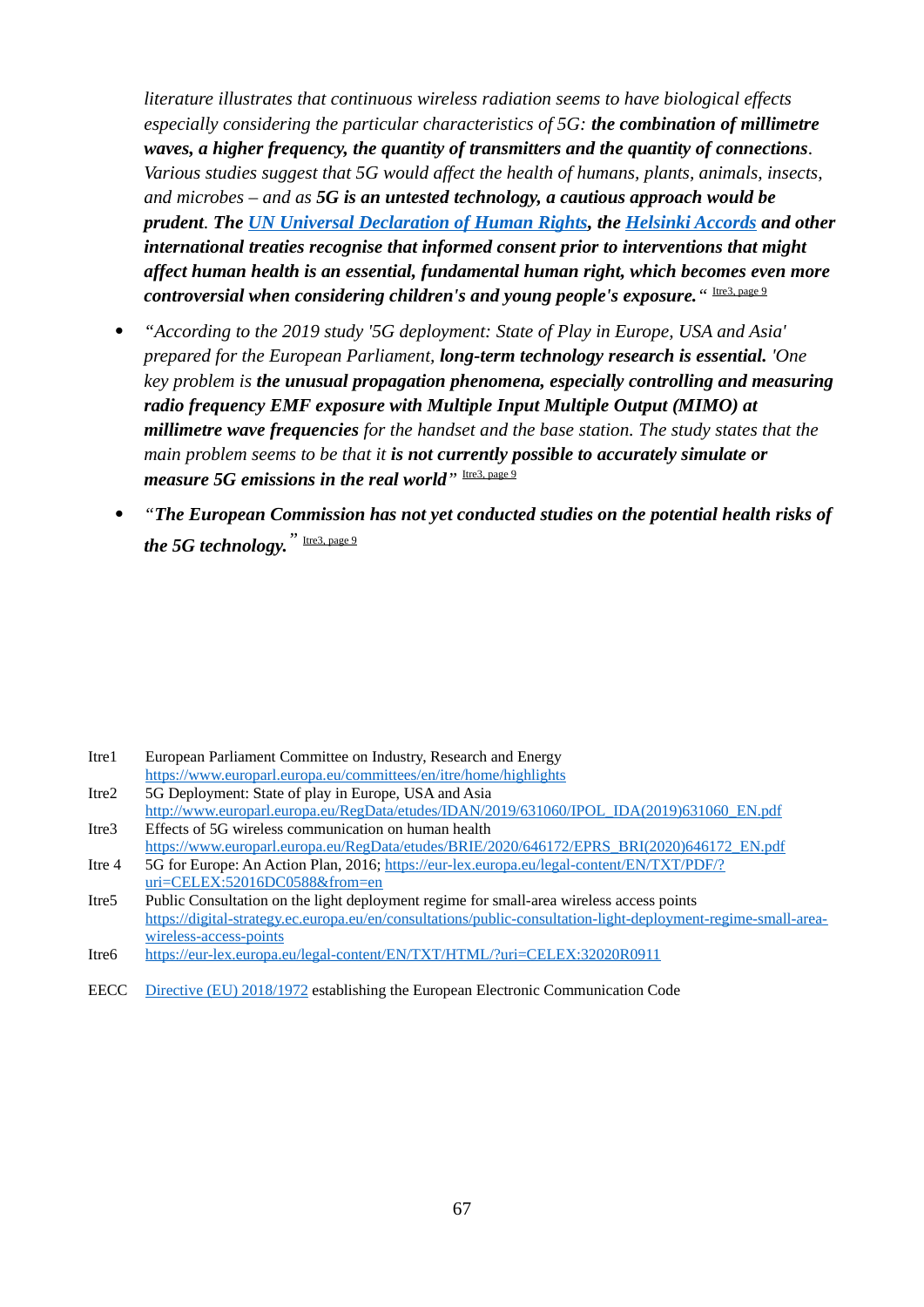*literature illustrates that continuous wireless radiation seems to have biological effects especially considering the particular characteristics of 5G:* ***the combination of millimetre waves, a higher frequency, the quantity of transmitters and the quantity of connections****. Various studies suggest that 5G would affect the health of humans, plants, animals, insects, and microbes – and as* ***5G is an untested technology, a cautious approach would be prudent****.* ***The [UN Universal Declaration of Human Rights](), the [Helsinki Accords]() and other international treaties recognise that informed consent prior to interventions that might affect human health is an essential, fundamental human right, which becomes even more controversial when considering children's and young people's exposure.*** *"* Itre3, page 9

- *"According to the 2019 study '5G deployment: State of Play in Europe, USA and Asia' prepared for the European Parliament,* ***long-term technology research is essential.*** *'One key problem is* ***the unusual propagation phenomena, especially controlling and measuring radio frequency EMF exposure with Multiple Input Multiple Output (MIMO) at millimetre wave frequencies*** *for the handset and the base station. The study states that the main problem seems to be that it* ***is not currently possible to accurately simulate or measure 5G emissions in the real world****"* Itre3, page 9
- *"****The European Commission has not yet conducted studies on the potential health risks of the 5G technology.****"* Itre3, page 9

| | |
|---|---|
| Itre1 | European Parliament Committee on Industry, Research and Energy https://www.europarl.europa.eu/committees/en/itre/home/highlights |
| Itre2 | 5G Deployment: State of play in Europe, USA and Asia http://www.europarl.europa.eu/RegData/etudes/IDAN/2019/631060/IPOL_IDA(2019)631060_EN.pdf |
| Itre3 | Effects of 5G wireless communication on human health https://www.europarl.europa.eu/RegData/etudes/BRIE/2020/646172/EPRS_BRI(2020)646172_EN.pdf |
| Itre 4 | 5G for Europe: An Action Plan, 2016; https://eur-lex.europa.eu/legal-content/EN/TXT/PDF/?uri=CELEX:52016DC0588&from=en |
| Itre5 | Public Consultation on the light deployment regime for small-area wireless access points https://digital-strategy.ec.europa.eu/en/consultations/public-consultation-light-deployment-regime-small-area-wireless-access-points |
| Itre6 | https://eur-lex.europa.eu/legal-content/EN/TXT/HTML/?uri=CELEX:32020R0911 |
| EECC | Directive (EU) 2018/1972 establishing the European Electronic Communication Code |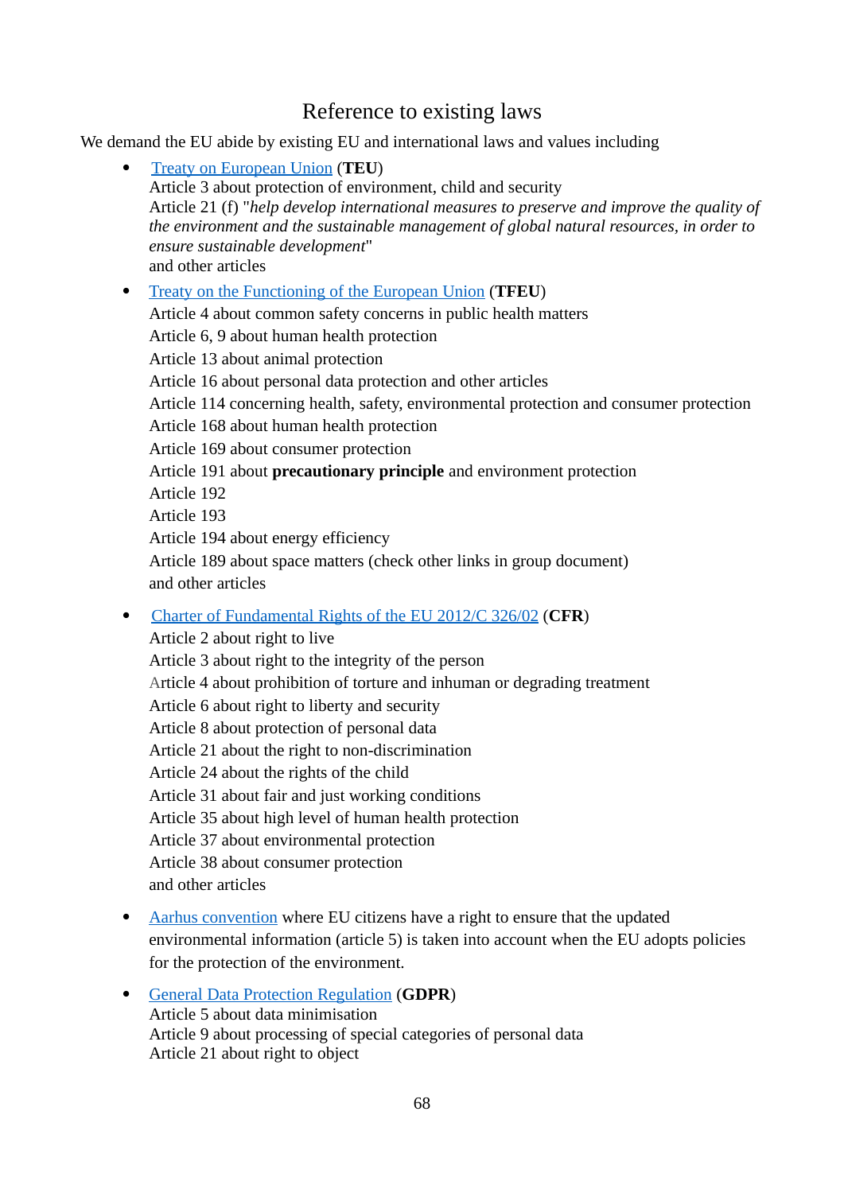## Reference to existing laws

We demand the EU abide by existing EU and international laws and values including

- Treaty on European Union (**TEU**)
  Article 3 about protection of environment, child and security
  Article 21 (f) "*help develop international measures to preserve and improve the quality of the environment and the sustainable management of global natural resources, in order to ensure sustainable development*"
  and other articles

- Treaty on the Functioning of the European Union (**TFEU**)
  Article 4 about common safety concerns in public health matters
  Article 6, 9 about human health protection
  Article 13 about animal protection
  Article 16 about personal data protection and other articles
  Article 114 concerning health, safety, environmental protection and consumer protection
  Article 168 about human health protection
  Article 169 about consumer protection
  Article 191 about **precautionary principle** and environment protection
  Article 192
  Article 193
  Article 194 about energy efficiency
  Article 189 about space matters (check other links in group document)
  and other articles

- Charter of Fundamental Rights of the EU 2012/C 326/02 (**CFR**)
  Article 2 about right to live
  Article 3 about right to the integrity of the person
  Article 4 about prohibition of torture and inhuman or degrading treatment
  Article 6 about right to liberty and security
  Article 8 about protection of personal data
  Article 21 about the right to non-discrimination
  Article 24 about the rights of the child
  Article 31 about fair and just working conditions
  Article 35 about high level of human health protection
  Article 37 about environmental protection
  Article 38 about consumer protection
  and other articles

- Aarhus convention where EU citizens have a right to ensure that the updated environmental information (article 5) is taken into account when the EU adopts policies for the protection of the environment.

- General Data Protection Regulation (**GDPR**)
  Article 5 about data minimisation
  Article 9 about processing of special categories of personal data
  Article 21 about right to object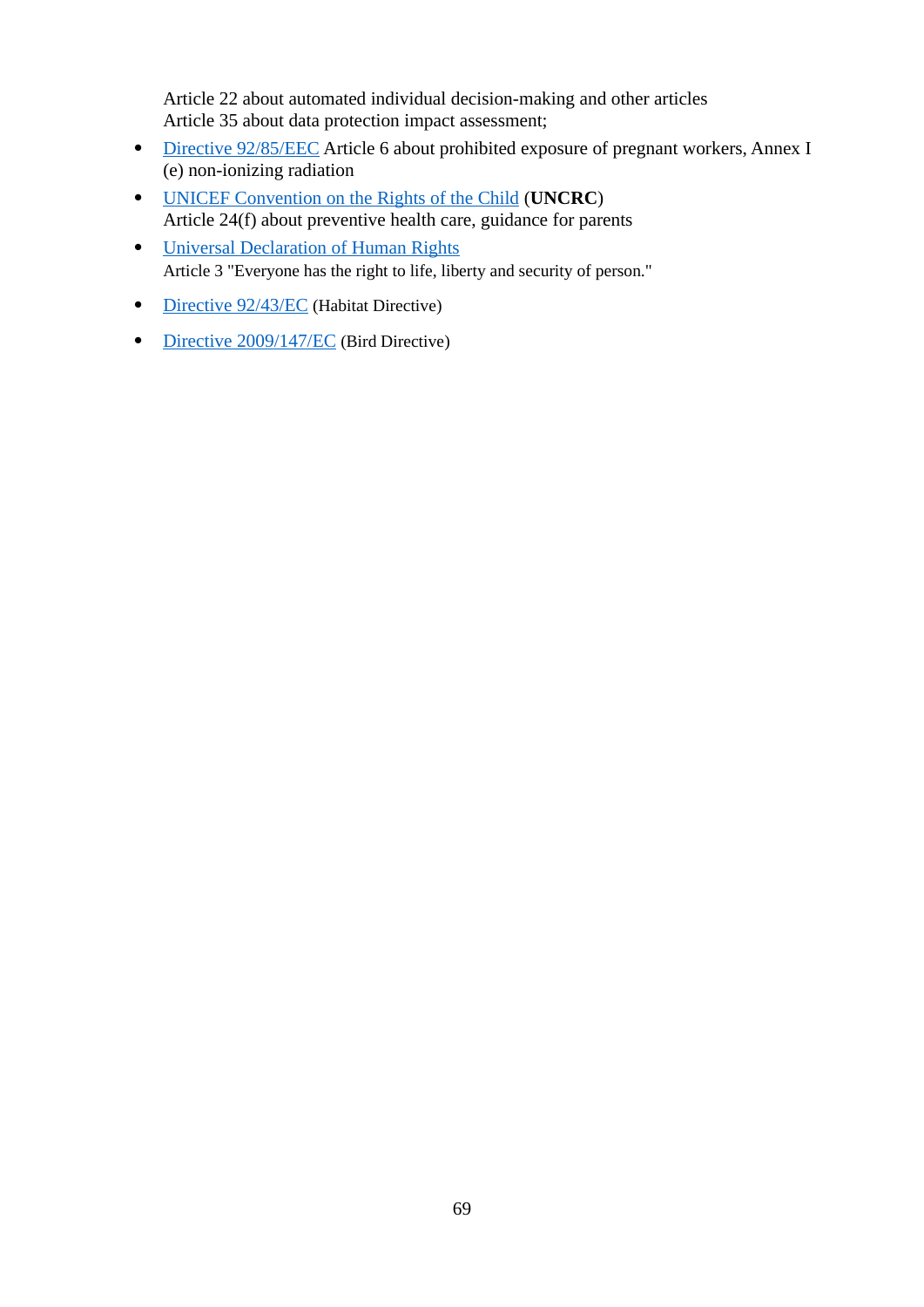Article 22 about automated individual decision-making and other articles
Article 35 about data protection impact assessment;

- Directive 92/85/EEC Article 6 about prohibited exposure of pregnant workers, Annex I (e) non-ionizing radiation
- UNICEF Convention on the Rights of the Child (**UNCRC**)
  Article 24(f) about preventive health care, guidance for parents
- Universal Declaration of Human Rights
  Article 3 "Everyone has the right to life, liberty and security of person."
- Directive 92/43/EC (Habitat Directive)
- Directive 2009/147/EC (Bird Directive)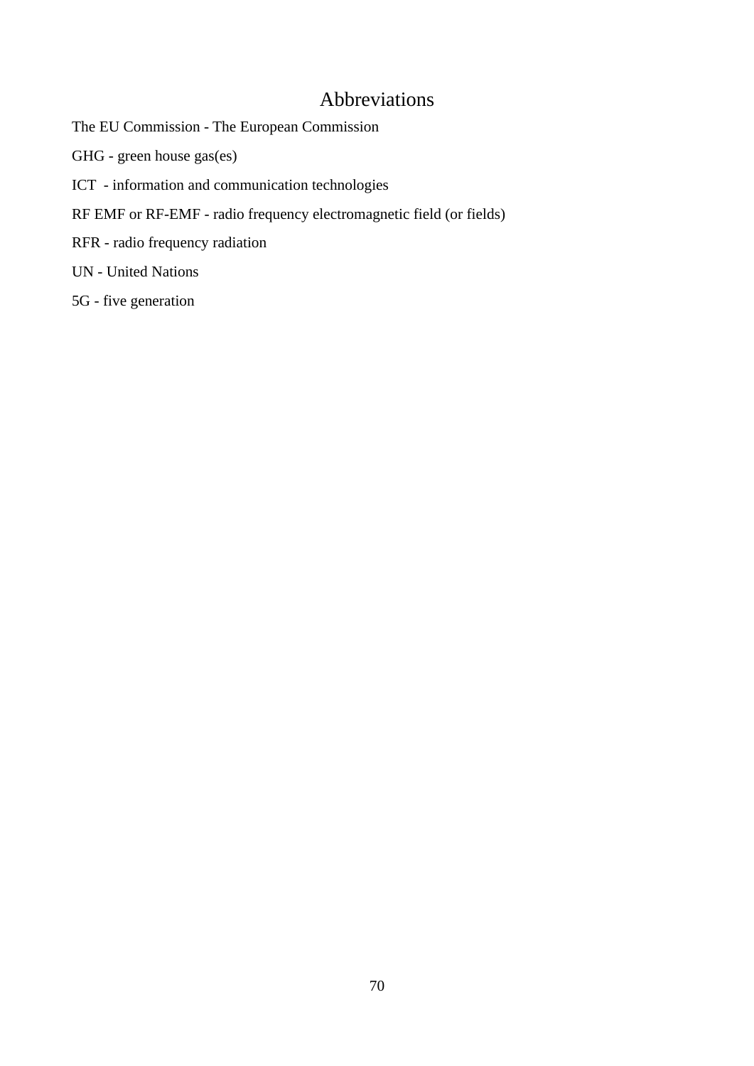## Abbreviations

The EU Commission - The European Commission

GHG - green house gas(es)

ICT - information and communication technologies

RF EMF or RF-EMF - radio frequency electromagnetic field (or fields)

RFR - radio frequency radiation

UN - United Nations

5G - five generation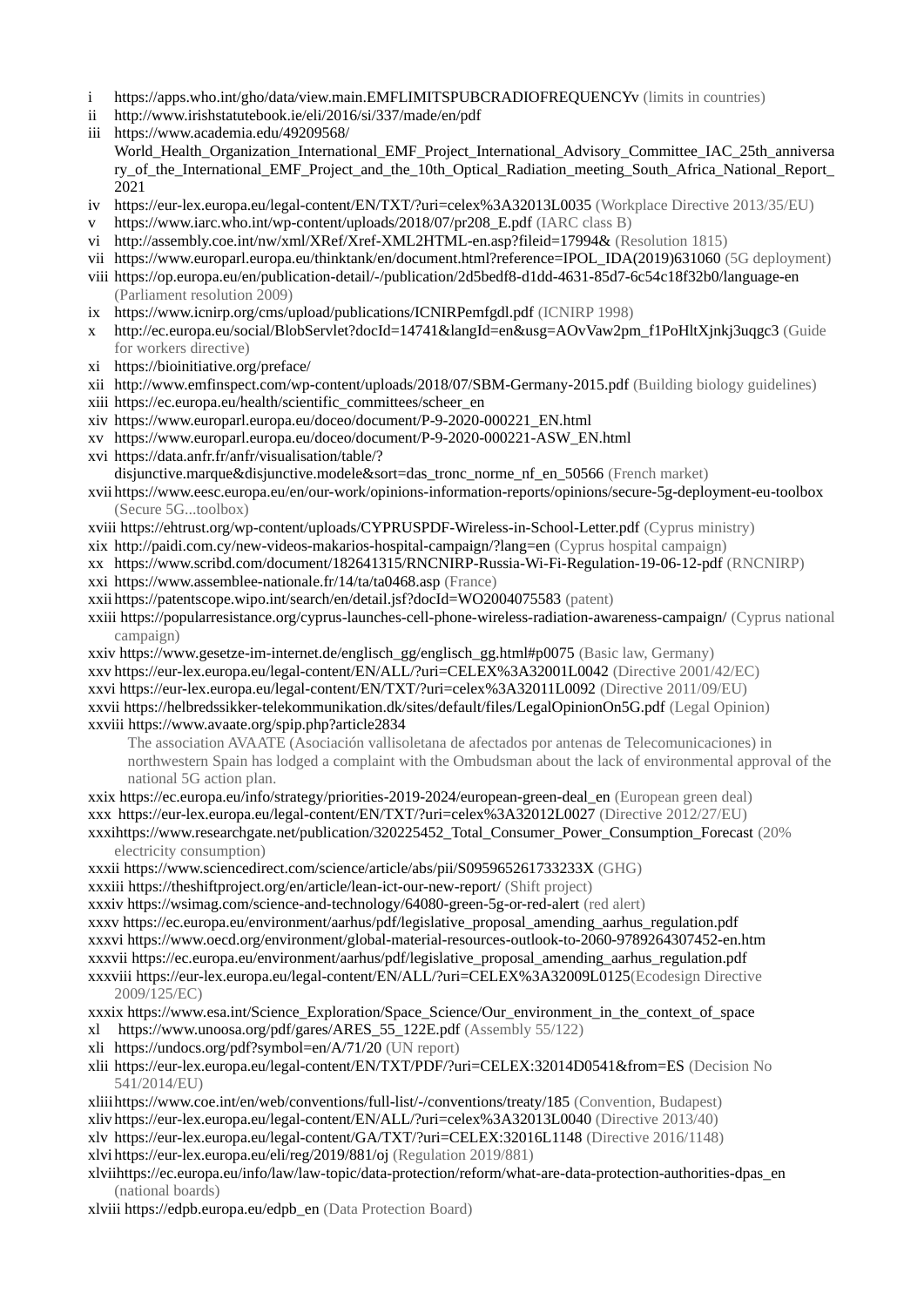i https://apps.who.int/gho/data/view.main.EMFLIMITSPUBCRADIOFREQUENCYv (limits in countries)

ii http://www.irishstatutebook.ie/eli/2016/si/337/made/en/pdf

iii https://www.academia.edu/49209568/World_Health_Organization_International_EMF_Project_International_Advisory_Committee_IAC_25th_anniversary_of_the_International_EMF_Project_and_the_10th_Optical_Radiation_meeting_South_Africa_National_Report_2021

iv https://eur-lex.europa.eu/legal-content/EN/TXT/?uri=celex%3A32013L0035 (Workplace Directive 2013/35/EU)

v https://www.iarc.who.int/wp-content/uploads/2018/07/pr208_E.pdf (IARC class B)

vi http://assembly.coe.int/nw/xml/XRef/Xref-XML2HTML-en.asp?fileid=17994& (Resolution 1815)

vii https://www.europarl.europa.eu/thinktank/en/document.html?reference=IPOL_IDA(2019)631060 (5G deployment)

viii https://op.europa.eu/en/publication-detail/-/publication/2d5bedf8-d1dd-4631-85d7-6c54c18f32b0/language-en (Parliament resolution 2009)

ix https://www.icnirp.org/cms/upload/publications/ICNIRPemfgdl.pdf (ICNIRP 1998)

x http://ec.europa.eu/social/BlobServlet?docId=14741&langId=en&usg=AOvVaw2pm_f1PoHltXjnkj3uqgc3 (Guide for workers directive)

xi https://bioinitiative.org/preface/

xii http://www.emfinspect.com/wp-content/uploads/2018/07/SBM-Germany-2015.pdf (Building biology guidelines)

xiii https://ec.europa.eu/health/scientific_committees/scheer_en

xiv https://www.europarl.europa.eu/doceo/document/P-9-2020-000221_EN.html

xv https://www.europarl.europa.eu/doceo/document/P-9-2020-000221-ASW_EN.html

xvi https://data.anfr.fr/anfr/visualisation/table/?disjunctive.marque&disjunctive.modele&sort=das_tronc_norme_nf_en_50566 (French market)

xvii https://www.eesc.europa.eu/en/our-work/opinions-information-reports/opinions/secure-5g-deployment-eu-toolbox (Secure 5G...toolbox)

xviii https://ehtrust.org/wp-content/uploads/CYPRUSPDF-Wireless-in-School-Letter.pdf (Cyprus ministry)

xix http://paidi.com.cy/new-videos-makarios-hospital-campaign/?lang=en (Cyprus hospital campaign)

xx https://www.scribd.com/document/182641315/RNCNIRP-Russia-Wi-Fi-Regulation-19-06-12-pdf (RNCNIRP)

xxi https://www.assemblee-nationale.fr/14/ta/ta0468.asp (France)

xxii https://patentscope.wipo.int/search/en/detail.jsf?docId=WO2004075583 (patent)

xxiii https://popularresistance.org/cyprus-launches-cell-phone-wireless-radiation-awareness-campaign/ (Cyprus national campaign)

xxiv https://www.gesetze-im-internet.de/englisch_gg/englisch_gg.html#p0075 (Basic law, Germany)

xxv https://eur-lex.europa.eu/legal-content/EN/ALL/?uri=CELEX%3A32001L0042 (Directive 2001/42/EC)

xxvi https://eur-lex.europa.eu/legal-content/EN/TXT/?uri=celex%3A32011L0092 (Directive 2011/09/EU)

xxvii https://helbredssikker-telekommunikation.dk/sites/default/files/LegalOpinionOn5G.pdf (Legal Opinion)

xxviii https://www.avaate.org/spip.php?article2834

The association AVAATE (Asociación vallisoletana de afectados por antenas de Telecomunicaciones) in northwestern Spain has lodged a complaint with the Ombudsman about the lack of environmental approval of the national 5G action plan.

xxix https://ec.europa.eu/info/strategy/priorities-2019-2024/european-green-deal_en (European green deal)

xxx https://eur-lex.europa.eu/legal-content/EN/TXT/?uri=celex%3A32012L0027 (Directive 2012/27/EU)

xxxi https://www.researchgate.net/publication/320225452_Total_Consumer_Power_Consumption_Forecast (20% electricity consumption)

xxxii https://www.sciencedirect.com/science/article/abs/pii/S095965261733233X (GHG)

xxxiii https://theshiftproject.org/en/article/lean-ict-our-new-report/ (Shift project)

xxxiv https://wsimag.com/science-and-technology/64080-green-5g-or-red-alert (red alert)

xxxv https://ec.europa.eu/environment/aarhus/pdf/legislative_proposal_amending_aarhus_regulation.pdf

xxxvi https://www.oecd.org/environment/global-material-resources-outlook-to-2060-9789264307452-en.htm

xxxvii https://ec.europa.eu/environment/aarhus/pdf/legislative_proposal_amending_aarhus_regulation.pdf

xxxviii https://eur-lex.europa.eu/legal-content/EN/ALL/?uri=CELEX%3A32009L0125(Ecodesign Directive 2009/125/EC)

xxxix https://www.esa.int/Science_Exploration/Space_Science/Our_environment_in_the_context_of_space

xl https://www.unoosa.org/pdf/gares/ARES_55_122E.pdf (Assembly 55/122)

xli https://undocs.org/pdf?symbol=en/A/71/20 (UN report)

xlii https://eur-lex.europa.eu/legal-content/EN/TXT/PDF/?uri=CELEX:32014D0541&from=ES (Decision No 541/2014/EU)

xliii https://www.coe.int/en/web/conventions/full-list/-/conventions/treaty/185 (Convention, Budapest)

xliv https://eur-lex.europa.eu/legal-content/EN/ALL/?uri=celex%3A32013L0040 (Directive 2013/40)

xlv https://eur-lex.europa.eu/legal-content/GA/TXT/?uri=CELEX:32016L1148 (Directive 2016/1148)

xlvi https://eur-lex.europa.eu/eli/reg/2019/881/oj (Regulation 2019/881)

xlvii https://ec.europa.eu/info/law/law-topic/data-protection/reform/what-are-data-protection-authorities-dpas_en (national boards)

xlviii https://edpb.europa.eu/edpb_en (Data Protection Board)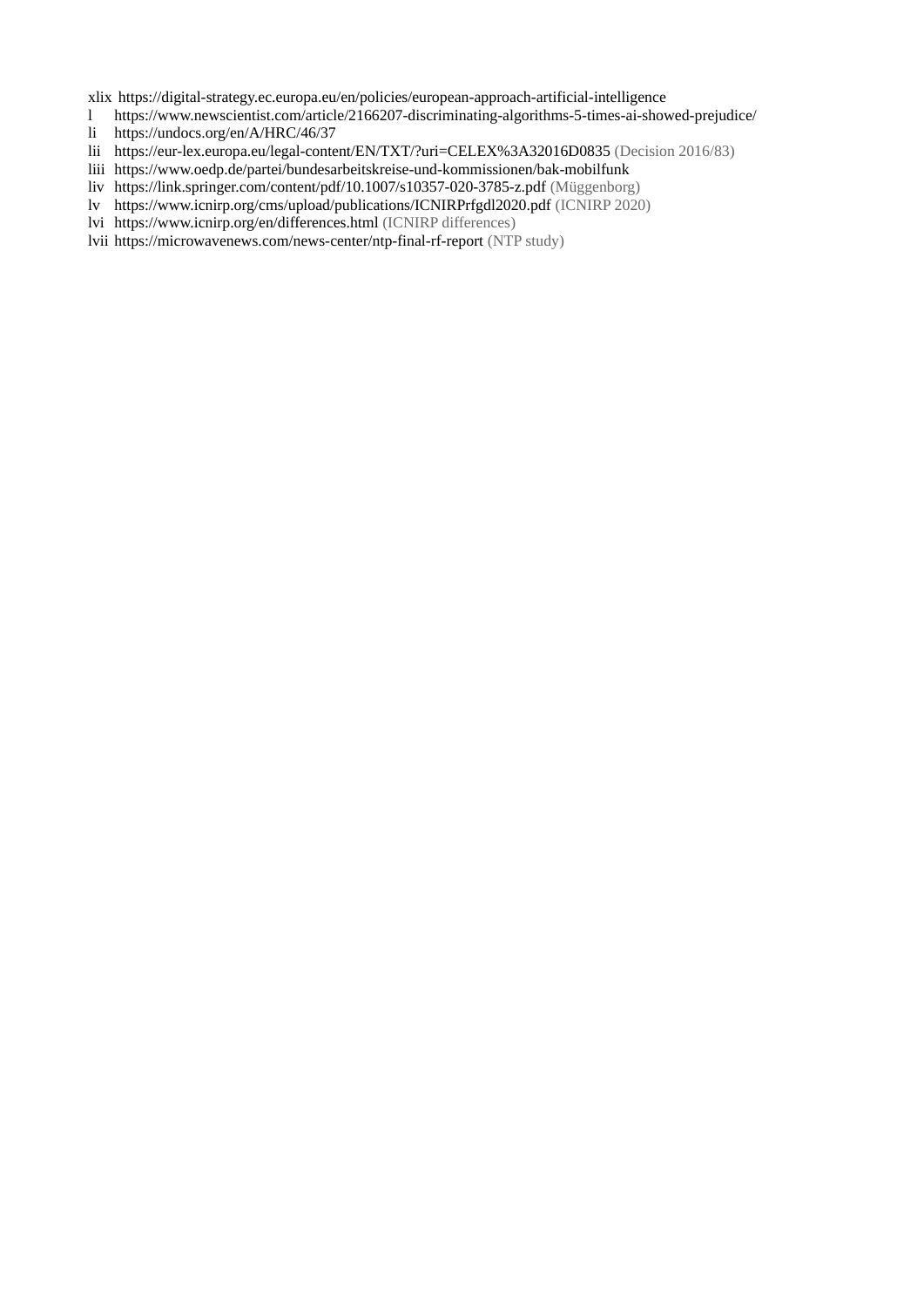xlix https://digital-strategy.ec.europa.eu/en/policies/european-approach-artificial-intelligence
l https://www.newscientist.com/article/2166207-discriminating-algorithms-5-times-ai-showed-prejudice/
li https://undocs.org/en/A/HRC/46/37
lii https://eur-lex.europa.eu/legal-content/EN/TXT/?uri=CELEX%3A32016D0835 (Decision 2016/83)
liii https://www.oedp.de/partei/bundesarbeitskreise-und-kommissionen/bak-mobilfunk
liv https://link.springer.com/content/pdf/10.1007/s10357-020-3785-z.pdf (Müggenborg)
lv https://www.icnirp.org/cms/upload/publications/ICNIRPrfgdl2020.pdf (ICNIRP 2020)
lvi https://www.icnirp.org/en/differences.html (ICNIRP differences)
lvii https://microwavenews.com/news-center/ntp-final-rf-report (NTP study)